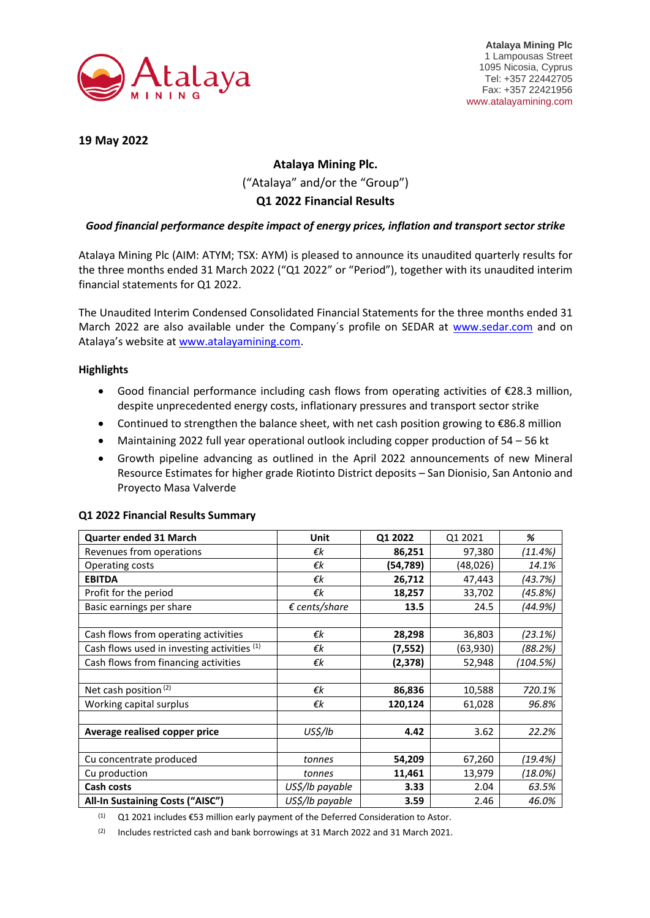Atalaya Mining Plc
1 Lampousas Street
1095 Nicosia, Cyprus
Tel: +357 22442705
Fax: +357 22421956
www.atalayamining.com

**19 May 2022**

**Atalaya Mining Plc.**

("Atalaya" and/or the "Group")

**Q1 2022 Financial Results**

***Good financial performance despite impact of energy prices, inflation and transport sector strike***

Atalaya Mining Plc (AIM: ATYM; TSX: AYM) is pleased to announce its unaudited quarterly results for the three months ended 31 March 2022 ("Q1 2022" or "Period"), together with its unaudited interim financial statements for Q1 2022.

The Unaudited Interim Condensed Consolidated Financial Statements for the three months ended 31 March 2022 are also available under the Company´s profile on SEDAR at www.sedar.com and on Atalaya's website at www.atalayamining.com.

**Highlights**

- Good financial performance including cash flows from operating activities of €28.3 million, despite unprecedented energy costs, inflationary pressures and transport sector strike
- Continued to strengthen the balance sheet, with net cash position growing to €86.8 million
- Maintaining 2022 full year operational outlook including copper production of 54 – 56 kt
- Growth pipeline advancing as outlined in the April 2022 announcements of new Mineral Resource Estimates for higher grade Riotinto District deposits – San Dionisio, San Antonio and Proyecto Masa Valverde

**Q1 2022 Financial Results Summary**

| **Quarter ended 31 March** | **Unit** | **Q1 2022** | Q1 2021 | *%* |
|---|---|---|---|---|
| Revenues from operations | *€k* | **86,251** | 97,380 | *(11.4%)* |
| Operating costs | *€k* | **(54,789)** | (48,026) | *14.1%* |
| **EBITDA** | *€k* | **26,712** | 47,443 | *(43.7%)* |
| Profit for the period | *€k* | **18,257** | 33,702 | *(45.8%)* |
| Basic earnings per share | *€ cents/share* | **13.5** | 24.5 | *(44.9%)* |
| | | | | |
| Cash flows from operating activities | *€k* | **28,298** | 36,803 | *(23.1%)* |
| Cash flows used in investing activities [1] | *€k* | **(7,552)** | (63,930) | *(88.2%)* |
| Cash flows from financing activities | *€k* | **(2,378)** | 52,948 | *(104.5%)* |
| | | | | |
| Net cash position [2] | *€k* | **86,836** | 10,588 | *720.1%* |
| Working capital surplus | *€k* | **120,124** | 61,028 | *96.8%* |
| | | | | |
| **Average realised copper price** | *US$/lb* | **4.42** | 3.62 | *22.2%* |
| | | | | |
| Cu concentrate produced | *tonnes* | **54,209** | 67,260 | *(19.4%)* |
| Cu production | *tonnes* | **11,461** | 13,979 | *(18.0%)* |
| **Cash costs** | *US$/lb payable* | **3.33** | 2.04 | *63.5%* |
| **All-In Sustaining Costs ("AISC")** | *US$/lb payable* | **3.59** | 2.46 | *46.0%* |

(1) Q1 2021 includes €53 million early payment of the Deferred Consideration to Astor.

(2) Includes restricted cash and bank borrowings at 31 March 2022 and 31 March 2021.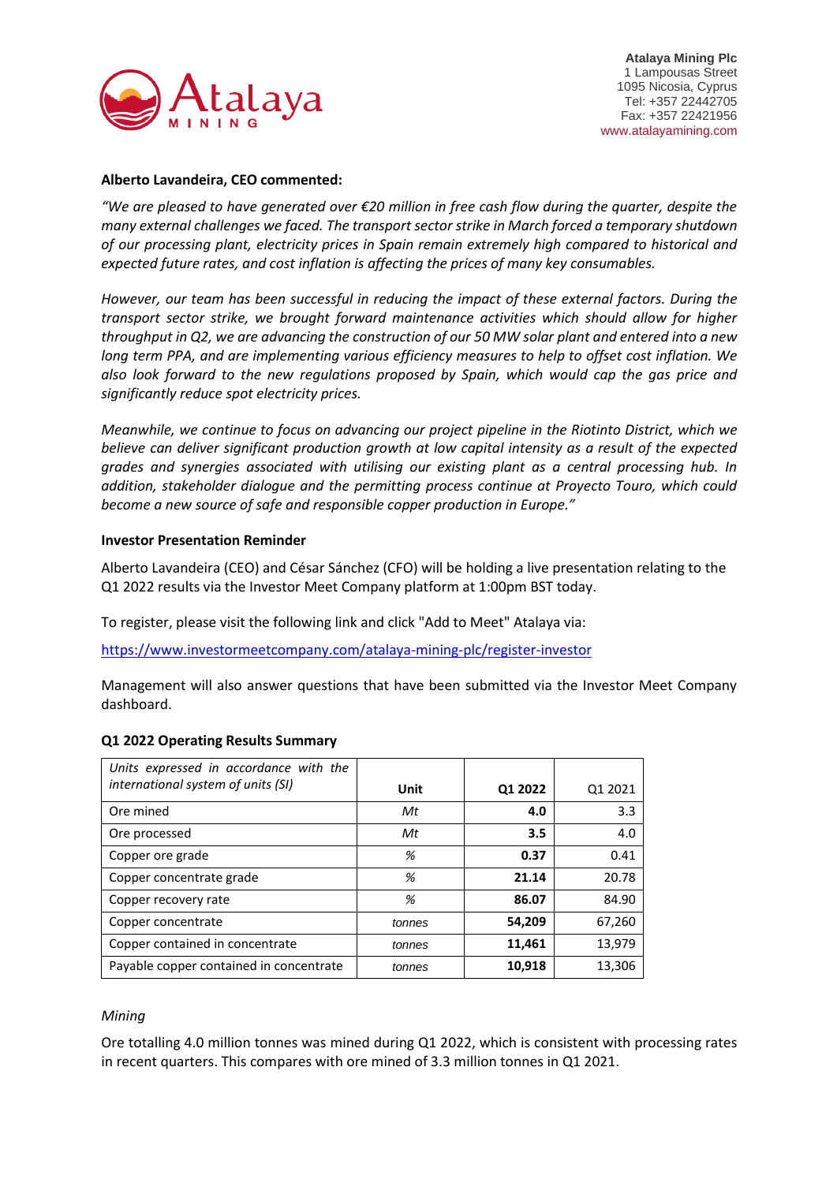**Alberto Lavandeira, CEO commented:**

*"We are pleased to have generated over €20 million in free cash flow during the quarter, despite the many external challenges we faced. The transport sector strike in March forced a temporary shutdown of our processing plant, electricity prices in Spain remain extremely high compared to historical and expected future rates, and cost inflation is affecting the prices of many key consumables.*

*However, our team has been successful in reducing the impact of these external factors. During the transport sector strike, we brought forward maintenance activities which should allow for higher throughput in Q2, we are advancing the construction of our 50 MW solar plant and entered into a new long term PPA, and are implementing various efficiency measures to help to offset cost inflation. We also look forward to the new regulations proposed by Spain, which would cap the gas price and significantly reduce spot electricity prices.*

*Meanwhile, we continue to focus on advancing our project pipeline in the Riotinto District, which we believe can deliver significant production growth at low capital intensity as a result of the expected grades and synergies associated with utilising our existing plant as a central processing hub. In addition, stakeholder dialogue and the permitting process continue at Proyecto Touro, which could become a new source of safe and responsible copper production in Europe."*

**Investor Presentation Reminder**

Alberto Lavandeira (CEO) and César Sánchez (CFO) will be holding a live presentation relating to the Q1 2022 results via the Investor Meet Company platform at 1:00pm BST today.

To register, please visit the following link and click "Add to Meet" Atalaya via:

https://www.investormeetcompany.com/atalaya-mining-plc/register-investor

Management will also answer questions that have been submitted via the Investor Meet Company dashboard.

**Q1 2022 Operating Results Summary**

| *Units expressed in accordance with the international system of units (SI)* | Unit | Q1 2022 | Q1 2021 |
|---|---|---|---|
| Ore mined | *Mt* | **4.0** | 3.3 |
| Ore processed | *Mt* | **3.5** | 4.0 |
| Copper ore grade | *%* | **0.37** | 0.41 |
| Copper concentrate grade | *%* | **21.14** | 20.78 |
| Copper recovery rate | *%* | **86.07** | 84.90 |
| Copper concentrate | *tonnes* | **54,209** | 67,260 |
| Copper contained in concentrate | *tonnes* | **11,461** | 13,979 |
| Payable copper contained in concentrate | *tonnes* | **10,918** | 13,306 |

*Mining*

Ore totalling 4.0 million tonnes was mined during Q1 2022, which is consistent with processing rates in recent quarters. This compares with ore mined of 3.3 million tonnes in Q1 2021.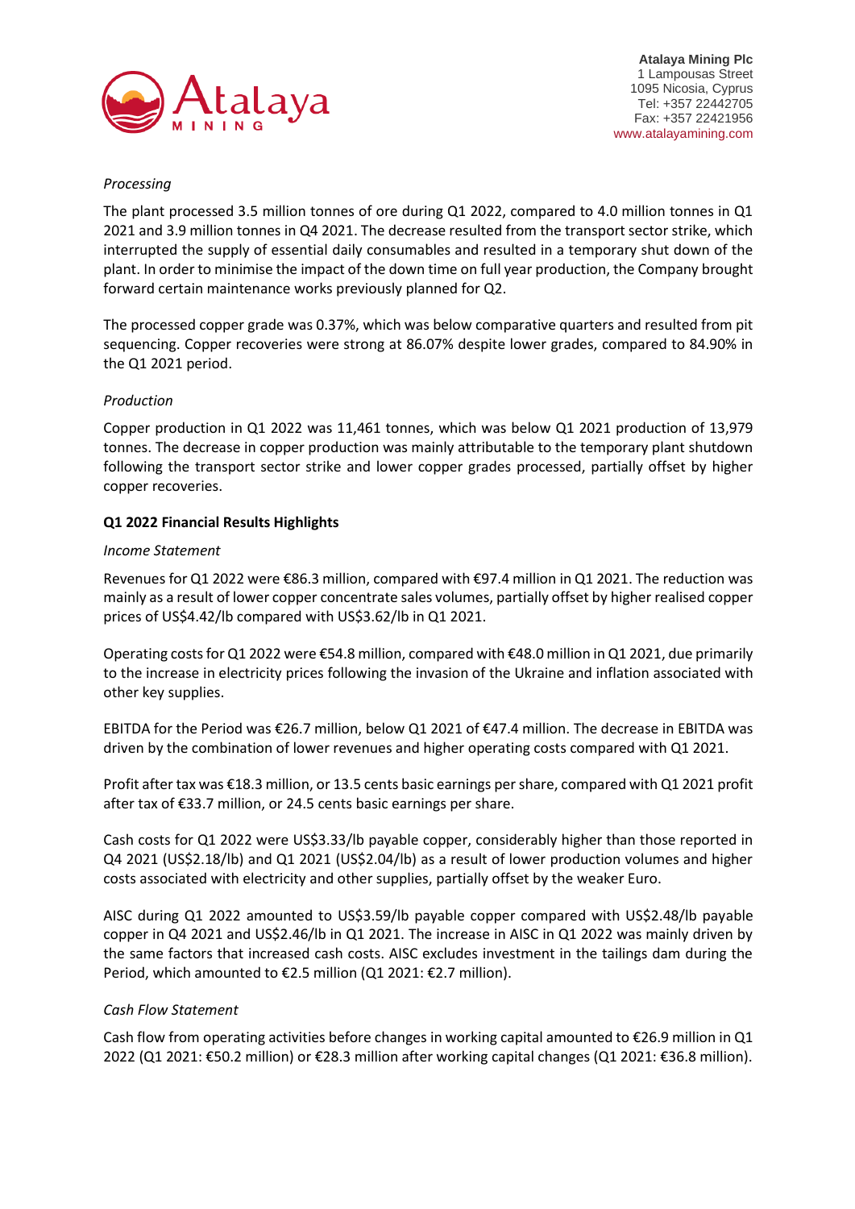*Processing*

The plant processed 3.5 million tonnes of ore during Q1 2022, compared to 4.0 million tonnes in Q1 2021 and 3.9 million tonnes in Q4 2021. The decrease resulted from the transport sector strike, which interrupted the supply of essential daily consumables and resulted in a temporary shut down of the plant. In order to minimise the impact of the down time on full year production, the Company brought forward certain maintenance works previously planned for Q2.

The processed copper grade was 0.37%, which was below comparative quarters and resulted from pit sequencing. Copper recoveries were strong at 86.07% despite lower grades, compared to 84.90% in the Q1 2021 period.

*Production*

Copper production in Q1 2022 was 11,461 tonnes, which was below Q1 2021 production of 13,979 tonnes. The decrease in copper production was mainly attributable to the temporary plant shutdown following the transport sector strike and lower copper grades processed, partially offset by higher copper recoveries.

**Q1 2022 Financial Results Highlights**

*Income Statement*

Revenues for Q1 2022 were €86.3 million, compared with €97.4 million in Q1 2021. The reduction was mainly as a result of lower copper concentrate sales volumes, partially offset by higher realised copper prices of US$4.42/lb compared with US$3.62/lb in Q1 2021.

Operating costs for Q1 2022 were €54.8 million, compared with €48.0 million in Q1 2021, due primarily to the increase in electricity prices following the invasion of the Ukraine and inflation associated with other key supplies.

EBITDA for the Period was €26.7 million, below Q1 2021 of €47.4 million. The decrease in EBITDA was driven by the combination of lower revenues and higher operating costs compared with Q1 2021.

Profit after tax was €18.3 million, or 13.5 cents basic earnings per share, compared with Q1 2021 profit after tax of €33.7 million, or 24.5 cents basic earnings per share.

Cash costs for Q1 2022 were US$3.33/lb payable copper, considerably higher than those reported in Q4 2021 (US$2.18/lb) and Q1 2021 (US$2.04/lb) as a result of lower production volumes and higher costs associated with electricity and other supplies, partially offset by the weaker Euro.

AISC during Q1 2022 amounted to US$3.59/lb payable copper compared with US$2.48/lb payable copper in Q4 2021 and US$2.46/lb in Q1 2021. The increase in AISC in Q1 2022 was mainly driven by the same factors that increased cash costs. AISC excludes investment in the tailings dam during the Period, which amounted to €2.5 million (Q1 2021: €2.7 million).

*Cash Flow Statement*

Cash flow from operating activities before changes in working capital amounted to €26.9 million in Q1 2022 (Q1 2021: €50.2 million) or €28.3 million after working capital changes (Q1 2021: €36.8 million).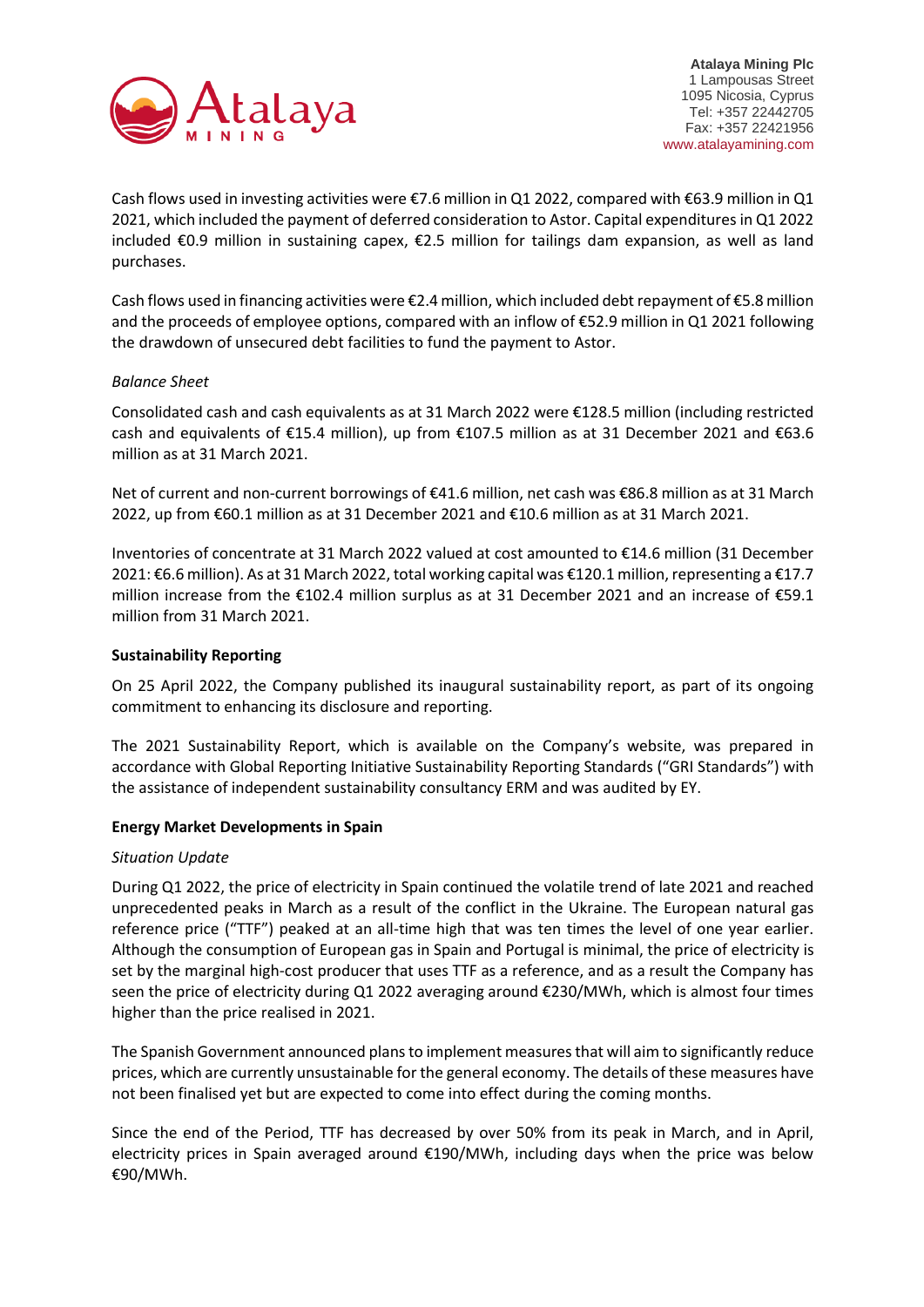Cash flows used in investing activities were €7.6 million in Q1 2022, compared with €63.9 million in Q1 2021, which included the payment of deferred consideration to Astor. Capital expenditures in Q1 2022 included €0.9 million in sustaining capex, €2.5 million for tailings dam expansion, as well as land purchases.

Cash flows used in financing activities were €2.4 million, which included debt repayment of €5.8 million and the proceeds of employee options, compared with an inflow of €52.9 million in Q1 2021 following the drawdown of unsecured debt facilities to fund the payment to Astor.

*Balance Sheet*

Consolidated cash and cash equivalents as at 31 March 2022 were €128.5 million (including restricted cash and equivalents of €15.4 million), up from €107.5 million as at 31 December 2021 and €63.6 million as at 31 March 2021.

Net of current and non-current borrowings of €41.6 million, net cash was €86.8 million as at 31 March 2022, up from €60.1 million as at 31 December 2021 and €10.6 million as at 31 March 2021.

Inventories of concentrate at 31 March 2022 valued at cost amounted to €14.6 million (31 December 2021: €6.6 million). As at 31 March 2022, total working capital was €120.1 million, representing a €17.7 million increase from the €102.4 million surplus as at 31 December 2021 and an increase of €59.1 million from 31 March 2021.

**Sustainability Reporting**

On 25 April 2022, the Company published its inaugural sustainability report, as part of its ongoing commitment to enhancing its disclosure and reporting.

The 2021 Sustainability Report, which is available on the Company's website, was prepared in accordance with Global Reporting Initiative Sustainability Reporting Standards ("GRI Standards") with the assistance of independent sustainability consultancy ERM and was audited by EY.

**Energy Market Developments in Spain**

*Situation Update*

During Q1 2022, the price of electricity in Spain continued the volatile trend of late 2021 and reached unprecedented peaks in March as a result of the conflict in the Ukraine. The European natural gas reference price ("TTF") peaked at an all-time high that was ten times the level of one year earlier. Although the consumption of European gas in Spain and Portugal is minimal, the price of electricity is set by the marginal high-cost producer that uses TTF as a reference, and as a result the Company has seen the price of electricity during Q1 2022 averaging around €230/MWh, which is almost four times higher than the price realised in 2021.

The Spanish Government announced plans to implement measures that will aim to significantly reduce prices, which are currently unsustainable for the general economy. The details of these measures have not been finalised yet but are expected to come into effect during the coming months.

Since the end of the Period, TTF has decreased by over 50% from its peak in March, and in April, electricity prices in Spain averaged around €190/MWh, including days when the price was below €90/MWh.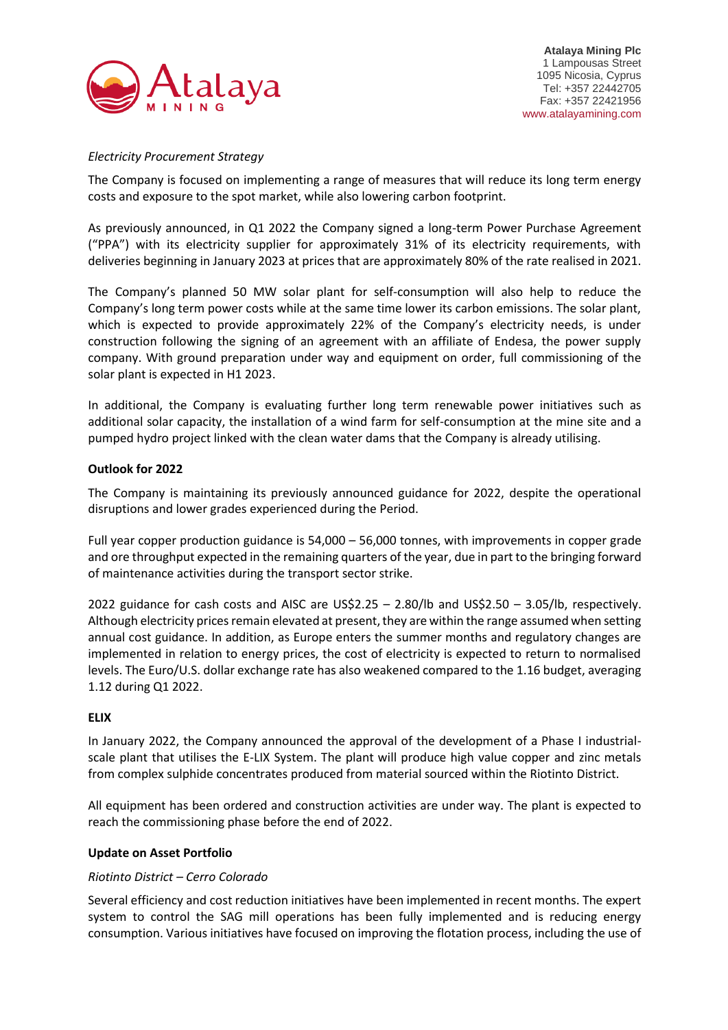*Electricity Procurement Strategy*

The Company is focused on implementing a range of measures that will reduce its long term energy costs and exposure to the spot market, while also lowering carbon footprint.

As previously announced, in Q1 2022 the Company signed a long-term Power Purchase Agreement ("PPA") with its electricity supplier for approximately 31% of its electricity requirements, with deliveries beginning in January 2023 at prices that are approximately 80% of the rate realised in 2021.

The Company's planned 50 MW solar plant for self-consumption will also help to reduce the Company's long term power costs while at the same time lower its carbon emissions. The solar plant, which is expected to provide approximately 22% of the Company's electricity needs, is under construction following the signing of an agreement with an affiliate of Endesa, the power supply company. With ground preparation under way and equipment on order, full commissioning of the solar plant is expected in H1 2023.

In additional, the Company is evaluating further long term renewable power initiatives such as additional solar capacity, the installation of a wind farm for self-consumption at the mine site and a pumped hydro project linked with the clean water dams that the Company is already utilising.

**Outlook for 2022**

The Company is maintaining its previously announced guidance for 2022, despite the operational disruptions and lower grades experienced during the Period.

Full year copper production guidance is 54,000 – 56,000 tonnes, with improvements in copper grade and ore throughput expected in the remaining quarters of the year, due in part to the bringing forward of maintenance activities during the transport sector strike.

2022 guidance for cash costs and AISC are US$2.25 – 2.80/lb and US$2.50 – 3.05/lb, respectively. Although electricity prices remain elevated at present, they are within the range assumed when setting annual cost guidance. In addition, as Europe enters the summer months and regulatory changes are implemented in relation to energy prices, the cost of electricity is expected to return to normalised levels. The Euro/U.S. dollar exchange rate has also weakened compared to the 1.16 budget, averaging 1.12 during Q1 2022.

**ELIX**

In January 2022, the Company announced the approval of the development of a Phase I industrial-scale plant that utilises the E-LIX System. The plant will produce high value copper and zinc metals from complex sulphide concentrates produced from material sourced within the Riotinto District.

All equipment has been ordered and construction activities are under way. The plant is expected to reach the commissioning phase before the end of 2022.

**Update on Asset Portfolio**

*Riotinto District – Cerro Colorado*

Several efficiency and cost reduction initiatives have been implemented in recent months. The expert system to control the SAG mill operations has been fully implemented and is reducing energy consumption. Various initiatives have focused on improving the flotation process, including the use of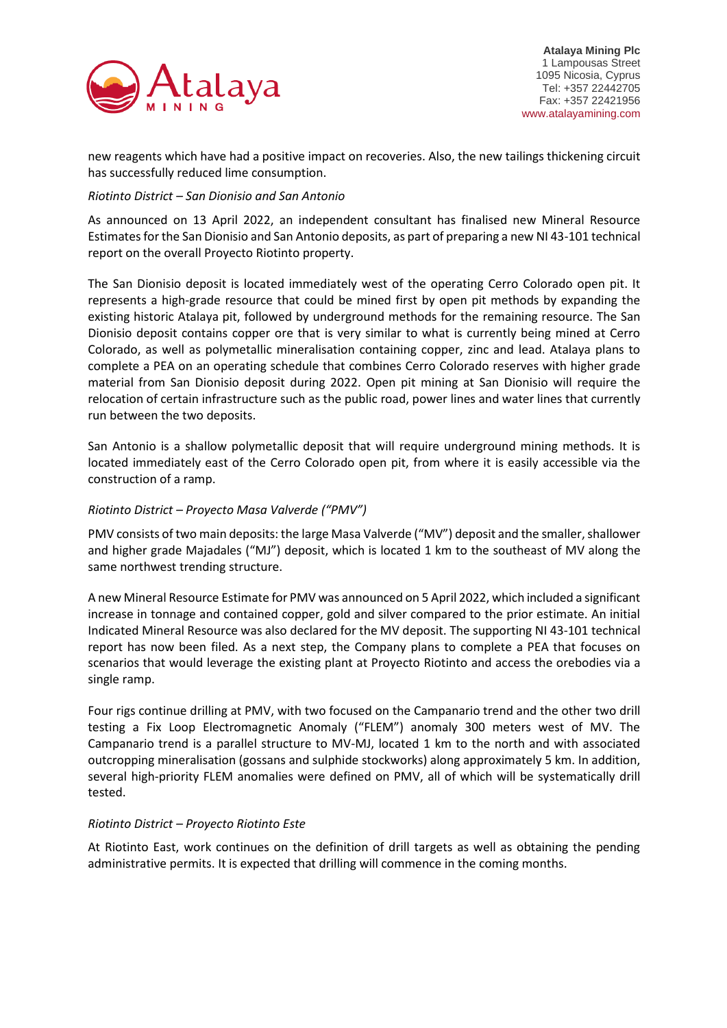new reagents which have had a positive impact on recoveries. Also, the new tailings thickening circuit has successfully reduced lime consumption.

*Riotinto District – San Dionisio and San Antonio*

As announced on 13 April 2022, an independent consultant has finalised new Mineral Resource Estimates for the San Dionisio and San Antonio deposits, as part of preparing a new NI 43-101 technical report on the overall Proyecto Riotinto property.

The San Dionisio deposit is located immediately west of the operating Cerro Colorado open pit. It represents a high-grade resource that could be mined first by open pit methods by expanding the existing historic Atalaya pit, followed by underground methods for the remaining resource. The San Dionisio deposit contains copper ore that is very similar to what is currently being mined at Cerro Colorado, as well as polymetallic mineralisation containing copper, zinc and lead. Atalaya plans to complete a PEA on an operating schedule that combines Cerro Colorado reserves with higher grade material from San Dionisio deposit during 2022. Open pit mining at San Dionisio will require the relocation of certain infrastructure such as the public road, power lines and water lines that currently run between the two deposits.

San Antonio is a shallow polymetallic deposit that will require underground mining methods. It is located immediately east of the Cerro Colorado open pit, from where it is easily accessible via the construction of a ramp.

*Riotinto District – Proyecto Masa Valverde ("PMV")*

PMV consists of two main deposits: the large Masa Valverde ("MV") deposit and the smaller, shallower and higher grade Majadales ("MJ") deposit, which is located 1 km to the southeast of MV along the same northwest trending structure.

A new Mineral Resource Estimate for PMV was announced on 5 April 2022, which included a significant increase in tonnage and contained copper, gold and silver compared to the prior estimate. An initial Indicated Mineral Resource was also declared for the MV deposit. The supporting NI 43-101 technical report has now been filed. As a next step, the Company plans to complete a PEA that focuses on scenarios that would leverage the existing plant at Proyecto Riotinto and access the orebodies via a single ramp.

Four rigs continue drilling at PMV, with two focused on the Campanario trend and the other two drill testing a Fix Loop Electromagnetic Anomaly ("FLEM") anomaly 300 meters west of MV. The Campanario trend is a parallel structure to MV-MJ, located 1 km to the north and with associated outcropping mineralisation (gossans and sulphide stockworks) along approximately 5 km. In addition, several high-priority FLEM anomalies were defined on PMV, all of which will be systematically drill tested.

*Riotinto District – Proyecto Riotinto Este*

At Riotinto East, work continues on the definition of drill targets as well as obtaining the pending administrative permits. It is expected that drilling will commence in the coming months.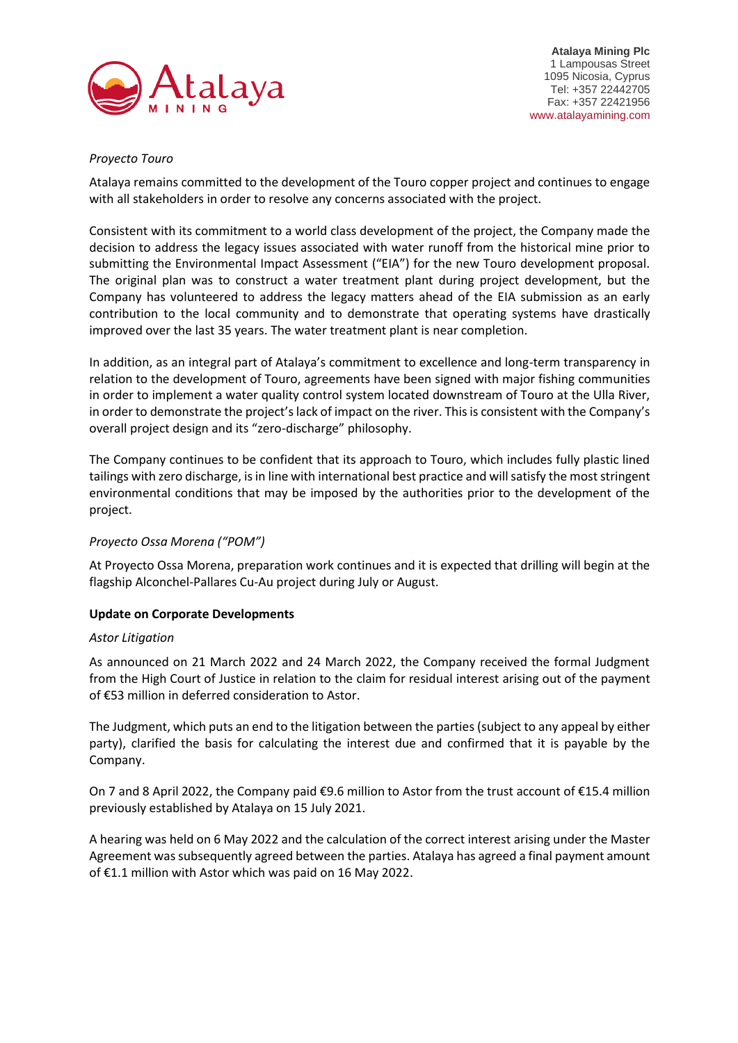*Proyecto Touro*

Atalaya remains committed to the development of the Touro copper project and continues to engage with all stakeholders in order to resolve any concerns associated with the project.

Consistent with its commitment to a world class development of the project, the Company made the decision to address the legacy issues associated with water runoff from the historical mine prior to submitting the Environmental Impact Assessment ("EIA") for the new Touro development proposal. The original plan was to construct a water treatment plant during project development, but the Company has volunteered to address the legacy matters ahead of the EIA submission as an early contribution to the local community and to demonstrate that operating systems have drastically improved over the last 35 years. The water treatment plant is near completion.

In addition, as an integral part of Atalaya's commitment to excellence and long-term transparency in relation to the development of Touro, agreements have been signed with major fishing communities in order to implement a water quality control system located downstream of Touro at the Ulla River, in order to demonstrate the project's lack of impact on the river. This is consistent with the Company's overall project design and its "zero-discharge" philosophy.

The Company continues to be confident that its approach to Touro, which includes fully plastic lined tailings with zero discharge, is in line with international best practice and will satisfy the most stringent environmental conditions that may be imposed by the authorities prior to the development of the project.

*Proyecto Ossa Morena ("POM")*

At Proyecto Ossa Morena, preparation work continues and it is expected that drilling will begin at the flagship Alconchel-Pallares Cu-Au project during July or August.

**Update on Corporate Developments**

*Astor Litigation*

As announced on 21 March 2022 and 24 March 2022, the Company received the formal Judgment from the High Court of Justice in relation to the claim for residual interest arising out of the payment of €53 million in deferred consideration to Astor.

The Judgment, which puts an end to the litigation between the parties (subject to any appeal by either party), clarified the basis for calculating the interest due and confirmed that it is payable by the Company.

On 7 and 8 April 2022, the Company paid €9.6 million to Astor from the trust account of €15.4 million previously established by Atalaya on 15 July 2021.

A hearing was held on 6 May 2022 and the calculation of the correct interest arising under the Master Agreement was subsequently agreed between the parties. Atalaya has agreed a final payment amount of €1.1 million with Astor which was paid on 16 May 2022.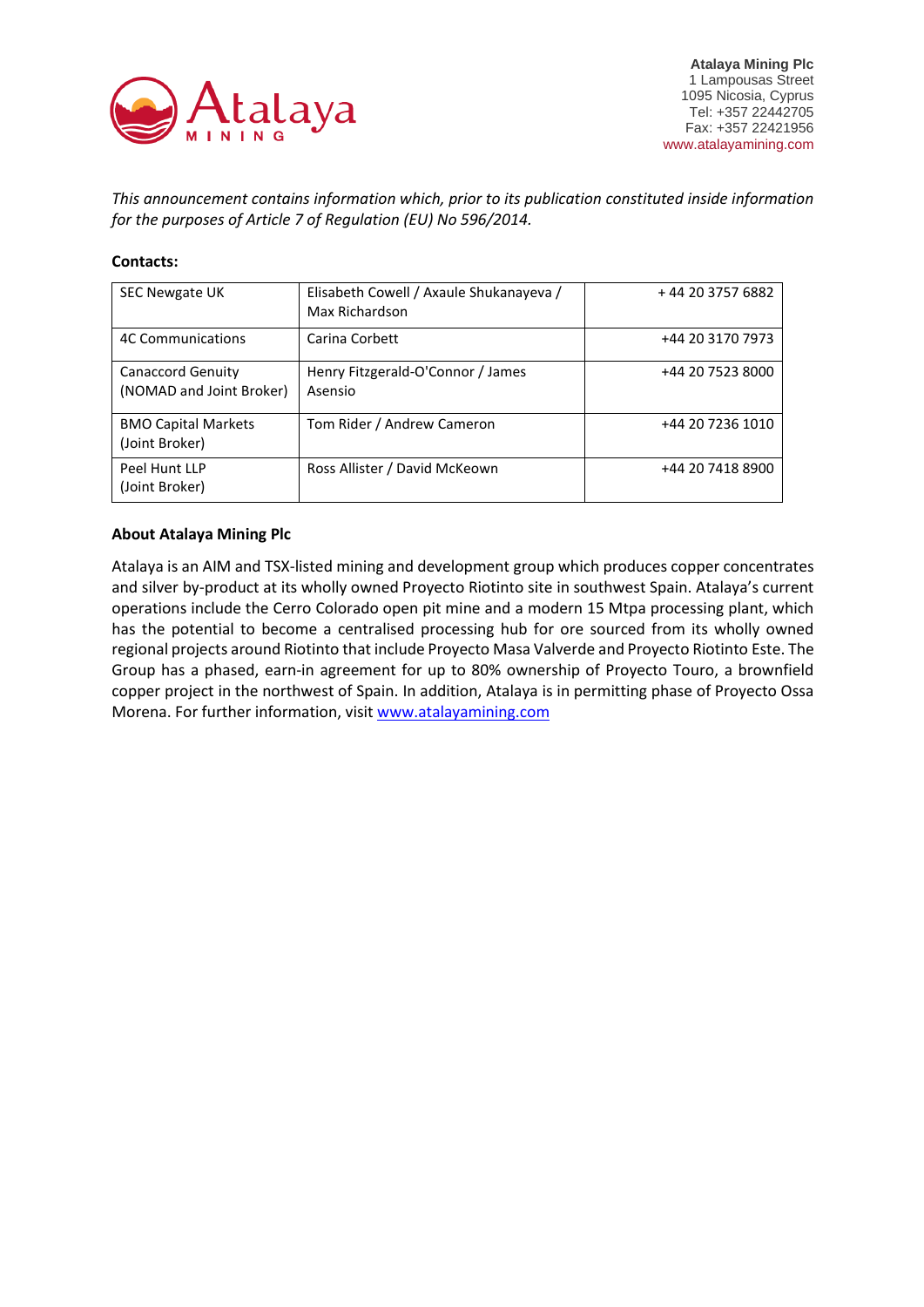**Atalaya Mining Plc**
1 Lampousas Street
1095 Nicosia, Cyprus
Tel: +357 22442705
Fax: +357 22421956
www.atalayamining.com

*This announcement contains information which, prior to its publication constituted inside information for the purposes of Article 7 of Regulation (EU) No 596/2014.*

**Contacts:**

| | | |
|---|---|---|
| SEC Newgate UK | Elisabeth Cowell / Axaule Shukanayeva / Max Richardson | + 44 20 3757 6882 |
| 4C Communications | Carina Corbett | +44 20 3170 7973 |
| Canaccord Genuity (NOMAD and Joint Broker) | Henry Fitzgerald-O'Connor / James Asensio | +44 20 7523 8000 |
| BMO Capital Markets (Joint Broker) | Tom Rider / Andrew Cameron | +44 20 7236 1010 |
| Peel Hunt LLP (Joint Broker) | Ross Allister / David McKeown | +44 20 7418 8900 |

**About Atalaya Mining Plc**

Atalaya is an AIM and TSX-listed mining and development group which produces copper concentrates and silver by-product at its wholly owned Proyecto Riotinto site in southwest Spain. Atalaya's current operations include the Cerro Colorado open pit mine and a modern 15 Mtpa processing plant, which has the potential to become a centralised processing hub for ore sourced from its wholly owned regional projects around Riotinto that include Proyecto Masa Valverde and Proyecto Riotinto Este. The Group has a phased, earn-in agreement for up to 80% ownership of Proyecto Touro, a brownfield copper project in the northwest of Spain. In addition, Atalaya is in permitting phase of Proyecto Ossa Morena. For further information, visit www.atalayamining.com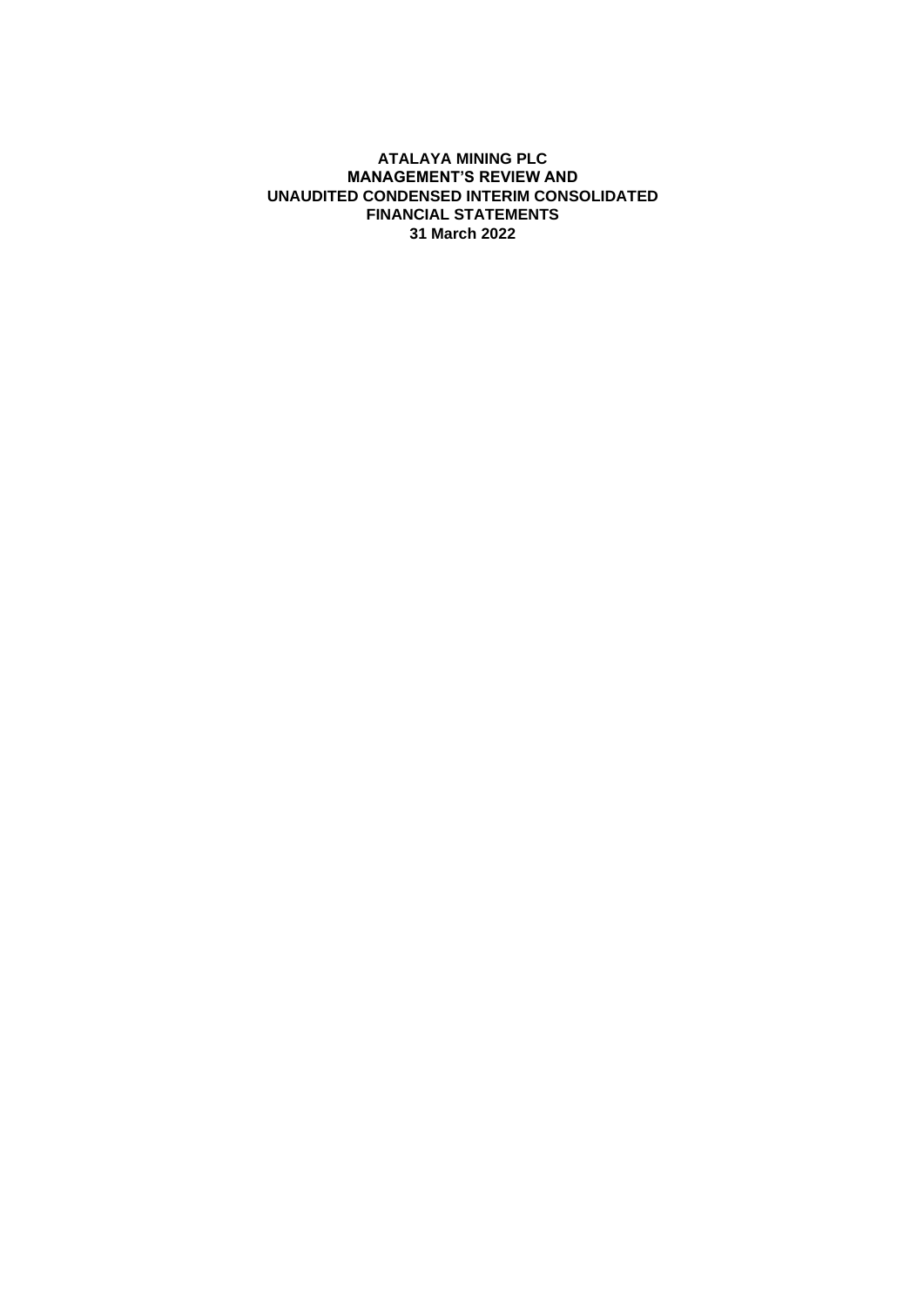**ATALAYA MINING PLC**
**MANAGEMENT'S REVIEW AND**
**UNAUDITED CONDENSED INTERIM CONSOLIDATED**
**FINANCIAL STATEMENTS**
**31 March 2022**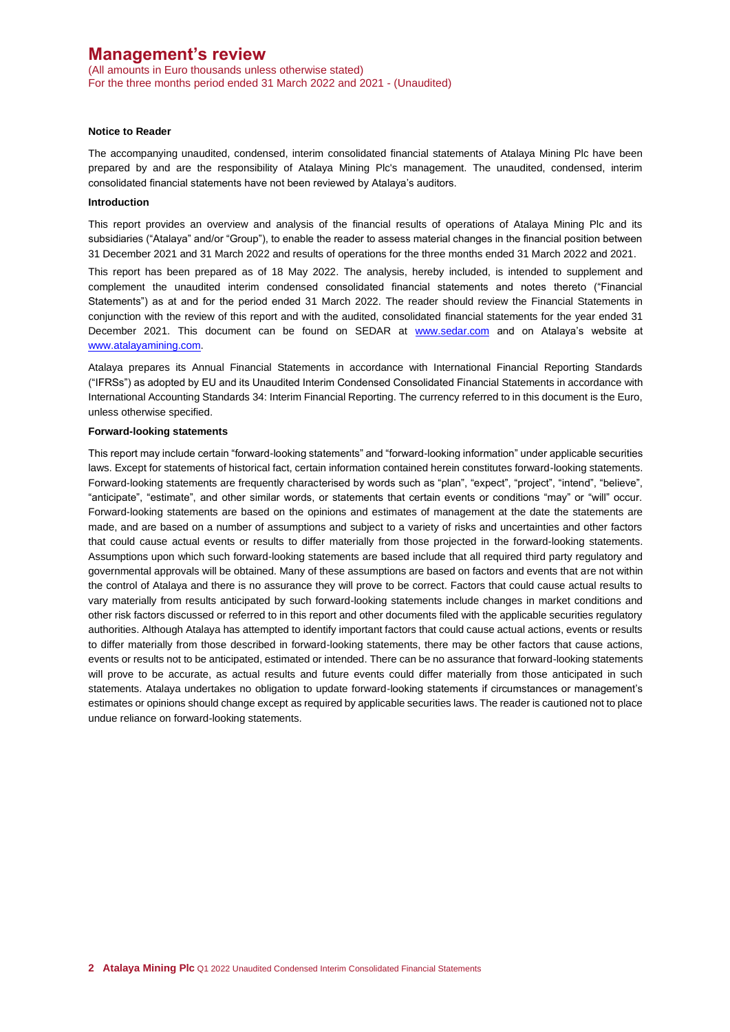# Management's review

(All amounts in Euro thousands unless otherwise stated)
For the three months period ended 31 March 2022 and 2021 - (Unaudited)

**Notice to Reader**

The accompanying unaudited, condensed, interim consolidated financial statements of Atalaya Mining Plc have been prepared by and are the responsibility of Atalaya Mining Plc's management. The unaudited, condensed, interim consolidated financial statements have not been reviewed by Atalaya's auditors.

**Introduction**

This report provides an overview and analysis of the financial results of operations of Atalaya Mining Plc and its subsidiaries ("Atalaya" and/or "Group"), to enable the reader to assess material changes in the financial position between 31 December 2021 and 31 March 2022 and results of operations for the three months ended 31 March 2022 and 2021.

This report has been prepared as of 18 May 2022. The analysis, hereby included, is intended to supplement and complement the unaudited interim condensed consolidated financial statements and notes thereto ("Financial Statements") as at and for the period ended 31 March 2022. The reader should review the Financial Statements in conjunction with the review of this report and with the audited, consolidated financial statements for the year ended 31 December 2021. This document can be found on SEDAR at www.sedar.com and on Atalaya's website at www.atalayamining.com.

Atalaya prepares its Annual Financial Statements in accordance with International Financial Reporting Standards ("IFRSs") as adopted by EU and its Unaudited Interim Condensed Consolidated Financial Statements in accordance with International Accounting Standards 34: Interim Financial Reporting. The currency referred to in this document is the Euro, unless otherwise specified.

**Forward-looking statements**

This report may include certain "forward-looking statements" and "forward-looking information" under applicable securities laws. Except for statements of historical fact, certain information contained herein constitutes forward-looking statements. Forward-looking statements are frequently characterised by words such as "plan", "expect", "project", "intend", "believe", "anticipate", "estimate", and other similar words, or statements that certain events or conditions "may" or "will" occur. Forward-looking statements are based on the opinions and estimates of management at the date the statements are made, and are based on a number of assumptions and subject to a variety of risks and uncertainties and other factors that could cause actual events or results to differ materially from those projected in the forward-looking statements. Assumptions upon which such forward-looking statements are based include that all required third party regulatory and governmental approvals will be obtained. Many of these assumptions are based on factors and events that are not within the control of Atalaya and there is no assurance they will prove to be correct. Factors that could cause actual results to vary materially from results anticipated by such forward-looking statements include changes in market conditions and other risk factors discussed or referred to in this report and other documents filed with the applicable securities regulatory authorities. Although Atalaya has attempted to identify important factors that could cause actual actions, events or results to differ materially from those described in forward-looking statements, there may be other factors that cause actions, events or results not to be anticipated, estimated or intended. There can be no assurance that forward-looking statements will prove to be accurate, as actual results and future events could differ materially from those anticipated in such statements. Atalaya undertakes no obligation to update forward-looking statements if circumstances or management's estimates or opinions should change except as required by applicable securities laws. The reader is cautioned not to place undue reliance on forward-looking statements.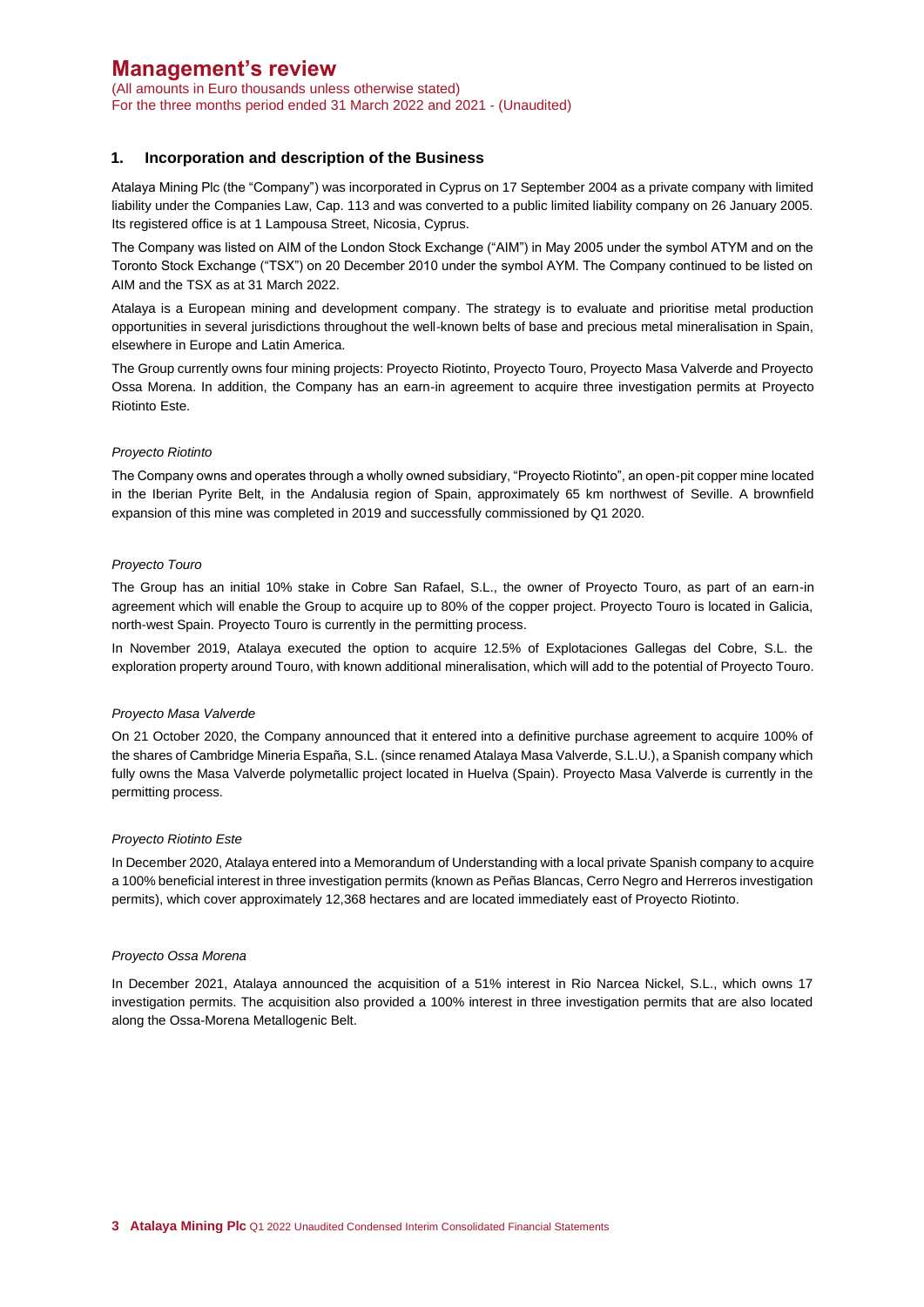# Management's review

(All amounts in Euro thousands unless otherwise stated)
For the three months period ended 31 March 2022 and 2021 - (Unaudited)

## 1. Incorporation and description of the Business

Atalaya Mining Plc (the "Company") was incorporated in Cyprus on 17 September 2004 as a private company with limited liability under the Companies Law, Cap. 113 and was converted to a public limited liability company on 26 January 2005. Its registered office is at 1 Lampousa Street, Nicosia, Cyprus.

The Company was listed on AIM of the London Stock Exchange ("AIM") in May 2005 under the symbol ATYM and on the Toronto Stock Exchange ("TSX") on 20 December 2010 under the symbol AYM. The Company continued to be listed on AIM and the TSX as at 31 March 2022.

Atalaya is a European mining and development company. The strategy is to evaluate and prioritise metal production opportunities in several jurisdictions throughout the well-known belts of base and precious metal mineralisation in Spain, elsewhere in Europe and Latin America.

The Group currently owns four mining projects: Proyecto Riotinto, Proyecto Touro, Proyecto Masa Valverde and Proyecto Ossa Morena. In addition, the Company has an earn-in agreement to acquire three investigation permits at Proyecto Riotinto Este.

*Proyecto Riotinto*

The Company owns and operates through a wholly owned subsidiary, "Proyecto Riotinto", an open-pit copper mine located in the Iberian Pyrite Belt, in the Andalusia region of Spain, approximately 65 km northwest of Seville. A brownfield expansion of this mine was completed in 2019 and successfully commissioned by Q1 2020.

*Proyecto Touro*

The Group has an initial 10% stake in Cobre San Rafael, S.L., the owner of Proyecto Touro, as part of an earn-in agreement which will enable the Group to acquire up to 80% of the copper project. Proyecto Touro is located in Galicia, north-west Spain. Proyecto Touro is currently in the permitting process.

In November 2019, Atalaya executed the option to acquire 12.5% of Explotaciones Gallegas del Cobre, S.L. the exploration property around Touro, with known additional mineralisation, which will add to the potential of Proyecto Touro.

*Proyecto Masa Valverde*

On 21 October 2020, the Company announced that it entered into a definitive purchase agreement to acquire 100% of the shares of Cambridge Mineria España, S.L. (since renamed Atalaya Masa Valverde, S.L.U.), a Spanish company which fully owns the Masa Valverde polymetallic project located in Huelva (Spain). Proyecto Masa Valverde is currently in the permitting process.

*Proyecto Riotinto Este*

In December 2020, Atalaya entered into a Memorandum of Understanding with a local private Spanish company to acquire a 100% beneficial interest in three investigation permits (known as Peñas Blancas, Cerro Negro and Herreros investigation permits), which cover approximately 12,368 hectares and are located immediately east of Proyecto Riotinto.

*Proyecto Ossa Morena*

In December 2021, Atalaya announced the acquisition of a 51% interest in Rio Narcea Nickel, S.L., which owns 17 investigation permits. The acquisition also provided a 100% interest in three investigation permits that are also located along the Ossa-Morena Metallogenic Belt.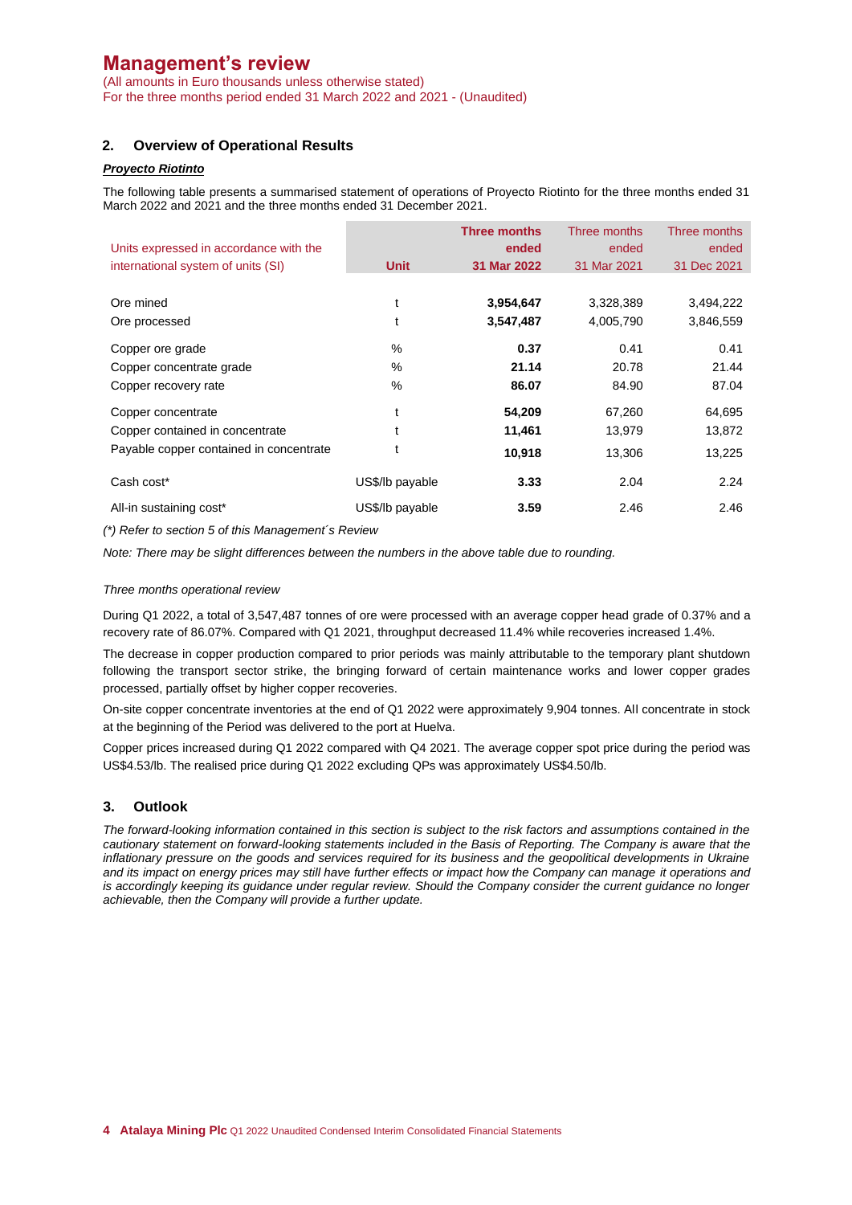# Management's review

(All amounts in Euro thousands unless otherwise stated)
For the three months period ended 31 March 2022 and 2021 - (Unaudited)

## 2. Overview of Operational Results

***Proyecto Riotinto***

The following table presents a summarised statement of operations of Proyecto Riotinto for the three months ended 31 March 2022 and 2021 and the three months ended 31 December 2021.

| Units expressed in accordance with the international system of units (SI) | Unit | **Three months ended 31 Mar 2022** | Three months ended 31 Mar 2021 | Three months ended 31 Dec 2021 |
|---|---|---|---|---|
| Ore mined | t | **3,954,647** | 3,328,389 | 3,494,222 |
| Ore processed | t | **3,547,487** | 4,005,790 | 3,846,559 |
| Copper ore grade | % | **0.37** | 0.41 | 0.41 |
| Copper concentrate grade | % | **21.14** | 20.78 | 21.44 |
| Copper recovery rate | % | **86.07** | 84.90 | 87.04 |
| Copper concentrate | t | **54,209** | 67,260 | 64,695 |
| Copper contained in concentrate | t | **11,461** | 13,979 | 13,872 |
| Payable copper contained in concentrate | t | **10,918** | 13,306 | 13,225 |
| Cash cost* | US$/lb payable | **3.33** | 2.04 | 2.24 |
| All-in sustaining cost* | US$/lb payable | **3.59** | 2.46 | 2.46 |

*(\*) Refer to section 5 of this Management´s Review*

*Note: There may be slight differences between the numbers in the above table due to rounding.*

*Three months operational review*

During Q1 2022, a total of 3,547,487 tonnes of ore were processed with an average copper head grade of 0.37% and a recovery rate of 86.07%. Compared with Q1 2021, throughput decreased 11.4% while recoveries increased 1.4%.

The decrease in copper production compared to prior periods was mainly attributable to the temporary plant shutdown following the transport sector strike, the bringing forward of certain maintenance works and lower copper grades processed, partially offset by higher copper recoveries.

On-site copper concentrate inventories at the end of Q1 2022 were approximately 9,904 tonnes. All concentrate in stock at the beginning of the Period was delivered to the port at Huelva.

Copper prices increased during Q1 2022 compared with Q4 2021. The average copper spot price during the period was US$4.53/lb. The realised price during Q1 2022 excluding QPs was approximately US$4.50/lb.

## 3. Outlook

*The forward-looking information contained in this section is subject to the risk factors and assumptions contained in the cautionary statement on forward-looking statements included in the Basis of Reporting. The Company is aware that the inflationary pressure on the goods and services required for its business and the geopolitical developments in Ukraine and its impact on energy prices may still have further effects or impact how the Company can manage it operations and is accordingly keeping its guidance under regular review. Should the Company consider the current guidance no longer achievable, then the Company will provide a further update.*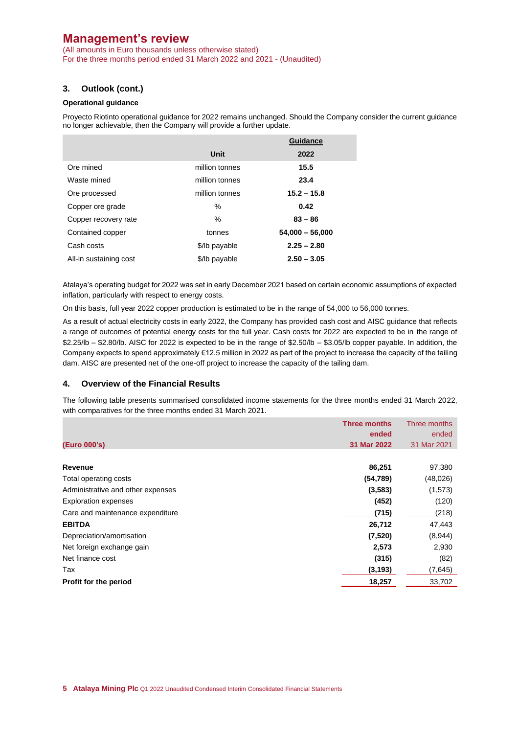## 3. Outlook (cont.)

**Operational guidance**

Proyecto Riotinto operational guidance for 2022 remains unchanged. Should the Company consider the current guidance no longer achievable, then the Company will provide a further update.

| | Unit | Guidance 2022 |
|---|---|---|
| Ore mined | million tonnes | **15.5** |
| Waste mined | million tonnes | **23.4** |
| Ore processed | million tonnes | **15.2 – 15.8** |
| Copper ore grade | % | **0.42** |
| Copper recovery rate | % | **83 – 86** |
| Contained copper | tonnes | **54,000 – 56,000** |
| Cash costs | $/lb payable | **2.25 – 2.80** |
| All-in sustaining cost | $/lb payable | **2.50 – 3.05** |

Atalaya's operating budget for 2022 was set in early December 2021 based on certain economic assumptions of expected inflation, particularly with respect to energy costs.

On this basis, full year 2022 copper production is estimated to be in the range of 54,000 to 56,000 tonnes.

As a result of actual electricity costs in early 2022, the Company has provided cash cost and AISC guidance that reflects a range of outcomes of potential energy costs for the full year. Cash costs for 2022 are expected to be in the range of $2.25/lb – $2.80/lb. AISC for 2022 is expected to be in the range of $2.50/lb – $3.05/lb copper payable. In addition, the Company expects to spend approximately €12.5 million in 2022 as part of the project to increase the capacity of the tailing dam. AISC are presented net of the one-off project to increase the capacity of the tailing dam.

## 4. Overview of the Financial Results

The following table presents summarised consolidated income statements for the three months ended 31 March 2022, with comparatives for the three months ended 31 March 2021.

| (Euro 000's) | Three months ended 31 Mar 2022 | Three months ended 31 Mar 2021 |
|---|---|---|
| **Revenue** | **86,251** | 97,380 |
| Total operating costs | **(54,789)** | (48,026) |
| Administrative and other expenses | **(3,583)** | (1,573) |
| Exploration expenses | **(452)** | (120) |
| Care and maintenance expenditure | **(715)** | (218) |
| **EBITDA** | **26,712** | 47,443 |
| Depreciation/amortisation | **(7,520)** | (8,944) |
| Net foreign exchange gain | **2,573** | 2,930 |
| Net finance cost | **(315)** | (82) |
| Tax | **(3,193)** | (7,645) |
| **Profit for the period** | **18,257** | 33,702 |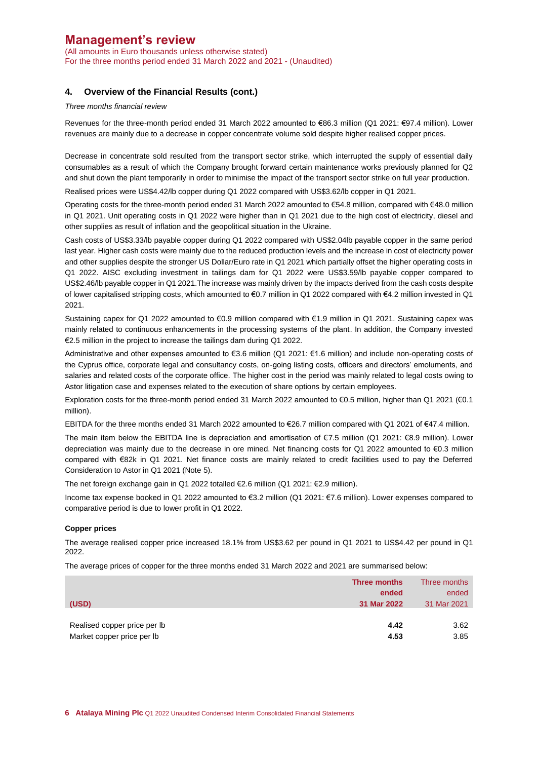# Management's review

(All amounts in Euro thousands unless otherwise stated)
For the three months period ended 31 March 2022 and 2021 - (Unaudited)

## 4. Overview of the Financial Results (cont.)

*Three months financial review*

Revenues for the three-month period ended 31 March 2022 amounted to €86.3 million (Q1 2021: €97.4 million). Lower revenues are mainly due to a decrease in copper concentrate volume sold despite higher realised copper prices.

Decrease in concentrate sold resulted from the transport sector strike, which interrupted the supply of essential daily consumables as a result of which the Company brought forward certain maintenance works previously planned for Q2 and shut down the plant temporarily in order to minimise the impact of the transport sector strike on full year production.

Realised prices were US$4.42/lb copper during Q1 2022 compared with US$3.62/lb copper in Q1 2021.

Operating costs for the three-month period ended 31 March 2022 amounted to €54.8 million, compared with €48.0 million in Q1 2021. Unit operating costs in Q1 2022 were higher than in Q1 2021 due to the high cost of electricity, diesel and other supplies as result of inflation and the geopolitical situation in the Ukraine.

Cash costs of US$3.33/lb payable copper during Q1 2022 compared with US$2.04lb payable copper in the same period last year. Higher cash costs were mainly due to the reduced production levels and the increase in cost of electricity power and other supplies despite the stronger US Dollar/Euro rate in Q1 2021 which partially offset the higher operating costs in Q1 2022. AISC excluding investment in tailings dam for Q1 2022 were US$3.59/lb payable copper compared to US$2.46/lb payable copper in Q1 2021.The increase was mainly driven by the impacts derived from the cash costs despite of lower capitalised stripping costs, which amounted to €0.7 million in Q1 2022 compared with €4.2 million invested in Q1 2021.

Sustaining capex for Q1 2022 amounted to €0.9 million compared with €1.9 million in Q1 2021. Sustaining capex was mainly related to continuous enhancements in the processing systems of the plant. In addition, the Company invested €2.5 million in the project to increase the tailings dam during Q1 2022.

Administrative and other expenses amounted to €3.6 million (Q1 2021: €1.6 million) and include non-operating costs of the Cyprus office, corporate legal and consultancy costs, on-going listing costs, officers and directors' emoluments, and salaries and related costs of the corporate office. The higher cost in the period was mainly related to legal costs owing to Astor litigation case and expenses related to the execution of share options by certain employees.

Exploration costs for the three-month period ended 31 March 2022 amounted to €0.5 million, higher than Q1 2021 (€0.1 million).

EBITDA for the three months ended 31 March 2022 amounted to €26.7 million compared with Q1 2021 of €47.4 million.

The main item below the EBITDA line is depreciation and amortisation of €7.5 million (Q1 2021: €8.9 million). Lower depreciation was mainly due to the decrease in ore mined. Net financing costs for Q1 2022 amounted to €0.3 million compared with €82k in Q1 2021. Net finance costs are mainly related to credit facilities used to pay the Deferred Consideration to Astor in Q1 2021 (Note 5).

The net foreign exchange gain in Q1 2022 totalled €2.6 million (Q1 2021: €2.9 million).

Income tax expense booked in Q1 2022 amounted to €3.2 million (Q1 2021: €7.6 million). Lower expenses compared to comparative period is due to lower profit in Q1 2022.

**Copper prices**

The average realised copper price increased 18.1% from US$3.62 per pound in Q1 2021 to US$4.42 per pound in Q1 2022.

The average prices of copper for the three months ended 31 March 2022 and 2021 are summarised below:

| (USD) | **Three months ended 31 Mar 2022** | Three months ended 31 Mar 2021 |
|---|---|---|
| Realised copper price per lb | **4.42** | 3.62 |
| Market copper price per lb | **4.53** | 3.85 |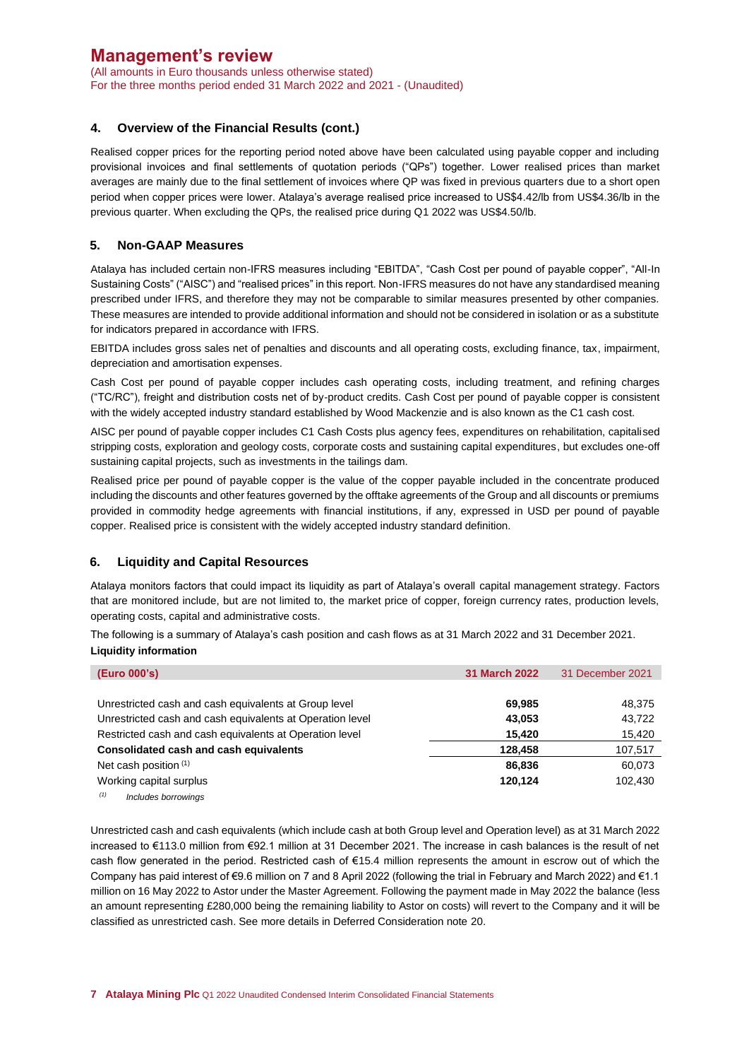# Management's review

(All amounts in Euro thousands unless otherwise stated)
For the three months period ended 31 March 2022 and 2021 - (Unaudited)

## 4. Overview of the Financial Results (cont.)

Realised copper prices for the reporting period noted above have been calculated using payable copper and including provisional invoices and final settlements of quotation periods ("QPs") together. Lower realised prices than market averages are mainly due to the final settlement of invoices where QP was fixed in previous quarters due to a short open period when copper prices were lower. Atalaya's average realised price increased to US$4.42/lb from US$4.36/lb in the previous quarter. When excluding the QPs, the realised price during Q1 2022 was US$4.50/lb.

## 5. Non-GAAP Measures

Atalaya has included certain non-IFRS measures including "EBITDA", "Cash Cost per pound of payable copper", "All-In Sustaining Costs" ("AISC") and "realised prices" in this report. Non-IFRS measures do not have any standardised meaning prescribed under IFRS, and therefore they may not be comparable to similar measures presented by other companies. These measures are intended to provide additional information and should not be considered in isolation or as a substitute for indicators prepared in accordance with IFRS.

EBITDA includes gross sales net of penalties and discounts and all operating costs, excluding finance, tax, impairment, depreciation and amortisation expenses.

Cash Cost per pound of payable copper includes cash operating costs, including treatment, and refining charges ("TC/RC"), freight and distribution costs net of by-product credits. Cash Cost per pound of payable copper is consistent with the widely accepted industry standard established by Wood Mackenzie and is also known as the C1 cash cost.

AISC per pound of payable copper includes C1 Cash Costs plus agency fees, expenditures on rehabilitation, capitalised stripping costs, exploration and geology costs, corporate costs and sustaining capital expenditures, but excludes one-off sustaining capital projects, such as investments in the tailings dam.

Realised price per pound of payable copper is the value of the copper payable included in the concentrate produced including the discounts and other features governed by the offtake agreements of the Group and all discounts or premiums provided in commodity hedge agreements with financial institutions, if any, expressed in USD per pound of payable copper. Realised price is consistent with the widely accepted industry standard definition.

## 6. Liquidity and Capital Resources

Atalaya monitors factors that could impact its liquidity as part of Atalaya's overall capital management strategy. Factors that are monitored include, but are not limited to, the market price of copper, foreign currency rates, production levels, operating costs, capital and administrative costs.

The following is a summary of Atalaya's cash position and cash flows as at 31 March 2022 and 31 December 2021.

**Liquidity information**

| (Euro 000's) | 31 March 2022 | 31 December 2021 |
|---|---|---|
| Unrestricted cash and cash equivalents at Group level | **69,985** | 48,375 |
| Unrestricted cash and cash equivalents at Operation level | **43,053** | 43,722 |
| Restricted cash and cash equivalents at Operation level | **15,420** | 15,420 |
| **Consolidated cash and cash equivalents** | **128,458** | 107,517 |
| Net cash position [(1)] | **86,836** | 60,073 |
| Working capital surplus | **120,124** | 102,430 |

[(1)] *Includes borrowings*

Unrestricted cash and cash equivalents (which include cash at both Group level and Operation level) as at 31 March 2022 increased to €113.0 million from €92.1 million at 31 December 2021. The increase in cash balances is the result of net cash flow generated in the period. Restricted cash of €15.4 million represents the amount in escrow out of which the Company has paid interest of €9.6 million on 7 and 8 April 2022 (following the trial in February and March 2022) and €1.1 million on 16 May 2022 to Astor under the Master Agreement. Following the payment made in May 2022 the balance (less an amount representing £280,000 being the remaining liability to Astor on costs) will revert to the Company and it will be classified as unrestricted cash. See more details in Deferred Consideration note 20.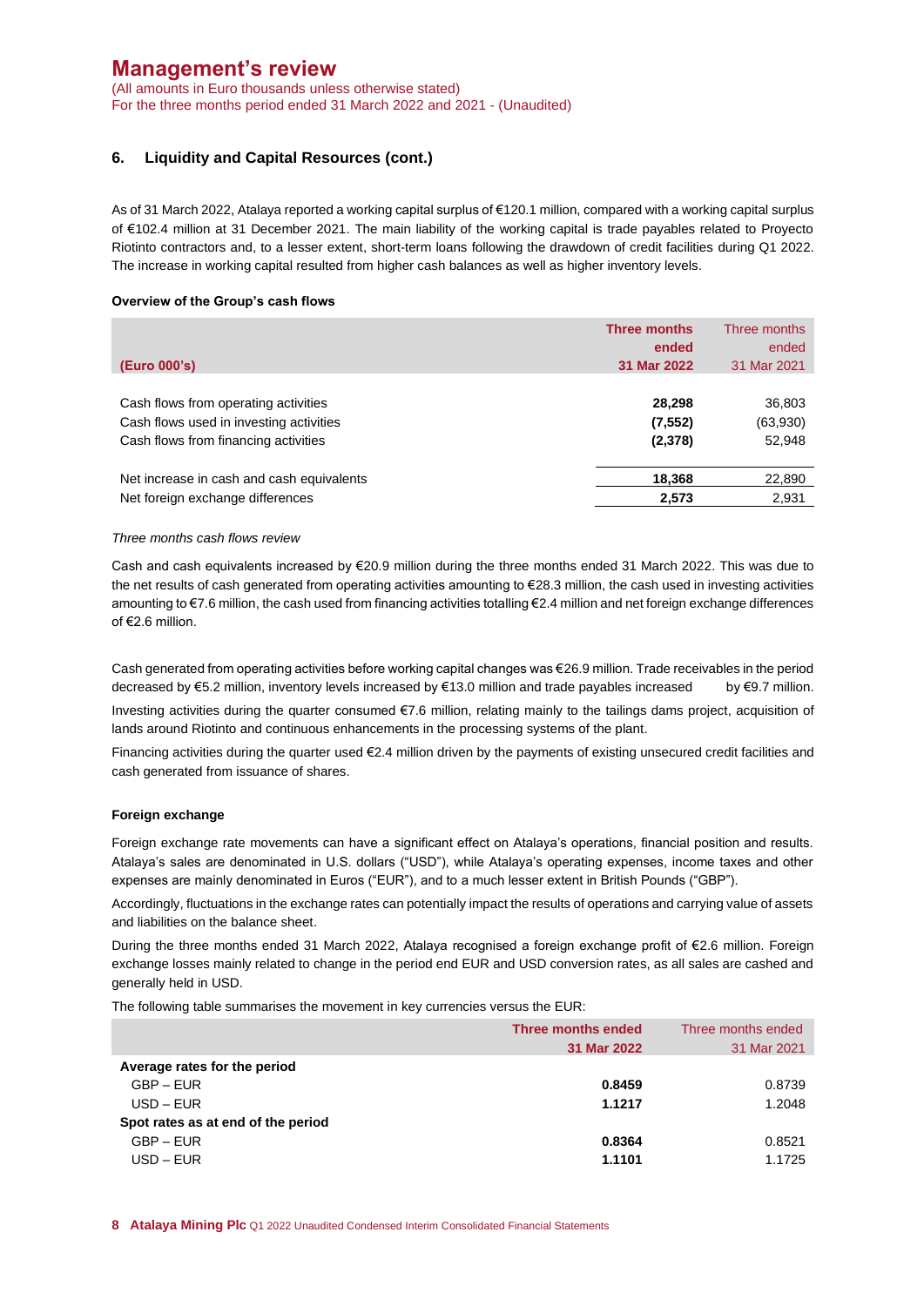# Management's review

(All amounts in Euro thousands unless otherwise stated)
For the three months period ended 31 March 2022 and 2021 - (Unaudited)

## 6. Liquidity and Capital Resources (cont.)

As of 31 March 2022, Atalaya reported a working capital surplus of €120.1 million, compared with a working capital surplus of €102.4 million at 31 December 2021. The main liability of the working capital is trade payables related to Proyecto Riotinto contractors and, to a lesser extent, short-term loans following the drawdown of credit facilities during Q1 2022. The increase in working capital resulted from higher cash balances as well as higher inventory levels.

### Overview of the Group's cash flows

| (Euro 000's) | Three months ended 31 Mar 2022 | Three months ended 31 Mar 2021 |
|---|---|---|
| Cash flows from operating activities | **28,298** | 36,803 |
| Cash flows used in investing activities | **(7,552)** | (63,930) |
| Cash flows from financing activities | **(2,378)** | 52,948 |
| Net increase in cash and cash equivalents | **18,368** | 22,890 |
| Net foreign exchange differences | **2,573** | 2,931 |

*Three months cash flows review*

Cash and cash equivalents increased by €20.9 million during the three months ended 31 March 2022. This was due to the net results of cash generated from operating activities amounting to €28.3 million, the cash used in investing activities amounting to €7.6 million, the cash used from financing activities totalling €2.4 million and net foreign exchange differences of €2.6 million.

Cash generated from operating activities before working capital changes was €26.9 million. Trade receivables in the period decreased by €5.2 million, inventory levels increased by €13.0 million and trade payables increased by €9.7 million.

Investing activities during the quarter consumed €7.6 million, relating mainly to the tailings dams project, acquisition of lands around Riotinto and continuous enhancements in the processing systems of the plant.

Financing activities during the quarter used €2.4 million driven by the payments of existing unsecured credit facilities and cash generated from issuance of shares.

### Foreign exchange

Foreign exchange rate movements can have a significant effect on Atalaya's operations, financial position and results. Atalaya's sales are denominated in U.S. dollars ("USD"), while Atalaya's operating expenses, income taxes and other expenses are mainly denominated in Euros ("EUR"), and to a much lesser extent in British Pounds ("GBP").

Accordingly, fluctuations in the exchange rates can potentially impact the results of operations and carrying value of assets and liabilities on the balance sheet.

During the three months ended 31 March 2022, Atalaya recognised a foreign exchange profit of €2.6 million. Foreign exchange losses mainly related to change in the period end EUR and USD conversion rates, as all sales are cashed and generally held in USD.

The following table summarises the movement in key currencies versus the EUR:

| | Three months ended 31 Mar 2022 | Three months ended 31 Mar 2021 |
|---|---|---|
| **Average rates for the period** | | |
| GBP – EUR | **0.8459** | 0.8739 |
| USD – EUR | **1.1217** | 1.2048 |
| **Spot rates as at end of the period** | | |
| GBP – EUR | **0.8364** | 0.8521 |
| USD – EUR | **1.1101** | 1.1725 |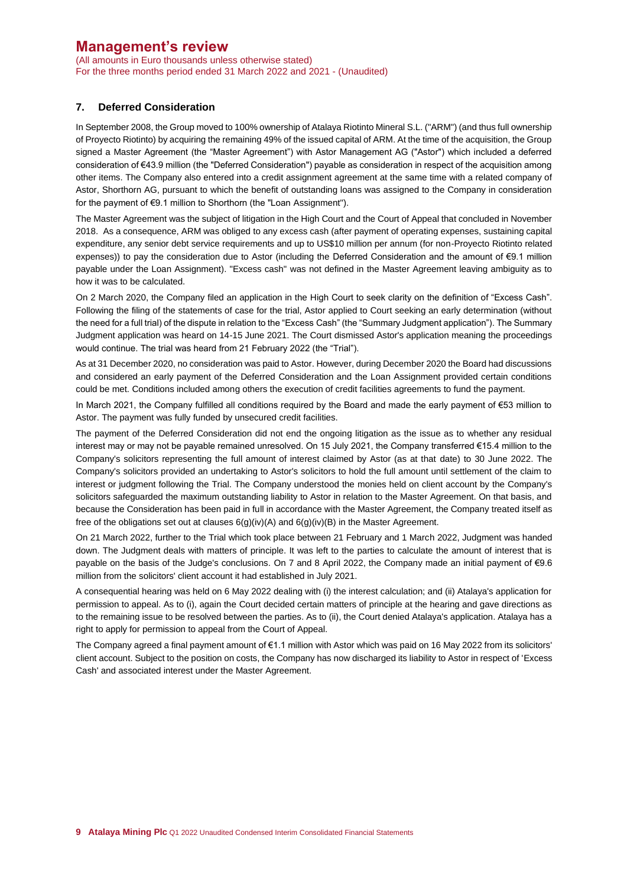## 7. Deferred Consideration

In September 2008, the Group moved to 100% ownership of Atalaya Riotinto Mineral S.L. ("ARM") (and thus full ownership of Proyecto Riotinto) by acquiring the remaining 49% of the issued capital of ARM. At the time of the acquisition, the Group signed a Master Agreement (the "Master Agreement") with Astor Management AG ("Astor") which included a deferred consideration of €43.9 million (the "Deferred Consideration") payable as consideration in respect of the acquisition among other items. The Company also entered into a credit assignment agreement at the same time with a related company of Astor, Shorthorn AG, pursuant to which the benefit of outstanding loans was assigned to the Company in consideration for the payment of €9.1 million to Shorthorn (the "Loan Assignment").

The Master Agreement was the subject of litigation in the High Court and the Court of Appeal that concluded in November 2018. As a consequence, ARM was obliged to any excess cash (after payment of operating expenses, sustaining capital expenditure, any senior debt service requirements and up to US$10 million per annum (for non-Proyecto Riotinto related expenses)) to pay the consideration due to Astor (including the Deferred Consideration and the amount of €9.1 million payable under the Loan Assignment). "Excess cash" was not defined in the Master Agreement leaving ambiguity as to how it was to be calculated.

On 2 March 2020, the Company filed an application in the High Court to seek clarity on the definition of "Excess Cash". Following the filing of the statements of case for the trial, Astor applied to Court seeking an early determination (without the need for a full trial) of the dispute in relation to the "Excess Cash" (the "Summary Judgment application"). The Summary Judgment application was heard on 14-15 June 2021. The Court dismissed Astor's application meaning the proceedings would continue. The trial was heard from 21 February 2022 (the "Trial").

As at 31 December 2020, no consideration was paid to Astor. However, during December 2020 the Board had discussions and considered an early payment of the Deferred Consideration and the Loan Assignment provided certain conditions could be met. Conditions included among others the execution of credit facilities agreements to fund the payment.

In March 2021, the Company fulfilled all conditions required by the Board and made the early payment of €53 million to Astor. The payment was fully funded by unsecured credit facilities.

The payment of the Deferred Consideration did not end the ongoing litigation as the issue as to whether any residual interest may or may not be payable remained unresolved. On 15 July 2021, the Company transferred €15.4 million to the Company's solicitors representing the full amount of interest claimed by Astor (as at that date) to 30 June 2022. The Company's solicitors provided an undertaking to Astor's solicitors to hold the full amount until settlement of the claim to interest or judgment following the Trial. The Company understood the monies held on client account by the Company's solicitors safeguarded the maximum outstanding liability to Astor in relation to the Master Agreement. On that basis, and because the Consideration has been paid in full in accordance with the Master Agreement, the Company treated itself as free of the obligations set out at clauses 6(g)(iv)(A) and 6(g)(iv)(B) in the Master Agreement.

On 21 March 2022, further to the Trial which took place between 21 February and 1 March 2022, Judgment was handed down. The Judgment deals with matters of principle. It was left to the parties to calculate the amount of interest that is payable on the basis of the Judge's conclusions. On 7 and 8 April 2022, the Company made an initial payment of €9.6 million from the solicitors' client account it had established in July 2021.

A consequential hearing was held on 6 May 2022 dealing with (i) the interest calculation; and (ii) Atalaya's application for permission to appeal. As to (i), again the Court decided certain matters of principle at the hearing and gave directions as to the remaining issue to be resolved between the parties. As to (ii), the Court denied Atalaya's application. Atalaya has a right to apply for permission to appeal from the Court of Appeal.

The Company agreed a final payment amount of €1.1 million with Astor which was paid on 16 May 2022 from its solicitors' client account. Subject to the position on costs, the Company has now discharged its liability to Astor in respect of 'Excess Cash' and associated interest under the Master Agreement.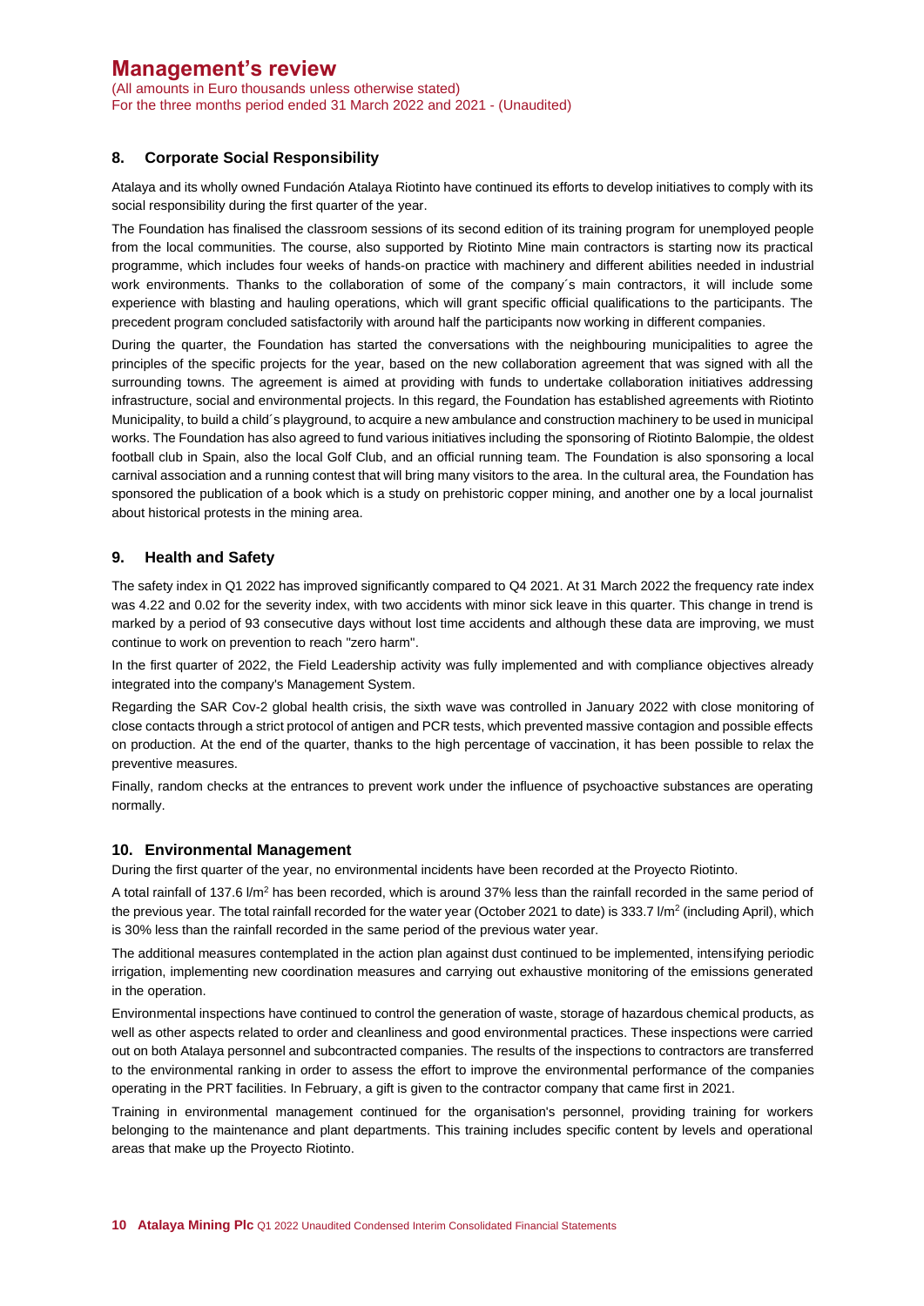## 8. Corporate Social Responsibility

Atalaya and its wholly owned Fundación Atalaya Riotinto have continued its efforts to develop initiatives to comply with its social responsibility during the first quarter of the year.

The Foundation has finalised the classroom sessions of its second edition of its training program for unemployed people from the local communities. The course, also supported by Riotinto Mine main contractors is starting now its practical programme, which includes four weeks of hands-on practice with machinery and different abilities needed in industrial work environments. Thanks to the collaboration of some of the company´s main contractors, it will include some experience with blasting and hauling operations, which will grant specific official qualifications to the participants. The precedent program concluded satisfactorily with around half the participants now working in different companies.

During the quarter, the Foundation has started the conversations with the neighbouring municipalities to agree the principles of the specific projects for the year, based on the new collaboration agreement that was signed with all the surrounding towns. The agreement is aimed at providing with funds to undertake collaboration initiatives addressing infrastructure, social and environmental projects. In this regard, the Foundation has established agreements with Riotinto Municipality, to build a child´s playground, to acquire a new ambulance and construction machinery to be used in municipal works. The Foundation has also agreed to fund various initiatives including the sponsoring of Riotinto Balompie, the oldest football club in Spain, also the local Golf Club, and an official running team. The Foundation is also sponsoring a local carnival association and a running contest that will bring many visitors to the area. In the cultural area, the Foundation has sponsored the publication of a book which is a study on prehistoric copper mining, and another one by a local journalist about historical protests in the mining area.

## 9. Health and Safety

The safety index in Q1 2022 has improved significantly compared to Q4 2021. At 31 March 2022 the frequency rate index was 4.22 and 0.02 for the severity index, with two accidents with minor sick leave in this quarter. This change in trend is marked by a period of 93 consecutive days without lost time accidents and although these data are improving, we must continue to work on prevention to reach "zero harm".

In the first quarter of 2022, the Field Leadership activity was fully implemented and with compliance objectives already integrated into the company's Management System.

Regarding the SAR Cov-2 global health crisis, the sixth wave was controlled in January 2022 with close monitoring of close contacts through a strict protocol of antigen and PCR tests, which prevented massive contagion and possible effects on production. At the end of the quarter, thanks to the high percentage of vaccination, it has been possible to relax the preventive measures.

Finally, random checks at the entrances to prevent work under the influence of psychoactive substances are operating normally.

## 10. Environmental Management

During the first quarter of the year, no environmental incidents have been recorded at the Proyecto Riotinto.

A total rainfall of 137.6 $l/m^2$ has been recorded, which is around 37% less than the rainfall recorded in the same period of the previous year. The total rainfall recorded for the water year (October 2021 to date) is 333.7 $l/m^2$ (including April), which is 30% less than the rainfall recorded in the same period of the previous water year.

The additional measures contemplated in the action plan against dust continued to be implemented, intensifying periodic irrigation, implementing new coordination measures and carrying out exhaustive monitoring of the emissions generated in the operation.

Environmental inspections have continued to control the generation of waste, storage of hazardous chemical products, as well as other aspects related to order and cleanliness and good environmental practices. These inspections were carried out on both Atalaya personnel and subcontracted companies. The results of the inspections to contractors are transferred to the environmental ranking in order to assess the effort to improve the environmental performance of the companies operating in the PRT facilities. In February, a gift is given to the contractor company that came first in 2021.

Training in environmental management continued for the organisation's personnel, providing training for workers belonging to the maintenance and plant departments. This training includes specific content by levels and operational areas that make up the Proyecto Riotinto.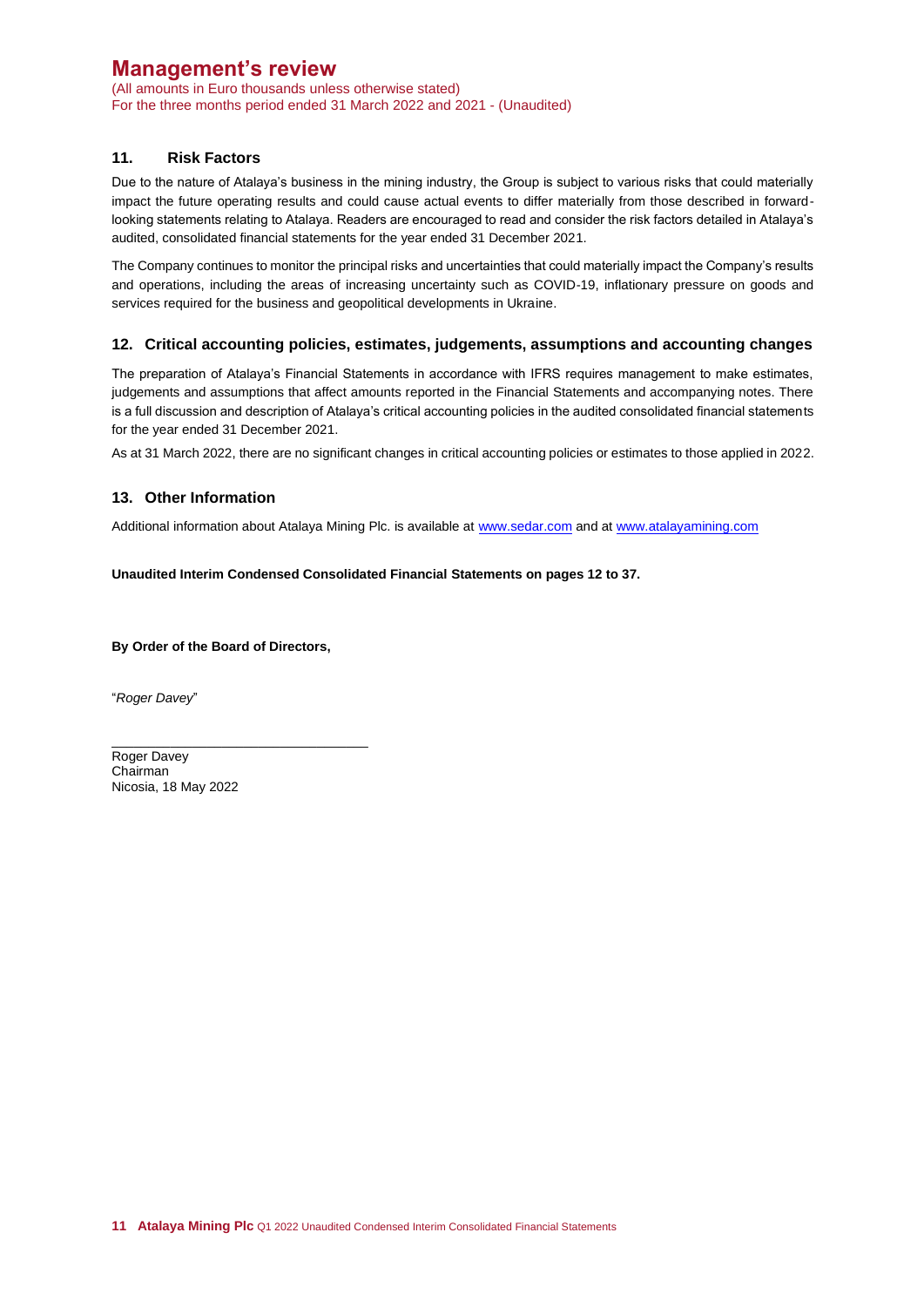# Management's review

(All amounts in Euro thousands unless otherwise stated)
For the three months period ended 31 March 2022 and 2021 - (Unaudited)

## 11. Risk Factors

Due to the nature of Atalaya's business in the mining industry, the Group is subject to various risks that could materially impact the future operating results and could cause actual events to differ materially from those described in forward-looking statements relating to Atalaya. Readers are encouraged to read and consider the risk factors detailed in Atalaya's audited, consolidated financial statements for the year ended 31 December 2021.

The Company continues to monitor the principal risks and uncertainties that could materially impact the Company's results and operations, including the areas of increasing uncertainty such as COVID-19, inflationary pressure on goods and services required for the business and geopolitical developments in Ukraine.

## 12. Critical accounting policies, estimates, judgements, assumptions and accounting changes

The preparation of Atalaya's Financial Statements in accordance with IFRS requires management to make estimates, judgements and assumptions that affect amounts reported in the Financial Statements and accompanying notes. There is a full discussion and description of Atalaya's critical accounting policies in the audited consolidated financial statements for the year ended 31 December 2021.

As at 31 March 2022, there are no significant changes in critical accounting policies or estimates to those applied in 2022.

## 13. Other Information

Additional information about Atalaya Mining Plc. is available at www.sedar.com and at www.atalayamining.com

**Unaudited Interim Condensed Consolidated Financial Statements on pages 12 to 37.**

**By Order of the Board of Directors,**

"*Roger Davey*"

Roger Davey
Chairman
Nicosia, 18 May 2022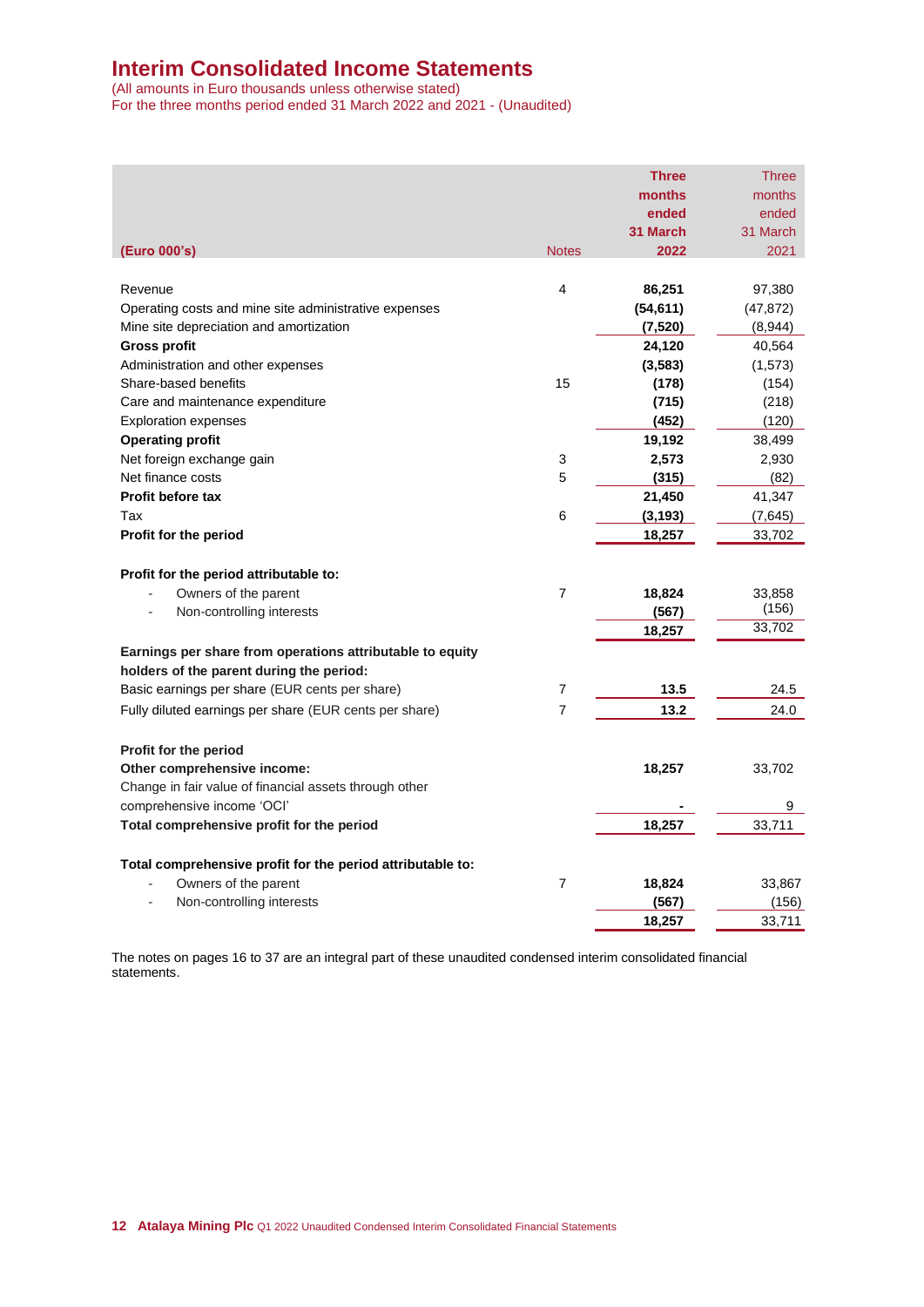# Interim Consolidated Income Statements

(All amounts in Euro thousands unless otherwise stated)
For the three months period ended 31 March 2022 and 2021 - (Unaudited)

| (Euro 000's) | Notes | Three months ended 31 March 2022 | Three months ended 31 March 2021 |
|---|---|---|---|
| Revenue | 4 | **86,251** | 97,380 |
| Operating costs and mine site administrative expenses | | **(54,611)** | (47,872) |
| Mine site depreciation and amortization | | **(7,520)** | (8,944) |
| **Gross profit** | | **24,120** | 40,564 |
| Administration and other expenses | | **(3,583)** | (1,573) |
| Share-based benefits | 15 | **(178)** | (154) |
| Care and maintenance expenditure | | **(715)** | (218) |
| Exploration expenses | | **(452)** | (120) |
| **Operating profit** | | **19,192** | 38,499 |
| Net foreign exchange gain | 3 | **2,573** | 2,930 |
| Net finance costs | 5 | **(315)** | (82) |
| **Profit before tax** | | **21,450** | 41,347 |
| Tax | 6 | **(3,193)** | (7,645) |
| **Profit for the period** | | **18,257** | 33,702 |
| | | | |
| **Profit for the period attributable to:** | | | |
| - Owners of the parent | 7 | **18,824** | 33,858 |
| - Non-controlling interests | | **(567)** | (156) |
| | | **18,257** | 33,702 |
| **Earnings per share from operations attributable to equity holders of the parent during the period:** | | | |
| Basic earnings per share (EUR cents per share) | 7 | **13.5** | 24.5 |
| Fully diluted earnings per share (EUR cents per share) | 7 | **13.2** | 24.0 |
| | | | |
| **Profit for the period** | | **18,257** | 33,702 |
| **Other comprehensive income:** | | | |
| Change in fair value of financial assets through other comprehensive income 'OCI' | | **-** | 9 |
| **Total comprehensive profit for the period** | | **18,257** | 33,711 |
| | | | |
| **Total comprehensive profit for the period attributable to:** | | | |
| - Owners of the parent | 7 | **18,824** | 33,867 |
| - Non-controlling interests | | **(567)** | (156) |
| | | **18,257** | 33,711 |

The notes on pages 16 to 37 are an integral part of these unaudited condensed interim consolidated financial statements.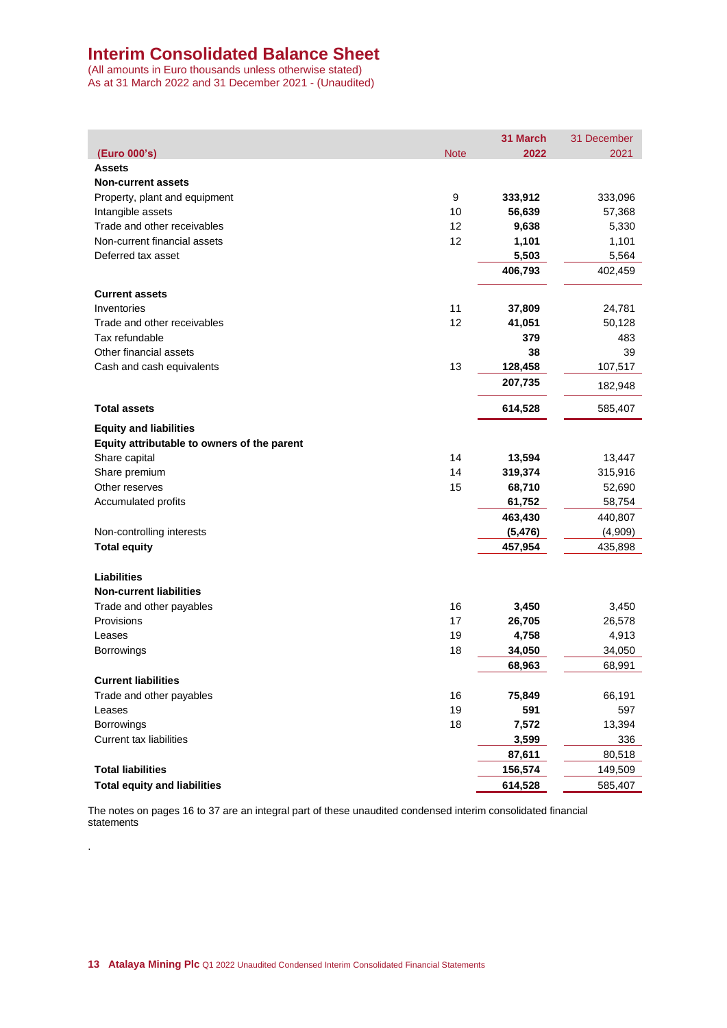# Interim Consolidated Balance Sheet

(All amounts in Euro thousands unless otherwise stated)
As at 31 March 2022 and 31 December 2021 - (Unaudited)

| (Euro 000's) | Note | 31 March 2022 | 31 December 2021 |
|---|---|---|---|
| **Assets** | | | |
| **Non-current assets** | | | |
| Property, plant and equipment | 9 | **333,912** | 333,096 |
| Intangible assets | 10 | **56,639** | 57,368 |
| Trade and other receivables | 12 | **9,638** | 5,330 |
| Non-current financial assets | 12 | **1,101** | 1,101 |
| Deferred tax asset | | **5,503** | 5,564 |
| | | **406,793** | 402,459 |
| **Current assets** | | | |
| Inventories | 11 | **37,809** | 24,781 |
| Trade and other receivables | 12 | **41,051** | 50,128 |
| Tax refundable | | **379** | 483 |
| Other financial assets | | **38** | 39 |
| Cash and cash equivalents | 13 | **128,458** | 107,517 |
| | | **207,735** | 182,948 |
| **Total assets** | | **614,528** | 585,407 |
| **Equity and liabilities** | | | |
| **Equity attributable to owners of the parent** | | | |
| Share capital | 14 | **13,594** | 13,447 |
| Share premium | 14 | **319,374** | 315,916 |
| Other reserves | 15 | **68,710** | 52,690 |
| Accumulated profits | | **61,752** | 58,754 |
| | | **463,430** | 440,807 |
| Non-controlling interests | | **(5,476)** | (4,909) |
| **Total equity** | | **457,954** | 435,898 |
| **Liabilities** | | | |
| **Non-current liabilities** | | | |
| Trade and other payables | 16 | **3,450** | 3,450 |
| Provisions | 17 | **26,705** | 26,578 |
| Leases | 19 | **4,758** | 4,913 |
| Borrowings | 18 | **34,050** | 34,050 |
| | | **68,963** | 68,991 |
| **Current liabilities** | | | |
| Trade and other payables | 16 | **75,849** | 66,191 |
| Leases | 19 | **591** | 597 |
| Borrowings | 18 | **7,572** | 13,394 |
| Current tax liabilities | | **3,599** | 336 |
| | | **87,611** | 80,518 |
| **Total liabilities** | | **156,574** | 149,509 |
| **Total equity and liabilities** | | **614,528** | 585,407 |

The notes on pages 16 to 37 are an integral part of these unaudited condensed interim consolidated financial statements

.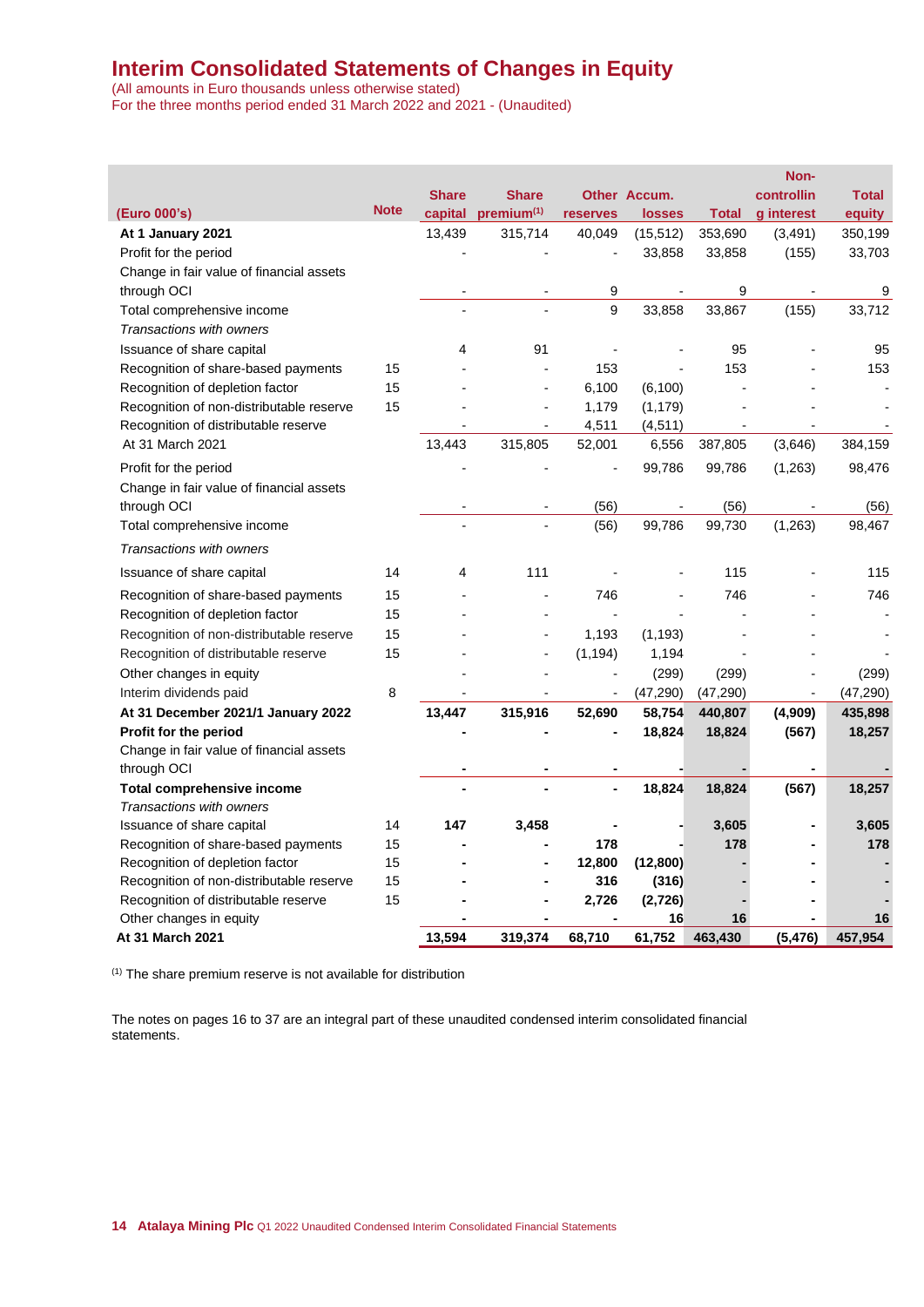# Interim Consolidated Statements of Changes in Equity

(All amounts in Euro thousands unless otherwise stated)
For the three months period ended 31 March 2022 and 2021 - (Unaudited)

| (Euro 000's) | Note | Share capital | Share premium[1] | Other reserves | Accum. losses | Total | Non-controlling interest | Total equity |
|---|---|---|---|---|---|---|---|---|
| **At 1 January 2021** | | 13,439 | 315,714 | 40,049 | (15,512) | 353,690 | (3,491) | 350,199 |
| Profit for the period | | - | - | - | 33,858 | 33,858 | (155) | 33,703 |
| Change in fair value of financial assets through OCI | | - | - | 9 | - | 9 | - | 9 |
| Total comprehensive income | | - | - | 9 | 33,858 | 33,867 | (155) | 33,712 |
| *Transactions with owners* | | | | | | | | |
| Issuance of share capital | | 4 | 91 | - | - | 95 | - | 95 |
| Recognition of share-based payments | 15 | - | - | 153 | - | 153 | - | 153 |
| Recognition of depletion factor | 15 | - | - | 6,100 | (6,100) | - | - | - |
| Recognition of non-distributable reserve | 15 | - | - | 1,179 | (1,179) | - | - | - |
| Recognition of distributable reserve | | - | - | 4,511 | (4,511) | - | - | - |
| At 31 March 2021 | | 13,443 | 315,805 | 52,001 | 6,556 | 387,805 | (3,646) | 384,159 |
| Profit for the period | | - | - | - | 99,786 | 99,786 | (1,263) | 98,476 |
| Change in fair value of financial assets through OCI | | - | - | (56) | - | (56) | - | (56) |
| Total comprehensive income | | - | - | (56) | 99,786 | 99,730 | (1,263) | 98,467 |
| *Transactions with owners* | | | | | | | | |
| Issuance of share capital | 14 | 4 | 111 | - | - | 115 | - | 115 |
| Recognition of share-based payments | 15 | - | - | 746 | - | 746 | - | 746 |
| Recognition of depletion factor | 15 | - | - | - | - | - | - | - |
| Recognition of non-distributable reserve | 15 | - | - | 1,193 | (1,193) | - | - | - |
| Recognition of distributable reserve | 15 | - | - | (1,194) | 1,194 | - | - | - |
| Other changes in equity | | - | - | - | (299) | (299) | - | (299) |
| Interim dividends paid | 8 | - | - | - | (47,290) | (47,290) | - | (47,290) |
| **At 31 December 2021/1 January 2022** | | **13,447** | **315,916** | **52,690** | **58,754** | **440,807** | **(4,909)** | **435,898** |
| **Profit for the period** | | **-** | **-** | **-** | **18,824** | **18,824** | **(567)** | **18,257** |
| Change in fair value of financial assets through OCI | | **-** | **-** | **-** | **-** | **-** | **-** | **-** |
| **Total comprehensive income** | | **-** | **-** | **-** | **18,824** | **18,824** | **(567)** | **18,257** |
| *Transactions with owners* | | | | | | | | |
| Issuance of share capital | 14 | **147** | **3,458** | **-** | **-** | **3,605** | **-** | **3,605** |
| Recognition of share-based payments | 15 | **-** | **-** | **178** | **-** | **178** | **-** | **178** |
| Recognition of depletion factor | 15 | **-** | **-** | **12,800** | **(12,800)** | **-** | **-** | **-** |
| Recognition of non-distributable reserve | 15 | **-** | **-** | **316** | **(316)** | **-** | **-** | **-** |
| Recognition of distributable reserve | 15 | **-** | **-** | **2,726** | **(2,726)** | **-** | **-** | **-** |
| Other changes in equity | | **-** | **-** | **-** | **16** | **16** | **-** | **16** |
| **At 31 March 2021** | | **13,594** | **319,374** | **68,710** | **61,752** | **463,430** | **(5,476)** | **457,954** |

[1] The share premium reserve is not available for distribution

The notes on pages 16 to 37 are an integral part of these unaudited condensed interim consolidated financial statements.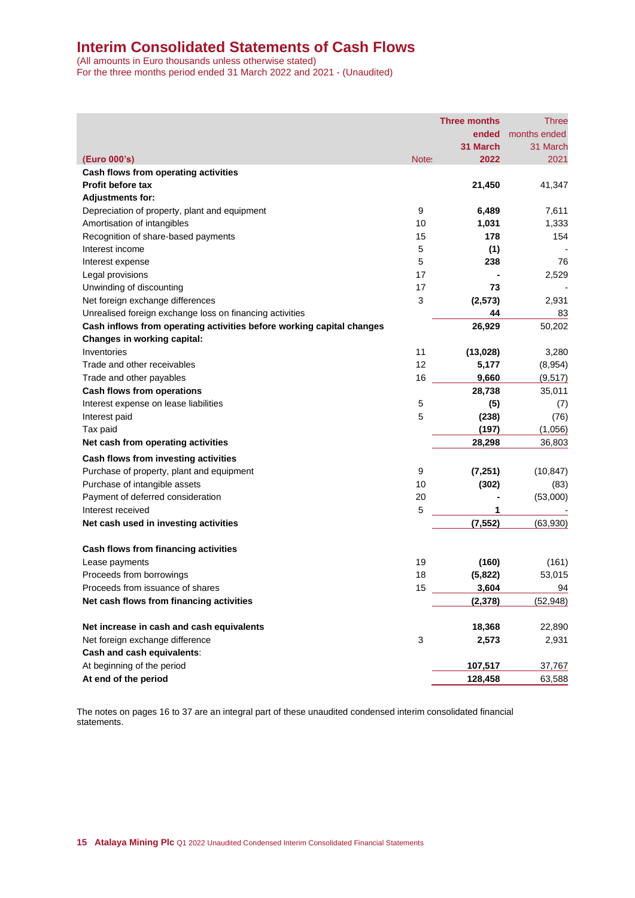# Interim Consolidated Statements of Cash Flows

(All amounts in Euro thousands unless otherwise stated)
For the three months period ended 31 March 2022 and 2021 - (Unaudited)

| (Euro 000's) | Notes | Three months ended 31 March 2022 | Three months ended 31 March 2021 |
|---|---|---|---|
| **Cash flows from operating activities** | | | |
| **Profit before tax** | | **21,450** | 41,347 |
| **Adjustments for:** | | | |
| Depreciation of property, plant and equipment | 9 | **6,489** | 7,611 |
| Amortisation of intangibles | 10 | **1,031** | 1,333 |
| Recognition of share-based payments | 15 | **178** | 154 |
| Interest income | 5 | **(1)** | - |
| Interest expense | 5 | **238** | 76 |
| Legal provisions | 17 | **-** | 2,529 |
| Unwinding of discounting | 17 | **73** | - |
| Net foreign exchange differences | 3 | **(2,573)** | 2,931 |
| Unrealised foreign exchange loss on financing activities | | **44** | 83 |
| **Cash inflows from operating activities before working capital changes** | | **26,929** | 50,202 |
| **Changes in working capital:** | | | |
| Inventories | 11 | **(13,028)** | 3,280 |
| Trade and other receivables | 12 | **5,177** | (8,954) |
| Trade and other payables | 16 | **9,660** | (9,517) |
| **Cash flows from operations** | | **28,738** | 35,011 |
| Interest expense on lease liabilities | 5 | **(5)** | (7) |
| Interest paid | 5 | **(238)** | (76) |
| Tax paid | | **(197)** | (1,056) |
| **Net cash from operating activities** | | **28,298** | 36,803 |
| **Cash flows from investing activities** | | | |
| Purchase of property, plant and equipment | 9 | **(7,251)** | (10,847) |
| Purchase of intangible assets | 10 | **(302)** | (83) |
| Payment of deferred consideration | 20 | **-** | (53,000) |
| Interest received | 5 | **1** | - |
| **Net cash used in investing activities** | | **(7,552)** | (63,930) |
| **Cash flows from financing activities** | | | |
| Lease payments | 19 | **(160)** | (161) |
| Proceeds from borrowings | 18 | **(5,822)** | 53,015 |
| Proceeds from issuance of shares | 15 | **3,604** | 94 |
| **Net cash flows from financing activities** | | **(2,378)** | (52,948) |
| **Net increase in cash and cash equivalents** | | **18,368** | 22,890 |
| Net foreign exchange difference | 3 | **2,573** | 2,931 |
| **Cash and cash equivalents**: | | | |
| At beginning of the period | | **107,517** | 37,767 |
| **At end of the period** | | **128,458** | 63,588 |

The notes on pages 16 to 37 are an integral part of these unaudited condensed interim consolidated financial statements.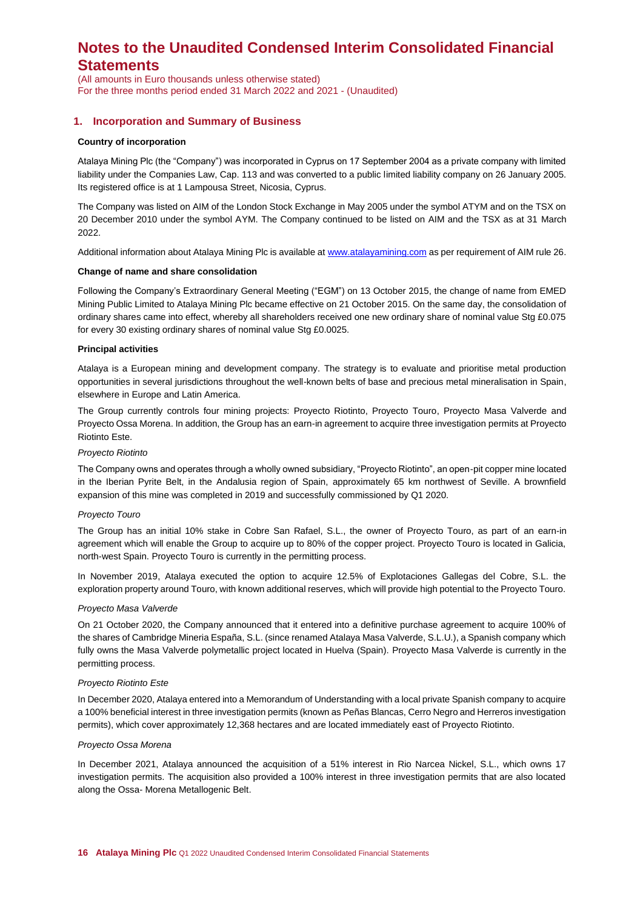# Notes to the Unaudited Condensed Interim Consolidated Financial Statements

(All amounts in Euro thousands unless otherwise stated)
For the three months period ended 31 March 2022 and 2021 - (Unaudited)

## 1. Incorporation and Summary of Business

**Country of incorporation**

Atalaya Mining Plc (the "Company") was incorporated in Cyprus on 17 September 2004 as a private company with limited liability under the Companies Law, Cap. 113 and was converted to a public limited liability company on 26 January 2005. Its registered office is at 1 Lampousa Street, Nicosia, Cyprus.

The Company was listed on AIM of the London Stock Exchange in May 2005 under the symbol ATYM and on the TSX on 20 December 2010 under the symbol AYM. The Company continued to be listed on AIM and the TSX as at 31 March 2022.

Additional information about Atalaya Mining Plc is available at www.atalayamining.com as per requirement of AIM rule 26.

**Change of name and share consolidation**

Following the Company's Extraordinary General Meeting ("EGM") on 13 October 2015, the change of name from EMED Mining Public Limited to Atalaya Mining Plc became effective on 21 October 2015. On the same day, the consolidation of ordinary shares came into effect, whereby all shareholders received one new ordinary share of nominal value Stg £0.075 for every 30 existing ordinary shares of nominal value Stg £0.0025.

**Principal activities**

Atalaya is a European mining and development company. The strategy is to evaluate and prioritise metal production opportunities in several jurisdictions throughout the well-known belts of base and precious metal mineralisation in Spain, elsewhere in Europe and Latin America.

The Group currently controls four mining projects: Proyecto Riotinto, Proyecto Touro, Proyecto Masa Valverde and Proyecto Ossa Morena. In addition, the Group has an earn-in agreement to acquire three investigation permits at Proyecto Riotinto Este.

*Proyecto Riotinto*

The Company owns and operates through a wholly owned subsidiary, "Proyecto Riotinto", an open-pit copper mine located in the Iberian Pyrite Belt, in the Andalusia region of Spain, approximately 65 km northwest of Seville. A brownfield expansion of this mine was completed in 2019 and successfully commissioned by Q1 2020.

*Proyecto Touro*

The Group has an initial 10% stake in Cobre San Rafael, S.L., the owner of Proyecto Touro, as part of an earn-in agreement which will enable the Group to acquire up to 80% of the copper project. Proyecto Touro is located in Galicia, north-west Spain. Proyecto Touro is currently in the permitting process.

In November 2019, Atalaya executed the option to acquire 12.5% of Explotaciones Gallegas del Cobre, S.L. the exploration property around Touro, with known additional reserves, which will provide high potential to the Proyecto Touro.

*Proyecto Masa Valverde*

On 21 October 2020, the Company announced that it entered into a definitive purchase agreement to acquire 100% of the shares of Cambridge Mineria España, S.L. (since renamed Atalaya Masa Valverde, S.L.U.), a Spanish company which fully owns the Masa Valverde polymetallic project located in Huelva (Spain). Proyecto Masa Valverde is currently in the permitting process.

*Proyecto Riotinto Este*

In December 2020, Atalaya entered into a Memorandum of Understanding with a local private Spanish company to acquire a 100% beneficial interest in three investigation permits (known as Peñas Blancas, Cerro Negro and Herreros investigation permits), which cover approximately 12,368 hectares and are located immediately east of Proyecto Riotinto.

*Proyecto Ossa Morena*

In December 2021, Atalaya announced the acquisition of a 51% interest in Rio Narcea Nickel, S.L., which owns 17 investigation permits. The acquisition also provided a 100% interest in three investigation permits that are also located along the Ossa- Morena Metallogenic Belt.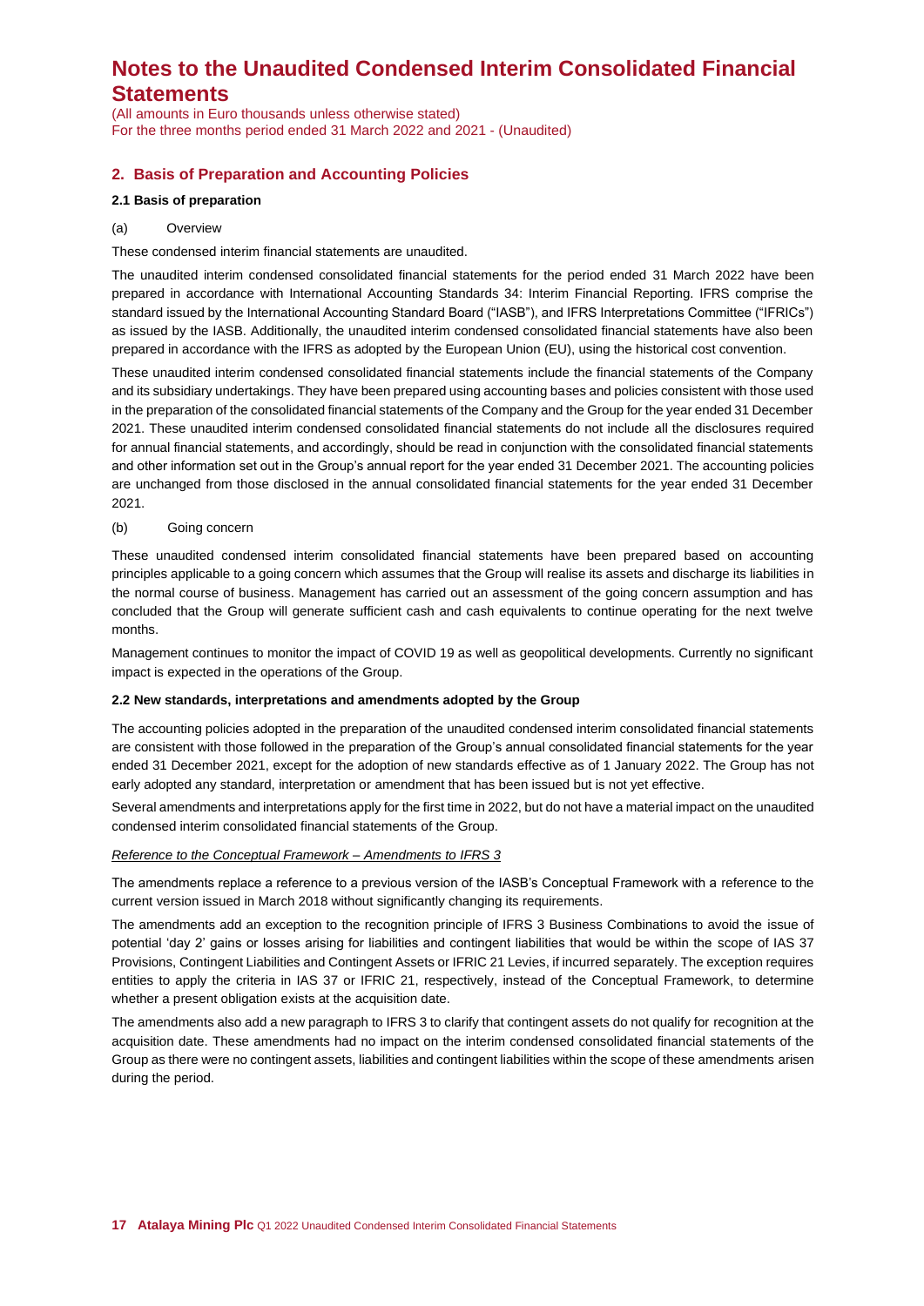# Notes to the Unaudited Condensed Interim Consolidated Financial Statements

(All amounts in Euro thousands unless otherwise stated)
For the three months period ended 31 March 2022 and 2021 - (Unaudited)

## 2. Basis of Preparation and Accounting Policies

### 2.1 Basis of preparation

(a) Overview

These condensed interim financial statements are unaudited.

The unaudited interim condensed consolidated financial statements for the period ended 31 March 2022 have been prepared in accordance with International Accounting Standards 34: Interim Financial Reporting. IFRS comprise the standard issued by the International Accounting Standard Board ("IASB"), and IFRS Interpretations Committee ("IFRICs") as issued by the IASB. Additionally, the unaudited interim condensed consolidated financial statements have also been prepared in accordance with the IFRS as adopted by the European Union (EU), using the historical cost convention.

These unaudited interim condensed consolidated financial statements include the financial statements of the Company and its subsidiary undertakings. They have been prepared using accounting bases and policies consistent with those used in the preparation of the consolidated financial statements of the Company and the Group for the year ended 31 December 2021. These unaudited interim condensed consolidated financial statements do not include all the disclosures required for annual financial statements, and accordingly, should be read in conjunction with the consolidated financial statements and other information set out in the Group's annual report for the year ended 31 December 2021. The accounting policies are unchanged from those disclosed in the annual consolidated financial statements for the year ended 31 December 2021.

(b) Going concern

These unaudited condensed interim consolidated financial statements have been prepared based on accounting principles applicable to a going concern which assumes that the Group will realise its assets and discharge its liabilities in the normal course of business. Management has carried out an assessment of the going concern assumption and has concluded that the Group will generate sufficient cash and cash equivalents to continue operating for the next twelve months.

Management continues to monitor the impact of COVID 19 as well as geopolitical developments. Currently no significant impact is expected in the operations of the Group.

### 2.2 New standards, interpretations and amendments adopted by the Group

The accounting policies adopted in the preparation of the unaudited condensed interim consolidated financial statements are consistent with those followed in the preparation of the Group's annual consolidated financial statements for the year ended 31 December 2021, except for the adoption of new standards effective as of 1 January 2022. The Group has not early adopted any standard, interpretation or amendment that has been issued but is not yet effective.

Several amendments and interpretations apply for the first time in 2022, but do not have a material impact on the unaudited condensed interim consolidated financial statements of the Group.

*Reference to the Conceptual Framework – Amendments to IFRS 3*

The amendments replace a reference to a previous version of the IASB's Conceptual Framework with a reference to the current version issued in March 2018 without significantly changing its requirements.

The amendments add an exception to the recognition principle of IFRS 3 Business Combinations to avoid the issue of potential 'day 2' gains or losses arising for liabilities and contingent liabilities that would be within the scope of IAS 37 Provisions, Contingent Liabilities and Contingent Assets or IFRIC 21 Levies, if incurred separately. The exception requires entities to apply the criteria in IAS 37 or IFRIC 21, respectively, instead of the Conceptual Framework, to determine whether a present obligation exists at the acquisition date.

The amendments also add a new paragraph to IFRS 3 to clarify that contingent assets do not qualify for recognition at the acquisition date. These amendments had no impact on the interim condensed consolidated financial statements of the Group as there were no contingent assets, liabilities and contingent liabilities within the scope of these amendments arisen during the period.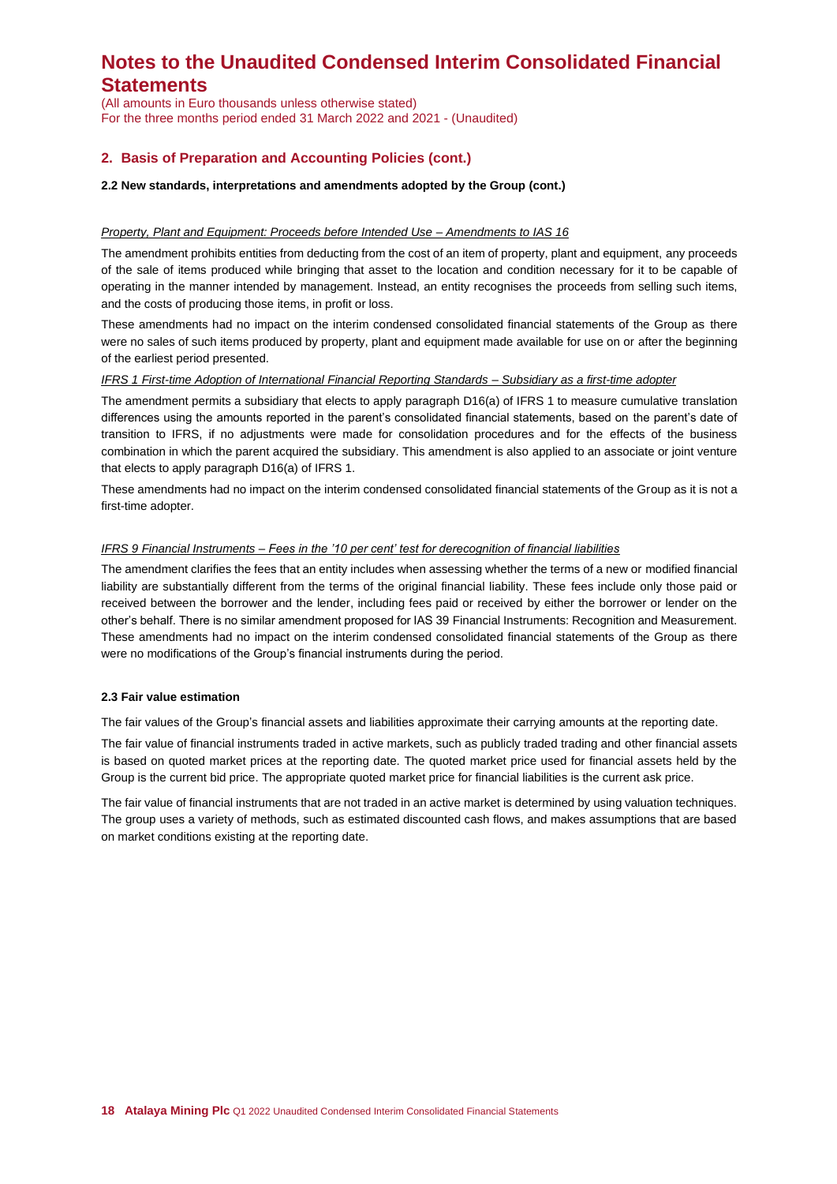# Notes to the Unaudited Condensed Interim Consolidated Financial Statements

(All amounts in Euro thousands unless otherwise stated)
For the three months period ended 31 March 2022 and 2021 - (Unaudited)

## 2. Basis of Preparation and Accounting Policies (cont.)

### 2.2 New standards, interpretations and amendments adopted by the Group (cont.)

*Property, Plant and Equipment: Proceeds before Intended Use – Amendments to IAS 16*

The amendment prohibits entities from deducting from the cost of an item of property, plant and equipment, any proceeds of the sale of items produced while bringing that asset to the location and condition necessary for it to be capable of operating in the manner intended by management. Instead, an entity recognises the proceeds from selling such items, and the costs of producing those items, in profit or loss.

These amendments had no impact on the interim condensed consolidated financial statements of the Group as there were no sales of such items produced by property, plant and equipment made available for use on or after the beginning of the earliest period presented.

*IFRS 1 First-time Adoption of International Financial Reporting Standards – Subsidiary as a first-time adopter*

The amendment permits a subsidiary that elects to apply paragraph D16(a) of IFRS 1 to measure cumulative translation differences using the amounts reported in the parent's consolidated financial statements, based on the parent's date of transition to IFRS, if no adjustments were made for consolidation procedures and for the effects of the business combination in which the parent acquired the subsidiary. This amendment is also applied to an associate or joint venture that elects to apply paragraph D16(a) of IFRS 1.

These amendments had no impact on the interim condensed consolidated financial statements of the Group as it is not a first-time adopter.

*IFRS 9 Financial Instruments – Fees in the '10 per cent' test for derecognition of financial liabilities*

The amendment clarifies the fees that an entity includes when assessing whether the terms of a new or modified financial liability are substantially different from the terms of the original financial liability. These fees include only those paid or received between the borrower and the lender, including fees paid or received by either the borrower or lender on the other's behalf. There is no similar amendment proposed for IAS 39 Financial Instruments: Recognition and Measurement. These amendments had no impact on the interim condensed consolidated financial statements of the Group as there were no modifications of the Group's financial instruments during the period.

### 2.3 Fair value estimation

The fair values of the Group's financial assets and liabilities approximate their carrying amounts at the reporting date.

The fair value of financial instruments traded in active markets, such as publicly traded trading and other financial assets is based on quoted market prices at the reporting date. The quoted market price used for financial assets held by the Group is the current bid price. The appropriate quoted market price for financial liabilities is the current ask price.

The fair value of financial instruments that are not traded in an active market is determined by using valuation techniques. The group uses a variety of methods, such as estimated discounted cash flows, and makes assumptions that are based on market conditions existing at the reporting date.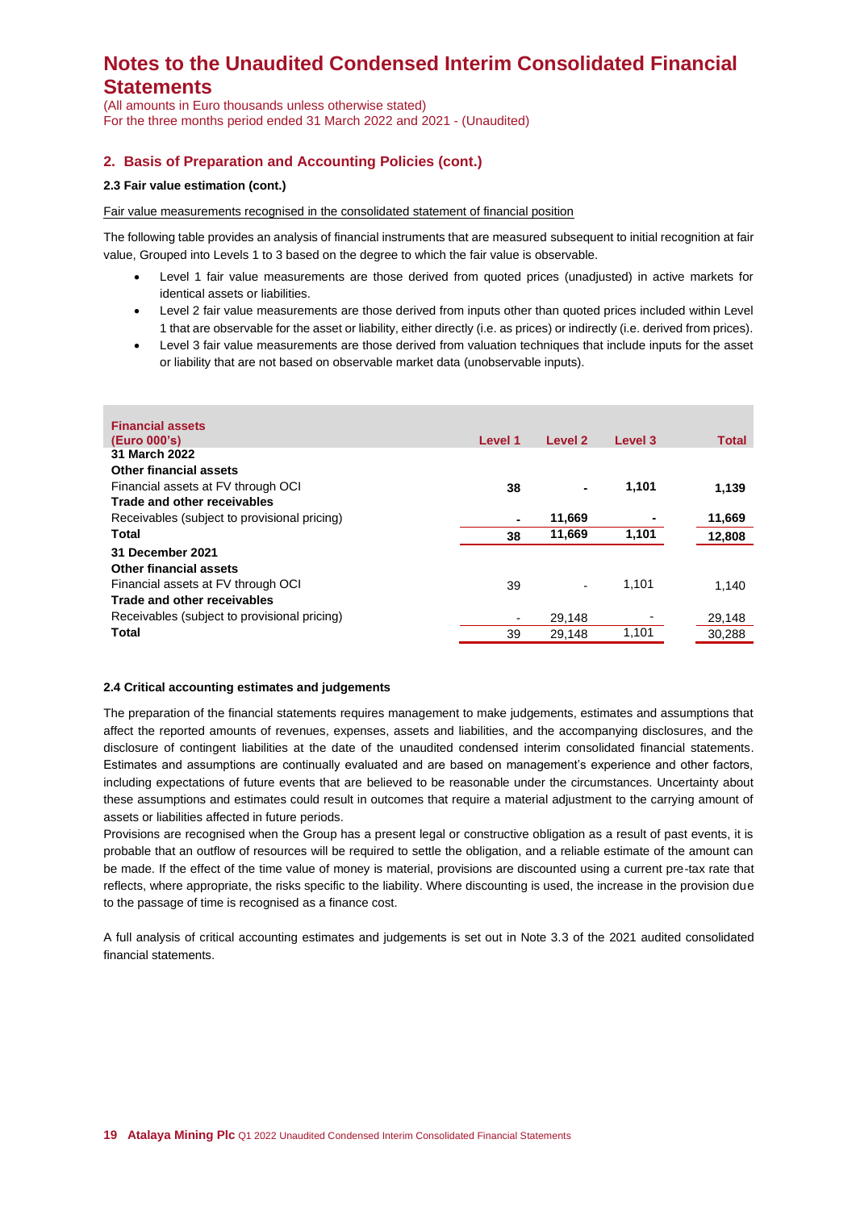# Notes to the Unaudited Condensed Interim Consolidated Financial Statements

(All amounts in Euro thousands unless otherwise stated)
For the three months period ended 31 March 2022 and 2021 - (Unaudited)

## 2. Basis of Preparation and Accounting Policies (cont.)

### 2.3 Fair value estimation (cont.)

Fair value measurements recognised in the consolidated statement of financial position

The following table provides an analysis of financial instruments that are measured subsequent to initial recognition at fair value, Grouped into Levels 1 to 3 based on the degree to which the fair value is observable.

- Level 1 fair value measurements are those derived from quoted prices (unadjusted) in active markets for identical assets or liabilities.
- Level 2 fair value measurements are those derived from inputs other than quoted prices included within Level 1 that are observable for the asset or liability, either directly (i.e. as prices) or indirectly (i.e. derived from prices).
- Level 3 fair value measurements are those derived from valuation techniques that include inputs for the asset or liability that are not based on observable market data (unobservable inputs).

| Financial assets (Euro 000's) | Level 1 | Level 2 | Level 3 | Total |
|---|---|---|---|---|
| **31 March 2022** | | | | |
| **Other financial assets** | | | | |
| Financial assets at FV through OCI | **38** | **-** | **1,101** | **1,139** |
| **Trade and other receivables** | | | | |
| Receivables (subject to provisional pricing) | **-** | **11,669** | **-** | **11,669** |
| **Total** | **38** | **11,669** | **1,101** | **12,808** |
| **31 December 2021** | | | | |
| **Other financial assets** | | | | |
| Financial assets at FV through OCI | 39 | - | 1,101 | 1,140 |
| **Trade and other receivables** | | | | |
| Receivables (subject to provisional pricing) | - | 29,148 | - | 29,148 |
| **Total** | 39 | 29,148 | 1,101 | 30,288 |

### 2.4 Critical accounting estimates and judgements

The preparation of the financial statements requires management to make judgements, estimates and assumptions that affect the reported amounts of revenues, expenses, assets and liabilities, and the accompanying disclosures, and the disclosure of contingent liabilities at the date of the unaudited condensed interim consolidated financial statements. Estimates and assumptions are continually evaluated and are based on management's experience and other factors, including expectations of future events that are believed to be reasonable under the circumstances. Uncertainty about these assumptions and estimates could result in outcomes that require a material adjustment to the carrying amount of assets or liabilities affected in future periods.

Provisions are recognised when the Group has a present legal or constructive obligation as a result of past events, it is probable that an outflow of resources will be required to settle the obligation, and a reliable estimate of the amount can be made. If the effect of the time value of money is material, provisions are discounted using a current pre-tax rate that reflects, where appropriate, the risks specific to the liability. Where discounting is used, the increase in the provision due to the passage of time is recognised as a finance cost.

A full analysis of critical accounting estimates and judgements is set out in Note 3.3 of the 2021 audited consolidated financial statements.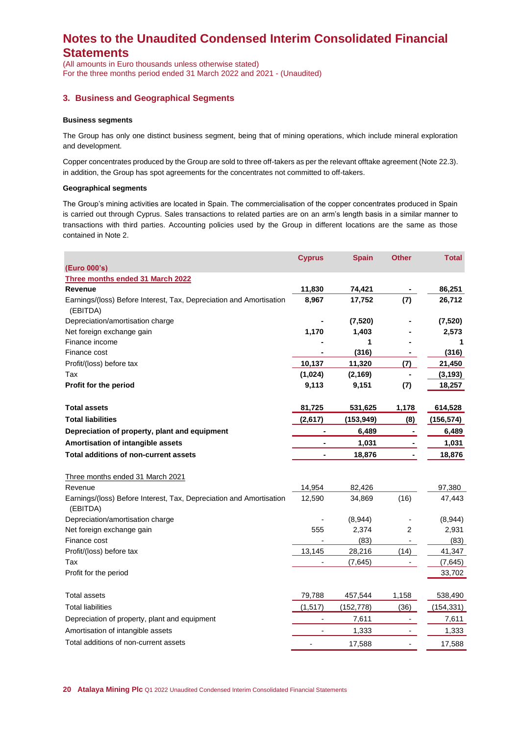# Notes to the Unaudited Condensed Interim Consolidated Financial Statements

(All amounts in Euro thousands unless otherwise stated)
For the three months period ended 31 March 2022 and 2021 - (Unaudited)

## 3. Business and Geographical Segments

### Business segments

The Group has only one distinct business segment, being that of mining operations, which include mineral exploration and development.

Copper concentrates produced by the Group are sold to three off-takers as per the relevant offtake agreement (Note 22.3). in addition, the Group has spot agreements for the concentrates not committed to off-takers.

### Geographical segments

The Group's mining activities are located in Spain. The commercialisation of the copper concentrates produced in Spain is carried out through Cyprus. Sales transactions to related parties are on an arm's length basis in a similar manner to transactions with third parties. Accounting policies used by the Group in different locations are the same as those contained in Note 2.

| (Euro 000's) | Cyprus | Spain | Other | Total |
|---|---|---|---|---|
| **Three months ended 31 March 2022** | | | | |
| **Revenue** | **11,830** | **74,421** | **-** | **86,251** |
| Earnings/(loss) Before Interest, Tax, Depreciation and Amortisation (EBITDA) | **8,967** | **17,752** | **(7)** | **26,712** |
| Depreciation/amortisation charge | **-** | **(7,520)** | **-** | **(7,520)** |
| Net foreign exchange gain | **1,170** | **1,403** | **-** | **2,573** |
| Finance income | **-** | **1** | **-** | **1** |
| Finance cost | **-** | **(316)** | **-** | **(316)** |
| Profit/(loss) before tax | **10,137** | **11,320** | **(7)** | **21,450** |
| Tax | **(1,024)** | **(2,169)** | **-** | **(3,193)** |
| **Profit for the period** | **9,113** | **9,151** | **(7)** | **18,257** |
| | | | | |
| **Total assets** | **81,725** | **531,625** | **1,178** | **614,528** |
| **Total liabilities** | **(2,617)** | **(153,949)** | **(8)** | **(156,574)** |
| **Depreciation of property, plant and equipment** | **-** | **6,489** | **-** | **6,489** |
| **Amortisation of intangible assets** | **-** | **1,031** | **-** | **1,031** |
| **Total additions of non-current assets** | **-** | **18,876** | **-** | **18,876** |
| | | | | |
| Three months ended 31 March 2021 | | | | |
| Revenue | 14,954 | 82,426 | | 97,380 |
| Earnings/(loss) Before Interest, Tax, Depreciation and Amortisation (EBITDA) | 12,590 | 34,869 | (16) | 47,443 |
| Depreciation/amortisation charge | - | (8,944) | - | (8,944) |
| Net foreign exchange gain | 555 | 2,374 | 2 | 2,931 |
| Finance cost | - | (83) | - | (83) |
| Profit/(loss) before tax | 13,145 | 28,216 | (14) | 41,347 |
| Tax | - | (7,645) | - | (7,645) |
| Profit for the period | | | | 33,702 |
| | | | | |
| Total assets | 79,788 | 457,544 | 1,158 | 538,490 |
| Total liabilities | (1,517) | (152,778) | (36) | (154,331) |
| Depreciation of property, plant and equipment | - | 7,611 | - | 7,611 |
| Amortisation of intangible assets | - | 1,333 | - | 1,333 |
| Total additions of non-current assets | - | 17,588 | - | 17,588 |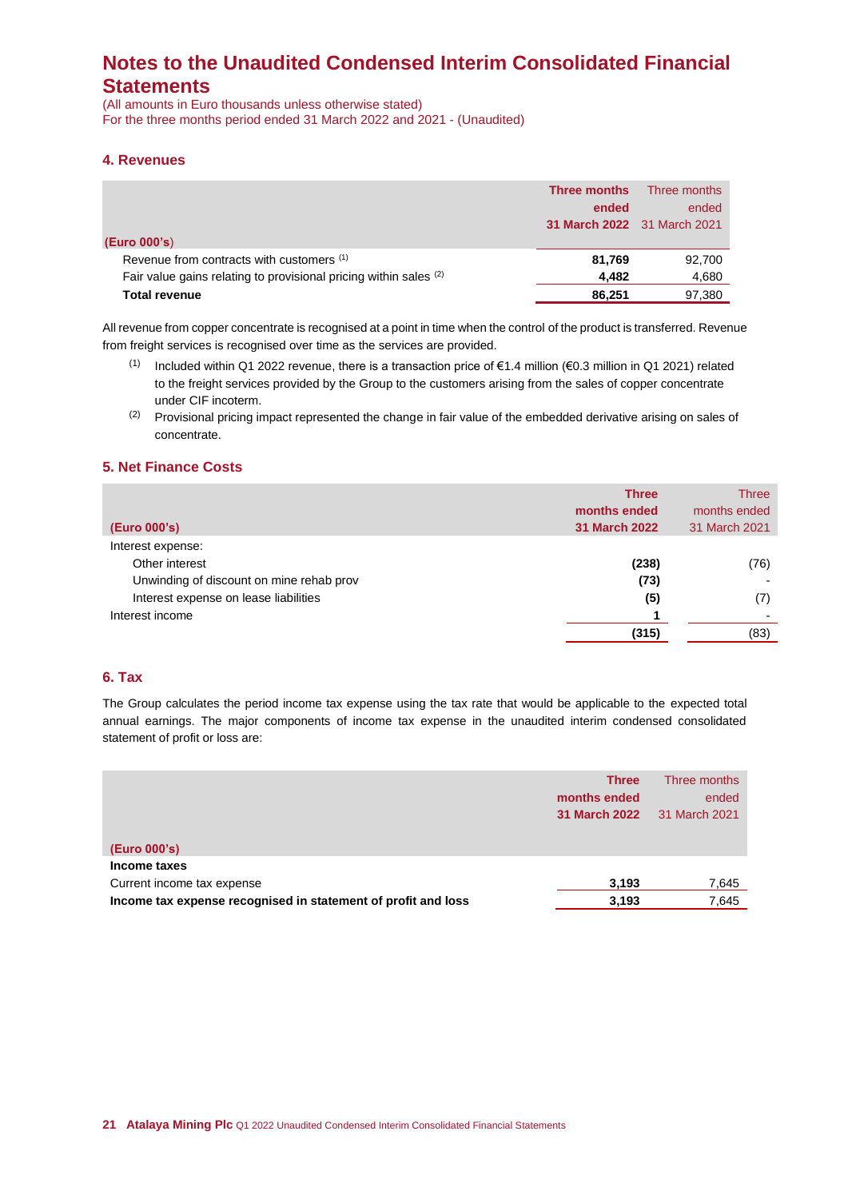# Notes to the Unaudited Condensed Interim Consolidated Financial Statements

(All amounts in Euro thousands unless otherwise stated)
For the three months period ended 31 March 2022 and 2021 - (Unaudited)

## 4. Revenues

| (Euro 000's) | **Three months ended 31 March 2022** | Three months ended 31 March 2021 |
|---|---|---|
| Revenue from contracts with customers [(1)] | **81,769** | 92,700 |
| Fair value gains relating to provisional pricing within sales [(2)] | **4,482** | 4,680 |
| **Total revenue** | **86,251** | 97,380 |

All revenue from copper concentrate is recognised at a point in time when the control of the product is transferred. Revenue from freight services is recognised over time as the services are provided.

(1) Included within Q1 2022 revenue, there is a transaction price of €1.4 million (€0.3 million in Q1 2021) related to the freight services provided by the Group to the customers arising from the sales of copper concentrate under CIF incoterm.

(2) Provisional pricing impact represented the change in fair value of the embedded derivative arising on sales of concentrate.

## 5. Net Finance Costs

| (Euro 000's) | **Three months ended 31 March 2022** | Three months ended 31 March 2021 |
|---|---|---|
| Interest expense: | | |
| Other interest | **(238)** | (76) |
| Unwinding of discount on mine rehab prov | **(73)** | - |
| Interest expense on lease liabilities | **(5)** | (7) |
| Interest income | **1** | - |
| | **(315)** | (83) |

## 6. Tax

The Group calculates the period income tax expense using the tax rate that would be applicable to the expected total annual earnings. The major components of income tax expense in the unaudited interim condensed consolidated statement of profit or loss are:

| (Euro 000's) | **Three months ended 31 March 2022** | Three months ended 31 March 2021 |
|---|---|---|
| **Income taxes** | | |
| Current income tax expense | **3,193** | 7,645 |
| **Income tax expense recognised in statement of profit and loss** | **3,193** | 7,645 |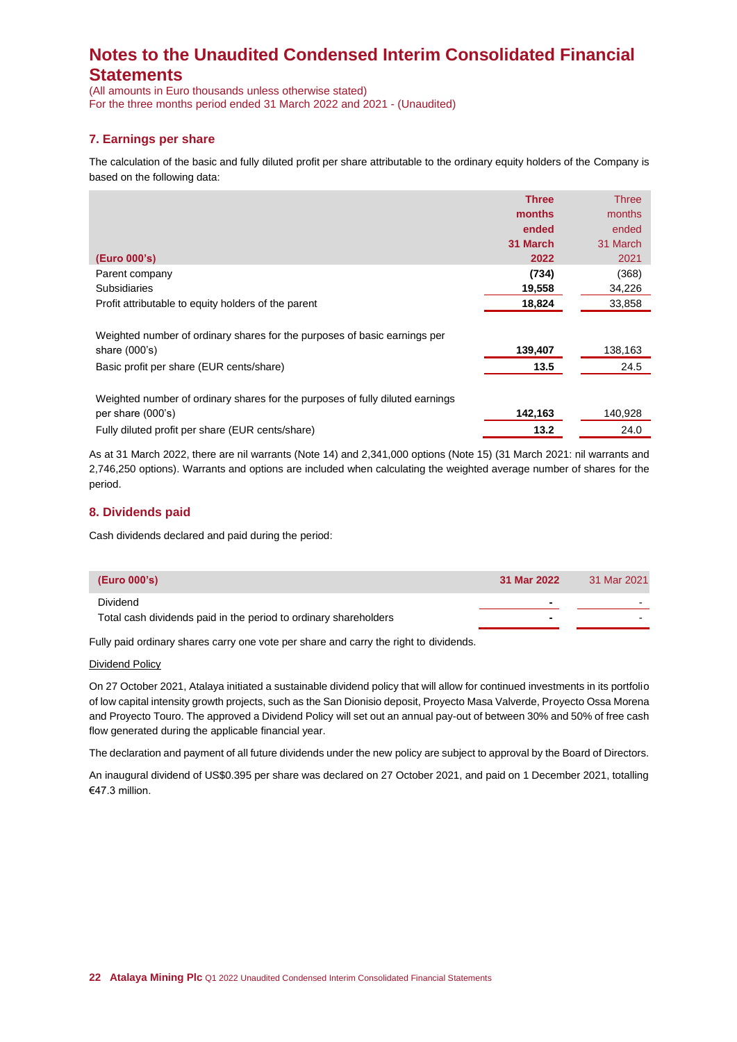# Notes to the Unaudited Condensed Interim Consolidated Financial Statements

(All amounts in Euro thousands unless otherwise stated)
For the three months period ended 31 March 2022 and 2021 - (Unaudited)

## 7. Earnings per share

The calculation of the basic and fully diluted profit per share attributable to the ordinary equity holders of the Company is based on the following data:

| (Euro 000's) | Three months ended 31 March 2022 | Three months ended 31 March 2021 |
|---|---|---|
| Parent company | **(734)** | (368) |
| Subsidiaries | **19,558** | 34,226 |
| Profit attributable to equity holders of the parent | **18,824** | 33,858 |
| | | |
| Weighted number of ordinary shares for the purposes of basic earnings per share (000's) | **139,407** | 138,163 |
| Basic profit per share (EUR cents/share) | **13.5** | 24.5 |
| | | |
| Weighted number of ordinary shares for the purposes of fully diluted earnings per share (000's) | **142,163** | 140,928 |
| Fully diluted profit per share (EUR cents/share) | **13.2** | 24.0 |

As at 31 March 2022, there are nil warrants (Note 14) and 2,341,000 options (Note 15) (31 March 2021: nil warrants and 2,746,250 options). Warrants and options are included when calculating the weighted average number of shares for the period.

## 8. Dividends paid

Cash dividends declared and paid during the period:

| (Euro 000's) | 31 Mar 2022 | 31 Mar 2021 |
|---|---|---|
| Dividend | **-** | - |
| Total cash dividends paid in the period to ordinary shareholders | **-** | - |

Fully paid ordinary shares carry one vote per share and carry the right to dividends.

Dividend Policy

On 27 October 2021, Atalaya initiated a sustainable dividend policy that will allow for continued investments in its portfolio of low capital intensity growth projects, such as the San Dionisio deposit, Proyecto Masa Valverde, Proyecto Ossa Morena and Proyecto Touro. The approved a Dividend Policy will set out an annual pay-out of between 30% and 50% of free cash flow generated during the applicable financial year.

The declaration and payment of all future dividends under the new policy are subject to approval by the Board of Directors.

An inaugural dividend of US$0.395 per share was declared on 27 October 2021, and paid on 1 December 2021, totalling €47.3 million.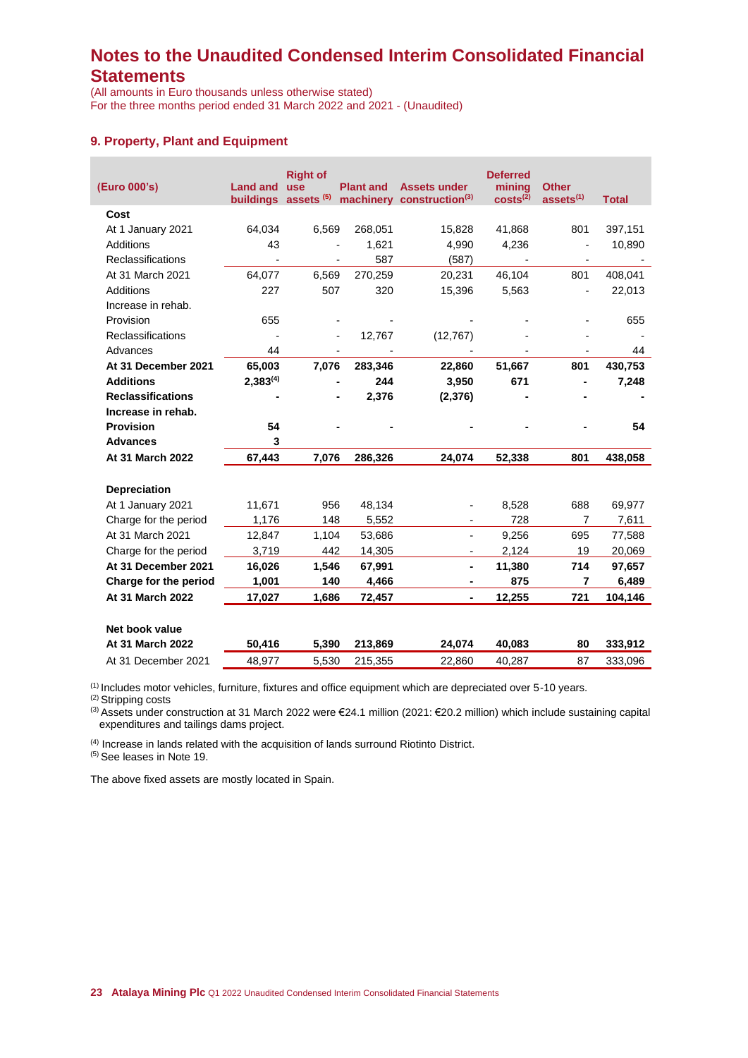# Notes to the Unaudited Condensed Interim Consolidated Financial Statements

(All amounts in Euro thousands unless otherwise stated)
For the three months period ended 31 March 2022 and 2021 - (Unaudited)

## 9. Property, Plant and Equipment

| (Euro 000's) | Land and buildings | Right of use assets [5] | Plant and machinery | Assets under construction[3] | Deferred mining costs[2] | Other assets[1] | Total |
|---|---|---|---|---|---|---|---|
| **Cost** | | | | | | | |
| At 1 January 2021 | 64,034 | 6,569 | 268,051 | 15,828 | 41,868 | 801 | 397,151 |
| Additions | 43 | - | 1,621 | 4,990 | 4,236 | - | 10,890 |
| Reclassifications | - | - | 587 | (587) | - | - | - |
| At 31 March 2021 | 64,077 | 6,569 | 270,259 | 20,231 | 46,104 | 801 | 408,041 |
| Additions | 227 | 507 | 320 | 15,396 | 5,563 | - | 22,013 |
| Increase in rehab. Provision | 655 | - | - | - | - | - | 655 |
| Reclassifications | - | - | 12,767 | (12,767) | - | - | - |
| Advances | 44 | - | - | - | - | - | 44 |
| **At 31 December 2021** | **65,003** | **7,076** | **283,346** | **22,860** | **51,667** | **801** | **430,753** |
| **Additions** | **2,383[4]** | **-** | **244** | **3,950** | **671** | **-** | **7,248** |
| **Reclassifications** | **-** | **-** | **2,376** | **(2,376)** | **-** | **-** | **-** |
| **Increase in rehab. Provision** | **54** | **-** | **-** | **-** | **-** | **-** | **54** |
| **Advances** | **3** | | | | | | |
| **At 31 March 2022** | **67,443** | **7,076** | **286,326** | **24,074** | **52,338** | **801** | **438,058** |
| | | | | | | | |
| **Depreciation** | | | | | | | |
| At 1 January 2021 | 11,671 | 956 | 48,134 | - | 8,528 | 688 | 69,977 |
| Charge for the period | 1,176 | 148 | 5,552 | - | 728 | 7 | 7,611 |
| At 31 March 2021 | 12,847 | 1,104 | 53,686 | - | 9,256 | 695 | 77,588 |
| Charge for the period | 3,719 | 442 | 14,305 | - | 2,124 | 19 | 20,069 |
| **At 31 December 2021** | **16,026** | **1,546** | **67,991** | **-** | **11,380** | **714** | **97,657** |
| **Charge for the period** | **1,001** | **140** | **4,466** | **-** | **875** | **7** | **6,489** |
| **At 31 March 2022** | **17,027** | **1,686** | **72,457** | **-** | **12,255** | **721** | **104,146** |
| | | | | | | | |
| **Net book value** | | | | | | | |
| **At 31 March 2022** | **50,416** | **5,390** | **213,869** | **24,074** | **40,083** | **80** | **333,912** |
| At 31 December 2021 | 48,977 | 5,530 | 215,355 | 22,860 | 40,287 | 87 | 333,096 |

[1] Includes motor vehicles, furniture, fixtures and office equipment which are depreciated over 5-10 years.
[2] Stripping costs
[3] Assets under construction at 31 March 2022 were €24.1 million (2021: €20.2 million) which include sustaining capital expenditures and tailings dams project.

[4] Increase in lands related with the acquisition of lands surround Riotinto District.
[5] See leases in Note 19.

The above fixed assets are mostly located in Spain.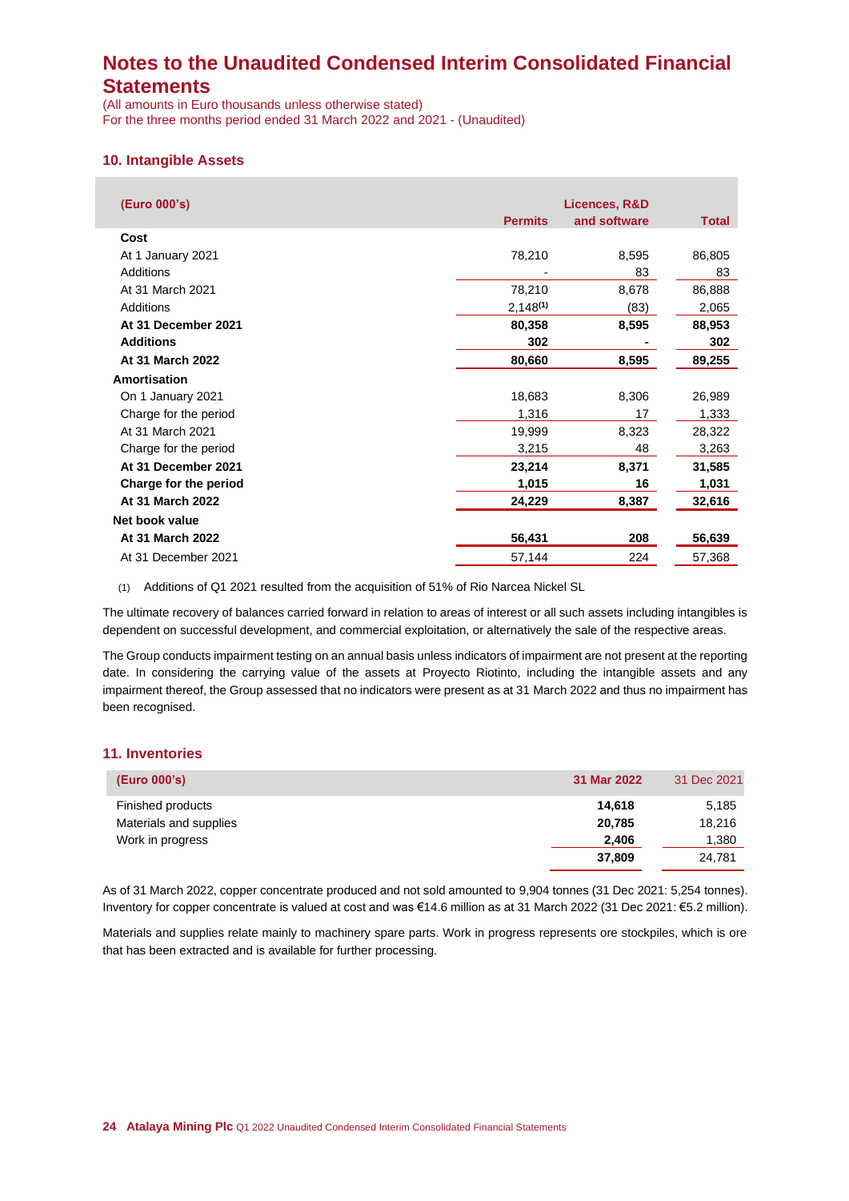# Notes to the Unaudited Condensed Interim Consolidated Financial Statements

(All amounts in Euro thousands unless otherwise stated)
For the three months period ended 31 March 2022 and 2021 - (Unaudited)

## 10. Intangible Assets

| (Euro 000's) | Permits | Licences, R&D and software | Total |
|---|---|---|---|
| **Cost** | | | |
| At 1 January 2021 | 78,210 | 8,595 | 86,805 |
| Additions | - | 83 | 83 |
| At 31 March 2021 | 78,210 | 8,678 | 86,888 |
| Additions | 2,148[(1)] | (83) | 2,065 |
| **At 31 December 2021** | **80,358** | **8,595** | **88,953** |
| **Additions** | **302** | **-** | **302** |
| **At 31 March 2022** | **80,660** | **8,595** | **89,255** |
| **Amortisation** | | | |
| On 1 January 2021 | 18,683 | 8,306 | 26,989 |
| Charge for the period | 1,316 | 17 | 1,333 |
| At 31 March 2021 | 19,999 | 8,323 | 28,322 |
| Charge for the period | 3,215 | 48 | 3,263 |
| **At 31 December 2021** | **23,214** | **8,371** | **31,585** |
| **Charge for the period** | **1,015** | **16** | **1,031** |
| **At 31 March 2022** | **24,229** | **8,387** | **32,616** |
| **Net book value** | | | |
| **At 31 March 2022** | **56,431** | **208** | **56,639** |
| At 31 December 2021 | 57,144 | 224 | 57,368 |

(1) Additions of Q1 2021 resulted from the acquisition of 51% of Rio Narcea Nickel SL

The ultimate recovery of balances carried forward in relation to areas of interest or all such assets including intangibles is dependent on successful development, and commercial exploitation, or alternatively the sale of the respective areas.

The Group conducts impairment testing on an annual basis unless indicators of impairment are not present at the reporting date. In considering the carrying value of the assets at Proyecto Riotinto, including the intangible assets and any impairment thereof, the Group assessed that no indicators were present as at 31 March 2022 and thus no impairment has been recognised.

## 11. Inventories

| (Euro 000's) | 31 Mar 2022 | 31 Dec 2021 |
|---|---|---|
| Finished products | **14,618** | 5,185 |
| Materials and supplies | **20,785** | 18,216 |
| Work in progress | **2,406** | 1,380 |
| | **37,809** | 24,781 |

As of 31 March 2022, copper concentrate produced and not sold amounted to 9,904 tonnes (31 Dec 2021: 5,254 tonnes). Inventory for copper concentrate is valued at cost and was €14.6 million as at 31 March 2022 (31 Dec 2021: €5.2 million).

Materials and supplies relate mainly to machinery spare parts. Work in progress represents ore stockpiles, which is ore that has been extracted and is available for further processing.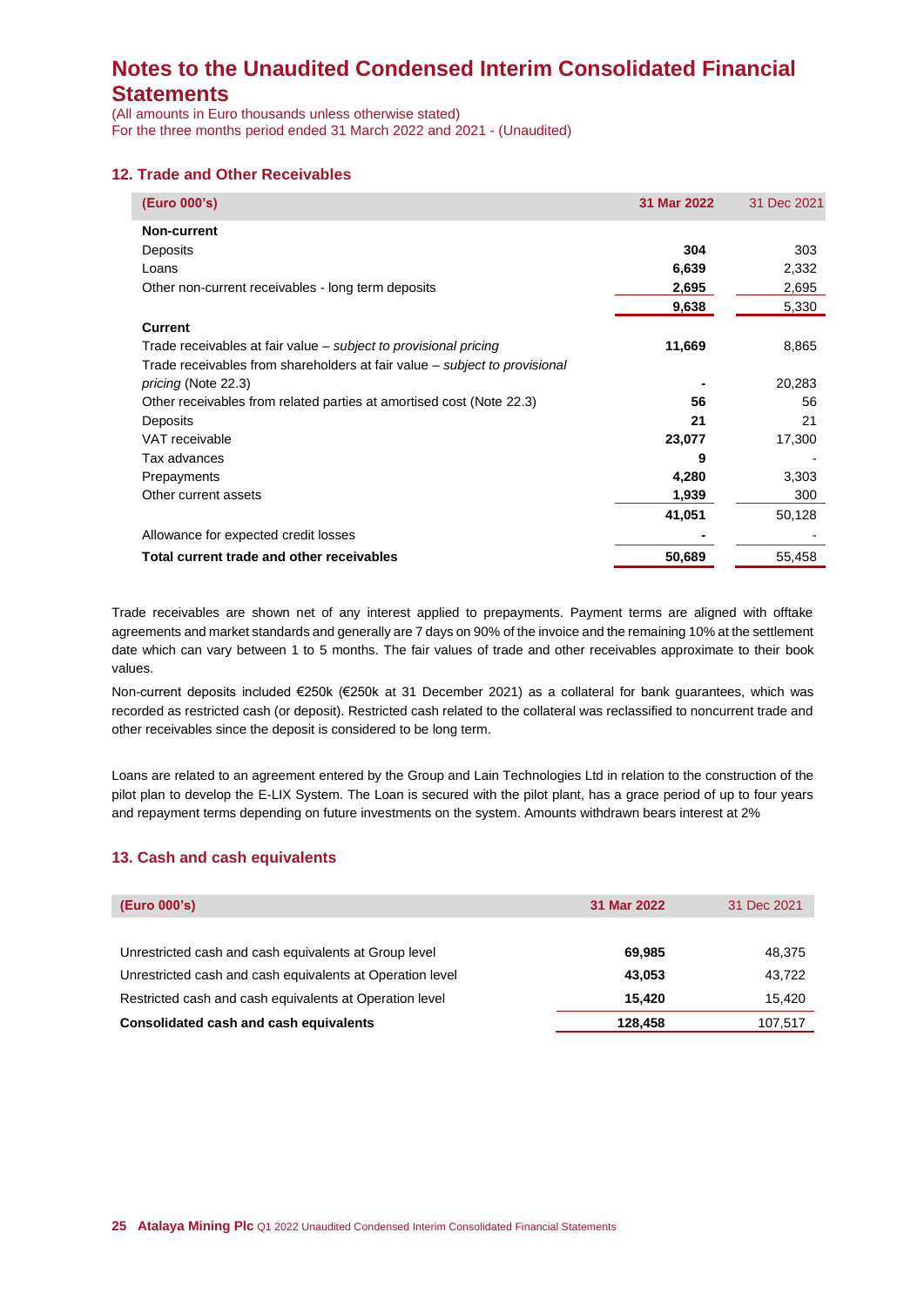# Notes to the Unaudited Condensed Interim Consolidated Financial Statements

(All amounts in Euro thousands unless otherwise stated)
For the three months period ended 31 March 2022 and 2021 - (Unaudited)

## 12. Trade and Other Receivables

| (Euro 000's) | 31 Mar 2022 | 31 Dec 2021 |
|---|---|---|
| **Non-current** | | |
| Deposits | **304** | 303 |
| Loans | **6,639** | 2,332 |
| Other non-current receivables - long term deposits | **2,695** | 2,695 |
| | **9,638** | 5,330 |
| **Current** | | |
| Trade receivables at fair value – *subject to provisional pricing* | **11,669** | 8,865 |
| Trade receivables from shareholders at fair value – *subject to provisional pricing* (Note 22.3) | **-** | 20,283 |
| Other receivables from related parties at amortised cost (Note 22.3) | **56** | 56 |
| Deposits | **21** | 21 |
| VAT receivable | **23,077** | 17,300 |
| Tax advances | **9** | - |
| Prepayments | **4,280** | 3,303 |
| Other current assets | **1,939** | 300 |
| | **41,051** | 50,128 |
| Allowance for expected credit losses | **-** | - |
| **Total current trade and other receivables** | **50,689** | 55,458 |

Trade receivables are shown net of any interest applied to prepayments. Payment terms are aligned with offtake agreements and market standards and generally are 7 days on 90% of the invoice and the remaining 10% at the settlement date which can vary between 1 to 5 months. The fair values of trade and other receivables approximate to their book values.

Non-current deposits included €250k (€250k at 31 December 2021) as a collateral for bank guarantees, which was recorded as restricted cash (or deposit). Restricted cash related to the collateral was reclassified to noncurrent trade and other receivables since the deposit is considered to be long term.

Loans are related to an agreement entered by the Group and Lain Technologies Ltd in relation to the construction of the pilot plan to develop the E-LIX System. The Loan is secured with the pilot plant, has a grace period of up to four years and repayment terms depending on future investments on the system. Amounts withdrawn bears interest at 2%

## 13. Cash and cash equivalents

| (Euro 000's) | 31 Mar 2022 | 31 Dec 2021 |
|---|---|---|
| Unrestricted cash and cash equivalents at Group level | **69,985** | 48,375 |
| Unrestricted cash and cash equivalents at Operation level | **43,053** | 43,722 |
| Restricted cash and cash equivalents at Operation level | **15,420** | 15,420 |
| **Consolidated cash and cash equivalents** | **128,458** | 107,517 |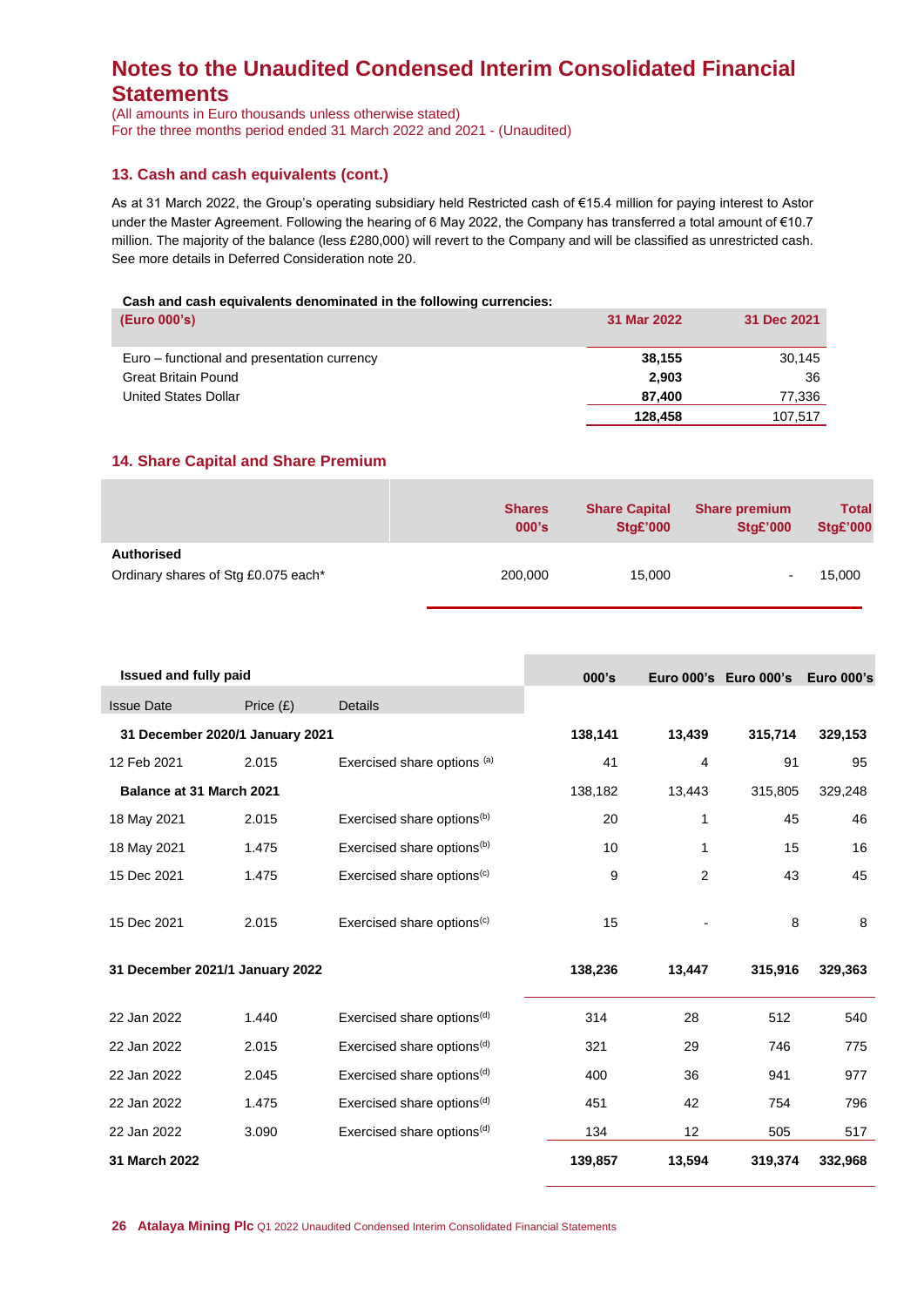# Notes to the Unaudited Condensed Interim Consolidated Financial Statements

(All amounts in Euro thousands unless otherwise stated)
For the three months period ended 31 March 2022 and 2021 - (Unaudited)

## 13. Cash and cash equivalents (cont.)

As at 31 March 2022, the Group's operating subsidiary held Restricted cash of €15.4 million for paying interest to Astor under the Master Agreement. Following the hearing of 6 May 2022, the Company has transferred a total amount of €10.7 million. The majority of the balance (less £280,000) will revert to the Company and will be classified as unrestricted cash. See more details in Deferred Consideration note 20.

**Cash and cash equivalents denominated in the following currencies:**

| (Euro 000's) | 31 Mar 2022 | 31 Dec 2021 |
|---|---|---|
| Euro – functional and presentation currency | **38,155** | 30,145 |
| Great Britain Pound | **2,903** | 36 |
| United States Dollar | **87,400** | 77,336 |
| | **128,458** | 107,517 |

## 14. Share Capital and Share Premium

| | Shares 000's | Share Capital Stg£'000 | Share premium Stg£'000 | Total Stg£'000 |
|---|---|---|---|---|
| **Authorised** | | | | |
| Ordinary shares of Stg £0.075 each* | 200,000 | 15,000 | - | 15,000 |

| Issue Date | Price (£) | Details | 000's | Euro 000's | Euro 000's | Euro 000's |
|---|---|---|---|---|---|---|
| **Issued and fully paid** | | | | | | |
| **31 December 2020/1 January 2021** | | | **138,141** | **13,439** | **315,714** | **329,153** |
| 12 Feb 2021 | 2.015 | Exercised share options [(a)] | 41 | 4 | 91 | 95 |
| **Balance at 31 March 2021** | | | 138,182 | 13,443 | 315,805 | 329,248 |
| 18 May 2021 | 2.015 | Exercised share options[(b)] | 20 | 1 | 45 | 46 |
| 18 May 2021 | 1.475 | Exercised share options[(b)] | 10 | 1 | 15 | 16 |
| 15 Dec 2021 | 1.475 | Exercised share options[(c)] | 9 | 2 | 43 | 45 |
| 15 Dec 2021 | 2.015 | Exercised share options[(c)] | 15 | - | 8 | 8 |
| **31 December 2021/1 January 2022** | | | **138,236** | **13,447** | **315,916** | **329,363** |
| 22 Jan 2022 | 1.440 | Exercised share options[(d)] | 314 | 28 | 512 | 540 |
| 22 Jan 2022 | 2.015 | Exercised share options[(d)] | 321 | 29 | 746 | 775 |
| 22 Jan 2022 | 2.045 | Exercised share options[(d)] | 400 | 36 | 941 | 977 |
| 22 Jan 2022 | 1.475 | Exercised share options[(d)] | 451 | 42 | 754 | 796 |
| 22 Jan 2022 | 3.090 | Exercised share options[(d)] | 134 | 12 | 505 | 517 |
| **31 March 2022** | | | **139,857** | **13,594** | **319,374** | **332,968** |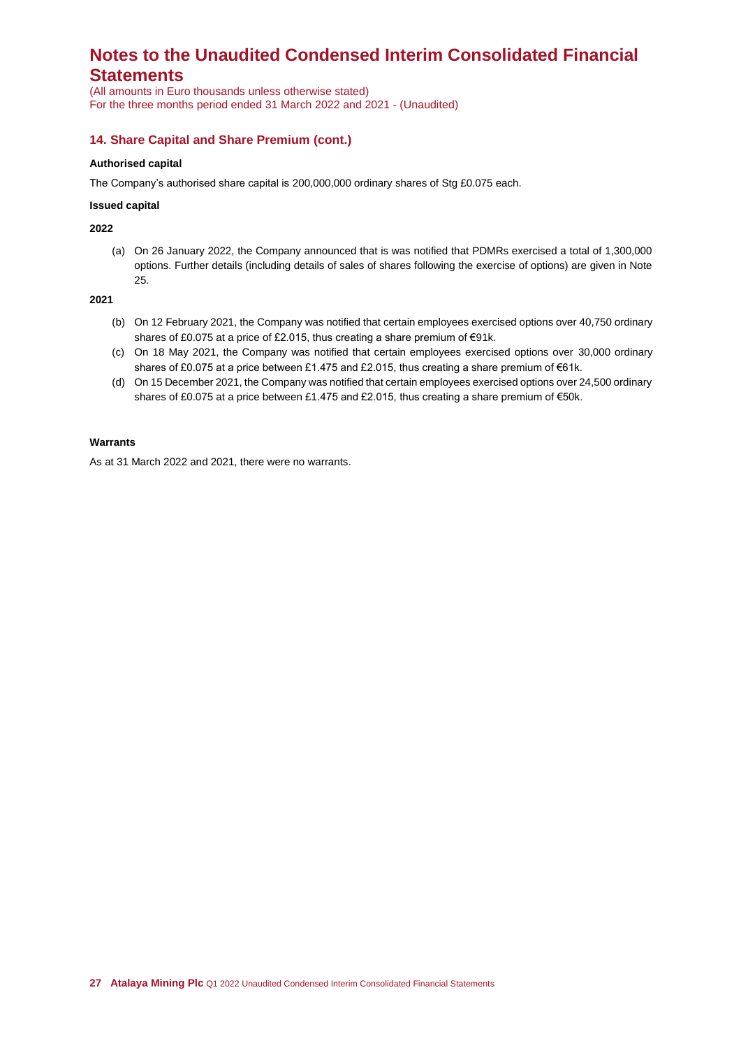## 14. Share Capital and Share Premium (cont.)

**Authorised capital**

The Company's authorised share capital is 200,000,000 ordinary shares of Stg £0.075 each.

**Issued capital**

**2022**

(a) On 26 January 2022, the Company announced that is was notified that PDMRs exercised a total of 1,300,000 options. Further details (including details of sales of shares following the exercise of options) are given in Note 25.

**2021**

(b) On 12 February 2021, the Company was notified that certain employees exercised options over 40,750 ordinary shares of £0.075 at a price of £2.015, thus creating a share premium of €91k.

(c) On 18 May 2021, the Company was notified that certain employees exercised options over 30,000 ordinary shares of £0.075 at a price between £1.475 and £2.015, thus creating a share premium of €61k.

(d) On 15 December 2021, the Company was notified that certain employees exercised options over 24,500 ordinary shares of £0.075 at a price between £1.475 and £2.015, thus creating a share premium of €50k.

**Warrants**

As at 31 March 2022 and 2021, there were no warrants.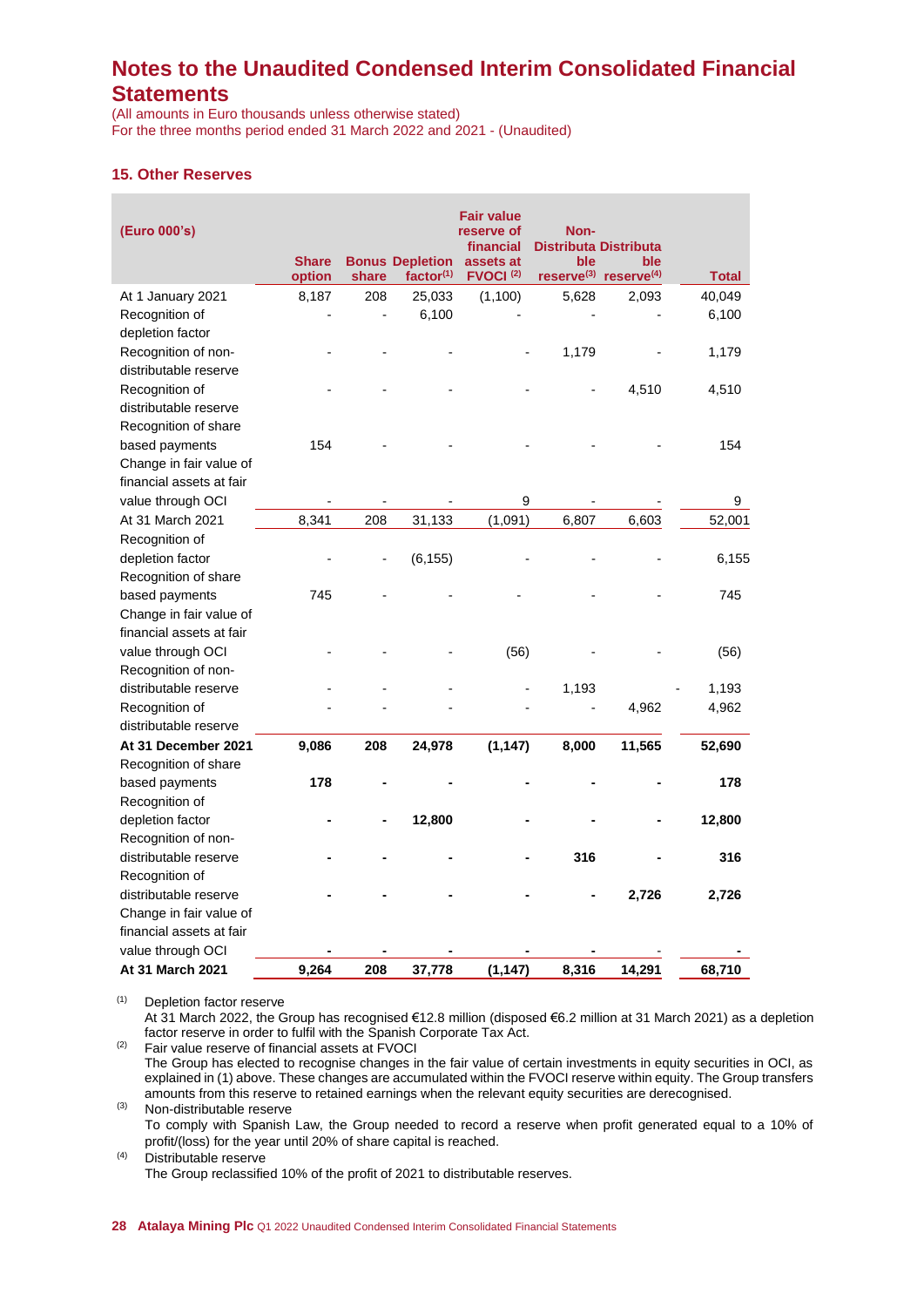## Notes to the Unaudited Condensed Interim Consolidated Financial Statements

(All amounts in Euro thousands unless otherwise stated)
For the three months period ended 31 March 2022 and 2021 - (Unaudited)

### 15. Other Reserves

| (Euro 000's) | Share option | Bonus share | Depletion factor[(1)] | Fair value reserve of financial assets at FVOCI [(2)] | Non-Distributable reserve[(3)] | Distributable reserve[(4)] | Total |
|---|---|---|---|---|---|---|---|
| At 1 January 2021 | 8,187 | 208 | 25,033 | (1,100) | 5,628 | 2,093 | 40,049 |
| Recognition of depletion factor | - | - | 6,100 | - | - | - | 6,100 |
| Recognition of non-distributable reserve | - | - | - | - | 1,179 | - | 1,179 |
| Recognition of distributable reserve | - | - | - | - | - | 4,510 | 4,510 |
| Recognition of share based payments | 154 | - | - | - | - | - | 154 |
| Change in fair value of financial assets at fair value through OCI | - | - | - | 9 | - | - | 9 |
| At 31 March 2021 | 8,341 | 208 | 31,133 | (1,091) | 6,807 | 6,603 | 52,001 |
| Recognition of depletion factor | - | - | (6,155) | - | - | - | 6,155 |
| Recognition of share based payments | 745 | - | - | - | - | - | 745 |
| Change in fair value of financial assets at fair value through OCI | - | - | - | (56) | - | - | (56) |
| Recognition of non-distributable reserve | - | - | - | - | 1,193 | - | 1,193 |
| Recognition of distributable reserve | - | - | - | - | - | 4,962 | 4,962 |
| **At 31 December 2021** | **9,086** | **208** | **24,978** | **(1,147)** | **8,000** | **11,565** | **52,690** |
| Recognition of share based payments | **178** | **-** | **-** | **-** | **-** | **-** | **178** |
| Recognition of depletion factor | **-** | **-** | **12,800** | **-** | **-** | **-** | **12,800** |
| Recognition of non-distributable reserve | **-** | **-** | **-** | **-** | **316** | **-** | **316** |
| Recognition of distributable reserve | **-** | **-** | **-** | **-** | **-** | **2,726** | **2,726** |
| Change in fair value of financial assets at fair value through OCI | **-** | **-** | **-** | **-** | **-** | - | **-** |
| **At 31 March 2021** | **9,264** | **208** | **37,778** | **(1,147)** | **8,316** | **14,291** | **68,710** |

(1) Depletion factor reserve
At 31 March 2022, the Group has recognised €12.8 million (disposed €6.2 million at 31 March 2021) as a depletion factor reserve in order to fulfil with the Spanish Corporate Tax Act.

(2) Fair value reserve of financial assets at FVOCI
The Group has elected to recognise changes in the fair value of certain investments in equity securities in OCI, as explained in (1) above. These changes are accumulated within the FVOCI reserve within equity. The Group transfers amounts from this reserve to retained earnings when the relevant equity securities are derecognised.

(3) Non-distributable reserve
To comply with Spanish Law, the Group needed to record a reserve when profit generated equal to a 10% of profit/(loss) for the year until 20% of share capital is reached.

(4) Distributable reserve
The Group reclassified 10% of the profit of 2021 to distributable reserves.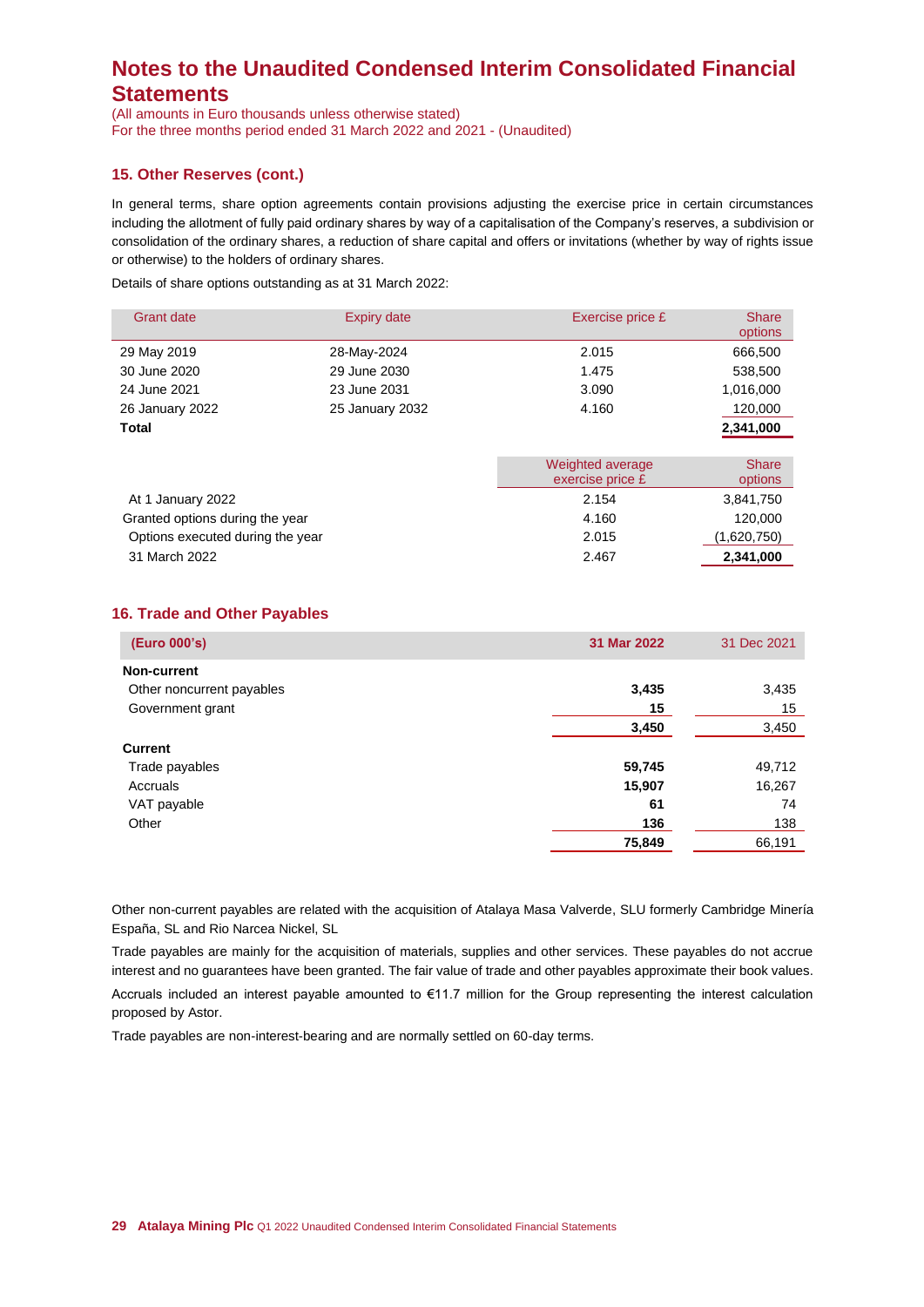# Notes to the Unaudited Condensed Interim Consolidated Financial Statements

(All amounts in Euro thousands unless otherwise stated)
For the three months period ended 31 March 2022 and 2021 - (Unaudited)

## 15. Other Reserves (cont.)

In general terms, share option agreements contain provisions adjusting the exercise price in certain circumstances including the allotment of fully paid ordinary shares by way of a capitalisation of the Company's reserves, a subdivision or consolidation of the ordinary shares, a reduction of share capital and offers or invitations (whether by way of rights issue or otherwise) to the holders of ordinary shares.

Details of share options outstanding as at 31 March 2022:

| Grant date | Expiry date | Exercise price £ | Share options |
|---|---|---|---|
| 29 May 2019 | 28-May-2024 | 2.015 | 666,500 |
| 30 June 2020 | 29 June 2030 | 1.475 | 538,500 |
| 24 June 2021 | 23 June 2031 | 3.090 | 1,016,000 |
| 26 January 2022 | 25 January 2032 | 4.160 | 120,000 |
| **Total** | | | **2,341,000** |

| | Weighted average exercise price £ | Share options |
|---|---|---|
| At 1 January 2022 | 2.154 | 3,841,750 |
| Granted options during the year | 4.160 | 120,000 |
| Options executed during the year | 2.015 | (1,620,750) |
| 31 March 2022 | 2.467 | **2,341,000** |

## 16. Trade and Other Payables

| **(Euro 000's)** | **31 Mar 2022** | 31 Dec 2021 |
|---|---|---|
| **Non-current** | | |
| Other noncurrent payables | **3,435** | 3,435 |
| Government grant | **15** | 15 |
| | **3,450** | 3,450 |
| **Current** | | |
| Trade payables | **59,745** | 49,712 |
| Accruals | **15,907** | 16,267 |
| VAT payable | **61** | 74 |
| Other | **136** | 138 |
| | **75,849** | 66,191 |

Other non-current payables are related with the acquisition of Atalaya Masa Valverde, SLU formerly Cambridge Minería España, SL and Rio Narcea Nickel, SL

Trade payables are mainly for the acquisition of materials, supplies and other services. These payables do not accrue interest and no guarantees have been granted. The fair value of trade and other payables approximate their book values.

Accruals included an interest payable amounted to €11.7 million for the Group representing the interest calculation proposed by Astor.

Trade payables are non-interest-bearing and are normally settled on 60-day terms.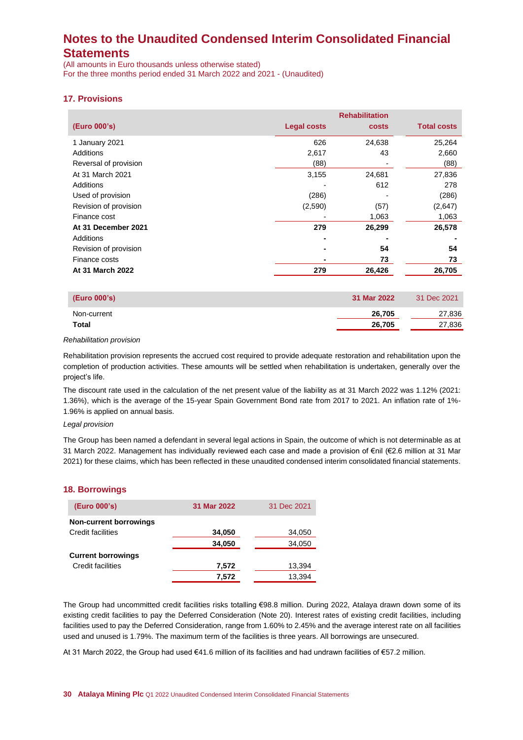# Notes to the Unaudited Condensed Interim Consolidated Financial Statements

(All amounts in Euro thousands unless otherwise stated)
For the three months period ended 31 March 2022 and 2021 - (Unaudited)

## 17. Provisions

| (Euro 000's) | Legal costs | Rehabilitation costs | Total costs |
|---|---|---|---|
| 1 January 2021 | 626 | 24,638 | 25,264 |
| Additions | 2,617 | 43 | 2,660 |
| Reversal of provision | (88) | - | (88) |
| At 31 March 2021 | 3,155 | 24,681 | 27,836 |
| Additions | - | 612 | 278 |
| Used of provision | (286) | - | (286) |
| Revision of provision | (2,590) | (57) | (2,647) |
| Finance cost | - | 1,063 | 1,063 |
| **At 31 December 2021** | **279** | **26,299** | **26,578** |
| Additions | **-** | **-** | **-** |
| Revision of provision | **-** | **54** | **54** |
| Finance costs | **-** | **73** | **73** |
| **At 31 March 2022** | **279** | **26,426** | **26,705** |

| (Euro 000's) | 31 Mar 2022 | 31 Dec 2021 |
|---|---|---|
| Non-current | **26,705** | 27,836 |
| **Total** | **26,705** | 27,836 |

*Rehabilitation provision*

Rehabilitation provision represents the accrued cost required to provide adequate restoration and rehabilitation upon the completion of production activities. These amounts will be settled when rehabilitation is undertaken, generally over the project's life.

The discount rate used in the calculation of the net present value of the liability as at 31 March 2022 was 1.12% (2021: 1.36%), which is the average of the 15-year Spain Government Bond rate from 2017 to 2021. An inflation rate of 1%-1.96% is applied on annual basis.

*Legal provision*

The Group has been named a defendant in several legal actions in Spain, the outcome of which is not determinable as at 31 March 2022. Management has individually reviewed each case and made a provision of €nil (€2.6 million at 31 Mar 2021) for these claims, which has been reflected in these unaudited condensed interim consolidated financial statements.

## 18. Borrowings

| (Euro 000's) | 31 Mar 2022 | 31 Dec 2021 |
|---|---|---|
| **Non-current borrowings** | | |
| Credit facilities | **34,050** | 34,050 |
| | **34,050** | 34,050 |
| **Current borrowings** | | |
| Credit facilities | **7,572** | 13,394 |
| | **7,572** | 13,394 |

The Group had uncommitted credit facilities risks totalling €98.8 million. During 2022, Atalaya drawn down some of its existing credit facilities to pay the Deferred Consideration (Note 20). Interest rates of existing credit facilities, including facilities used to pay the Deferred Consideration, range from 1.60% to 2.45% and the average interest rate on all facilities used and unused is 1.79%. The maximum term of the facilities is three years. All borrowings are unsecured.

At 31 March 2022, the Group had used €41.6 million of its facilities and had undrawn facilities of €57.2 million.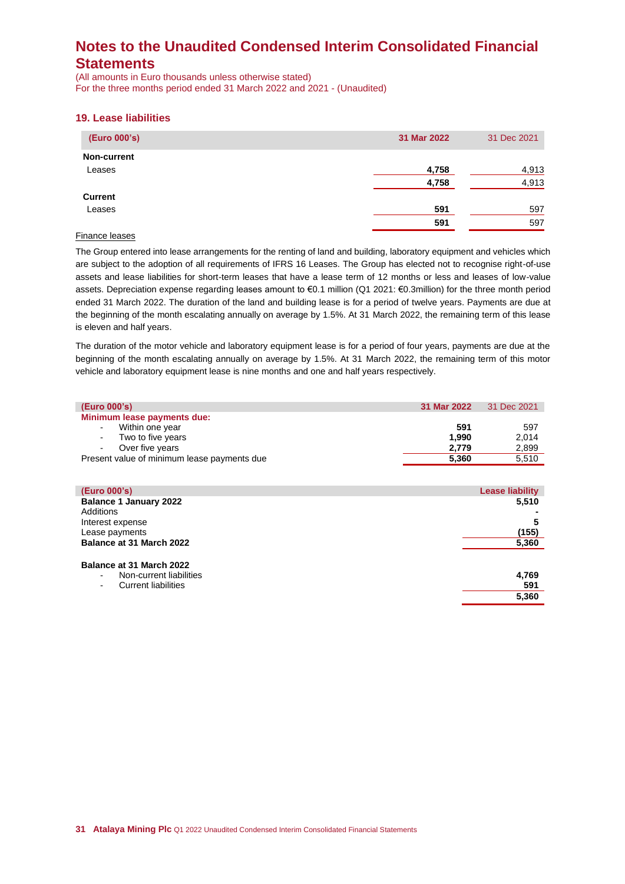# Notes to the Unaudited Condensed Interim Consolidated Financial Statements

(All amounts in Euro thousands unless otherwise stated)
For the three months period ended 31 March 2022 and 2021 - (Unaudited)

### 19. Lease liabilities

| (Euro 000's) | 31 Mar 2022 | 31 Dec 2021 |
|---|---|---|
| **Non-current** | | |
| Leases | **4,758** | 4,913 |
| | **4,758** | 4,913 |
| **Current** | | |
| Leases | **591** | 597 |
| | **591** | 597 |

Finance leases

The Group entered into lease arrangements for the renting of land and building, laboratory equipment and vehicles which are subject to the adoption of all requirements of IFRS 16 Leases. The Group has elected not to recognise right-of-use assets and lease liabilities for short-term leases that have a lease term of 12 months or less and leases of low-value assets. Depreciation expense regarding leases amount to €0.1 million (Q1 2021: €0.3million) for the three month period ended 31 March 2022. The duration of the land and building lease is for a period of twelve years. Payments are due at the beginning of the month escalating annually on average by 1.5%. At 31 March 2022, the remaining term of this lease is eleven and half years.

The duration of the motor vehicle and laboratory equipment lease is for a period of four years, payments are due at the beginning of the month escalating annually on average by 1.5%. At 31 March 2022, the remaining term of this motor vehicle and laboratory equipment lease is nine months and one and half years respectively.

| (Euro 000's) | 31 Mar 2022 | 31 Dec 2021 |
|---|---|---|
| **Minimum lease payments due:** | | |
| - Within one year | **591** | 597 |
| - Two to five years | **1,990** | 2,014 |
| - Over five years | **2,779** | 2,899 |
| Present value of minimum lease payments due | **5,360** | 5,510 |

| (Euro 000's) | Lease liability |
|---|---|
| **Balance 1 January 2022** | **5,510** |
| Additions | **-** |
| Interest expense | **5** |
| Lease payments | **(155)** |
| **Balance at 31 March 2022** | **5,360** |
| | |
| **Balance at 31 March 2022** | |
| - Non-current liabilities | **4,769** |
| - Current liabilities | **591** |
| | **5,360** |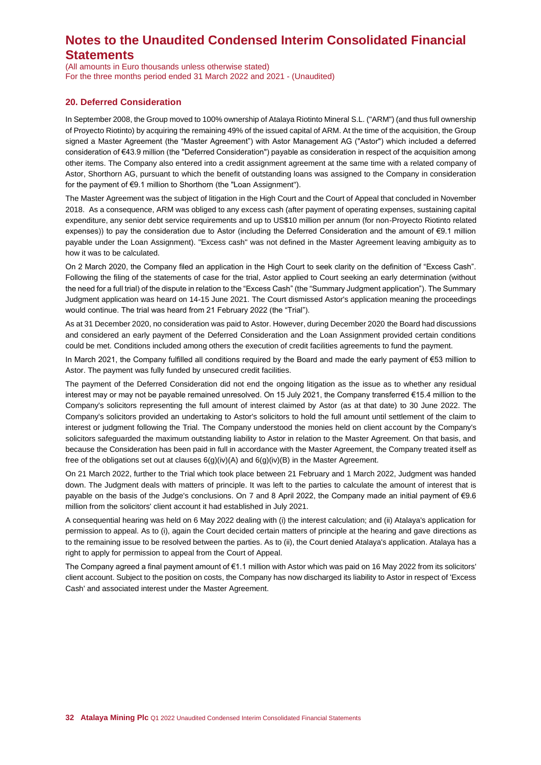## 20. Deferred Consideration

In September 2008, the Group moved to 100% ownership of Atalaya Riotinto Mineral S.L. ("ARM") (and thus full ownership of Proyecto Riotinto) by acquiring the remaining 49% of the issued capital of ARM. At the time of the acquisition, the Group signed a Master Agreement (the "Master Agreement") with Astor Management AG ("Astor") which included a deferred consideration of €43.9 million (the "Deferred Consideration") payable as consideration in respect of the acquisition among other items. The Company also entered into a credit assignment agreement at the same time with a related company of Astor, Shorthorn AG, pursuant to which the benefit of outstanding loans was assigned to the Company in consideration for the payment of €9.1 million to Shorthorn (the "Loan Assignment").

The Master Agreement was the subject of litigation in the High Court and the Court of Appeal that concluded in November 2018. As a consequence, ARM was obliged to any excess cash (after payment of operating expenses, sustaining capital expenditure, any senior debt service requirements and up to US$10 million per annum (for non-Proyecto Riotinto related expenses)) to pay the consideration due to Astor (including the Deferred Consideration and the amount of €9.1 million payable under the Loan Assignment). "Excess cash" was not defined in the Master Agreement leaving ambiguity as to how it was to be calculated.

On 2 March 2020, the Company filed an application in the High Court to seek clarity on the definition of "Excess Cash". Following the filing of the statements of case for the trial, Astor applied to Court seeking an early determination (without the need for a full trial) of the dispute in relation to the "Excess Cash" (the "Summary Judgment application"). The Summary Judgment application was heard on 14-15 June 2021. The Court dismissed Astor's application meaning the proceedings would continue. The trial was heard from 21 February 2022 (the "Trial").

As at 31 December 2020, no consideration was paid to Astor. However, during December 2020 the Board had discussions and considered an early payment of the Deferred Consideration and the Loan Assignment provided certain conditions could be met. Conditions included among others the execution of credit facilities agreements to fund the payment.

In March 2021, the Company fulfilled all conditions required by the Board and made the early payment of €53 million to Astor. The payment was fully funded by unsecured credit facilities.

The payment of the Deferred Consideration did not end the ongoing litigation as the issue as to whether any residual interest may or may not be payable remained unresolved. On 15 July 2021, the Company transferred €15.4 million to the Company's solicitors representing the full amount of interest claimed by Astor (as at that date) to 30 June 2022. The Company's solicitors provided an undertaking to Astor's solicitors to hold the full amount until settlement of the claim to interest or judgment following the Trial. The Company understood the monies held on client account by the Company's solicitors safeguarded the maximum outstanding liability to Astor in relation to the Master Agreement. On that basis, and because the Consideration has been paid in full in accordance with the Master Agreement, the Company treated itself as free of the obligations set out at clauses 6(g)(iv)(A) and 6(g)(iv)(B) in the Master Agreement.

On 21 March 2022, further to the Trial which took place between 21 February and 1 March 2022, Judgment was handed down. The Judgment deals with matters of principle. It was left to the parties to calculate the amount of interest that is payable on the basis of the Judge's conclusions. On 7 and 8 April 2022, the Company made an initial payment of €9.6 million from the solicitors' client account it had established in July 2021.

A consequential hearing was held on 6 May 2022 dealing with (i) the interest calculation; and (ii) Atalaya's application for permission to appeal. As to (i), again the Court decided certain matters of principle at the hearing and gave directions as to the remaining issue to be resolved between the parties. As to (ii), the Court denied Atalaya's application. Atalaya has a right to apply for permission to appeal from the Court of Appeal.

The Company agreed a final payment amount of €1.1 million with Astor which was paid on 16 May 2022 from its solicitors' client account. Subject to the position on costs, the Company has now discharged its liability to Astor in respect of 'Excess Cash' and associated interest under the Master Agreement.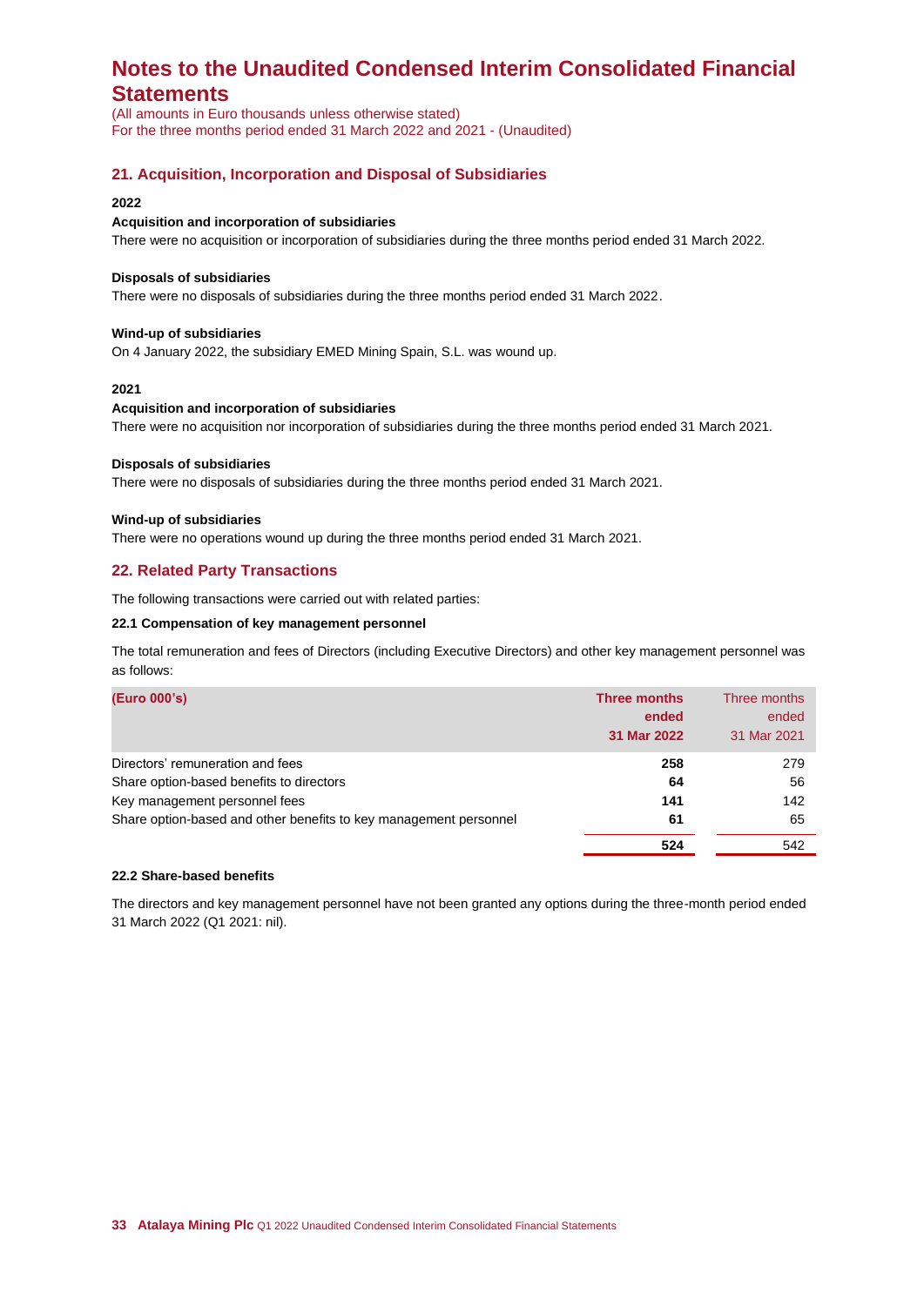# Notes to the Unaudited Condensed Interim Consolidated Financial Statements

(All amounts in Euro thousands unless otherwise stated)
For the three months period ended 31 March 2022 and 2021 - (Unaudited)

## 21. Acquisition, Incorporation and Disposal of Subsidiaries

**2022**

**Acquisition and incorporation of subsidiaries**

There were no acquisition or incorporation of subsidiaries during the three months period ended 31 March 2022.

**Disposals of subsidiaries**

There were no disposals of subsidiaries during the three months period ended 31 March 2022.

**Wind-up of subsidiaries**

On 4 January 2022, the subsidiary EMED Mining Spain, S.L. was wound up.

**2021**

**Acquisition and incorporation of subsidiaries**

There were no acquisition nor incorporation of subsidiaries during the three months period ended 31 March 2021.

**Disposals of subsidiaries**

There were no disposals of subsidiaries during the three months period ended 31 March 2021.

**Wind-up of subsidiaries**

There were no operations wound up during the three months period ended 31 March 2021.

## 22. Related Party Transactions

The following transactions were carried out with related parties:

**22.1 Compensation of key management personnel**

The total remuneration and fees of Directors (including Executive Directors) and other key management personnel was as follows:

| (Euro 000's) | Three months ended 31 Mar 2022 | Three months ended 31 Mar 2021 |
|---|---|---|
| Directors' remuneration and fees | **258** | 279 |
| Share option-based benefits to directors | **64** | 56 |
| Key management personnel fees | **141** | 142 |
| Share option-based and other benefits to key management personnel | **61** | 65 |
| | **524** | 542 |

**22.2 Share-based benefits**

The directors and key management personnel have not been granted any options during the three-month period ended 31 March 2022 (Q1 2021: nil).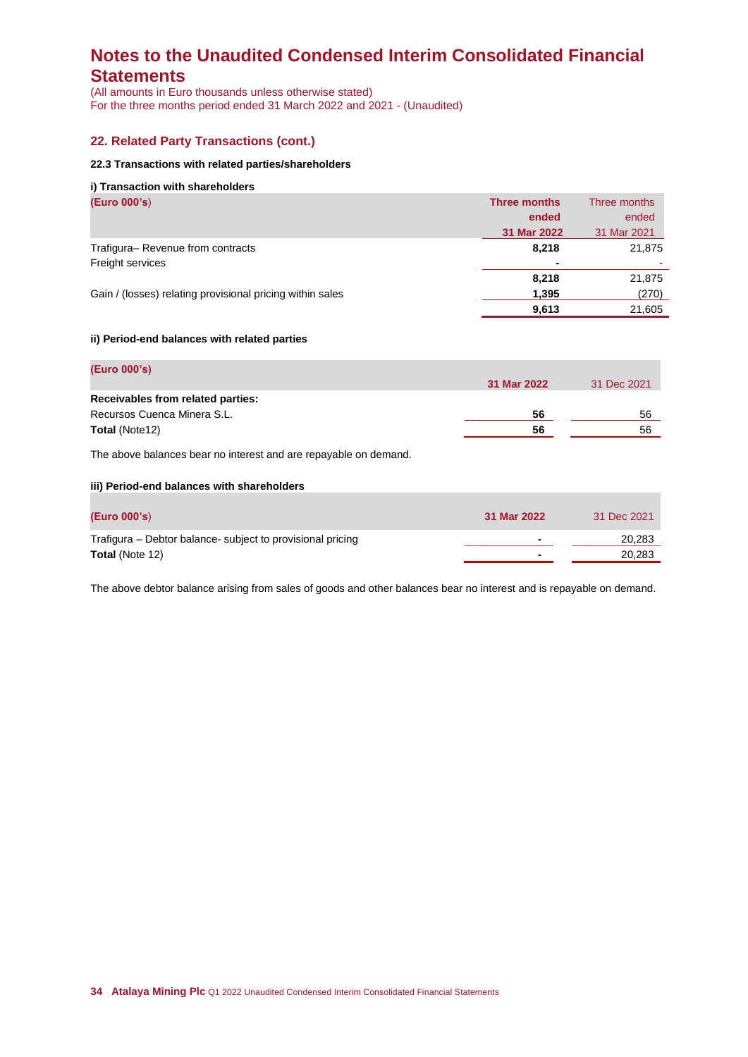# Notes to the Unaudited Condensed Interim Consolidated Financial Statements

(All amounts in Euro thousands unless otherwise stated)
For the three months period ended 31 March 2022 and 2021 - (Unaudited)

## 22. Related Party Transactions (cont.)

### 22.3 Transactions with related parties/shareholders

#### i) Transaction with shareholders

| (Euro 000's) | Three months ended 31 Mar 2022 | Three months ended 31 Mar 2021 |
|---|---|---|
| Trafigura– Revenue from contracts | **8,218** | 21,875 |
| Freight services | **-** | - |
| | **8,218** | 21,875 |
| Gain / (losses) relating provisional pricing within sales | **1,395** | (270) |
| | **9,613** | 21,605 |

#### ii) Period-end balances with related parties

| (Euro 000's) | 31 Mar 2022 | 31 Dec 2021 |
|---|---|---|
| **Receivables from related parties:** | | |
| Recursos Cuenca Minera S.L. | **56** | 56 |
| **Total** (Note12) | **56** | 56 |

The above balances bear no interest and are repayable on demand.

#### iii) Period-end balances with shareholders

| (Euro 000's) | 31 Mar 2022 | 31 Dec 2021 |
|---|---|---|
| Trafigura – Debtor balance- subject to provisional pricing | **-** | 20,283 |
| **Total** (Note 12) | **-** | 20,283 |

The above debtor balance arising from sales of goods and other balances bear no interest and is repayable on demand.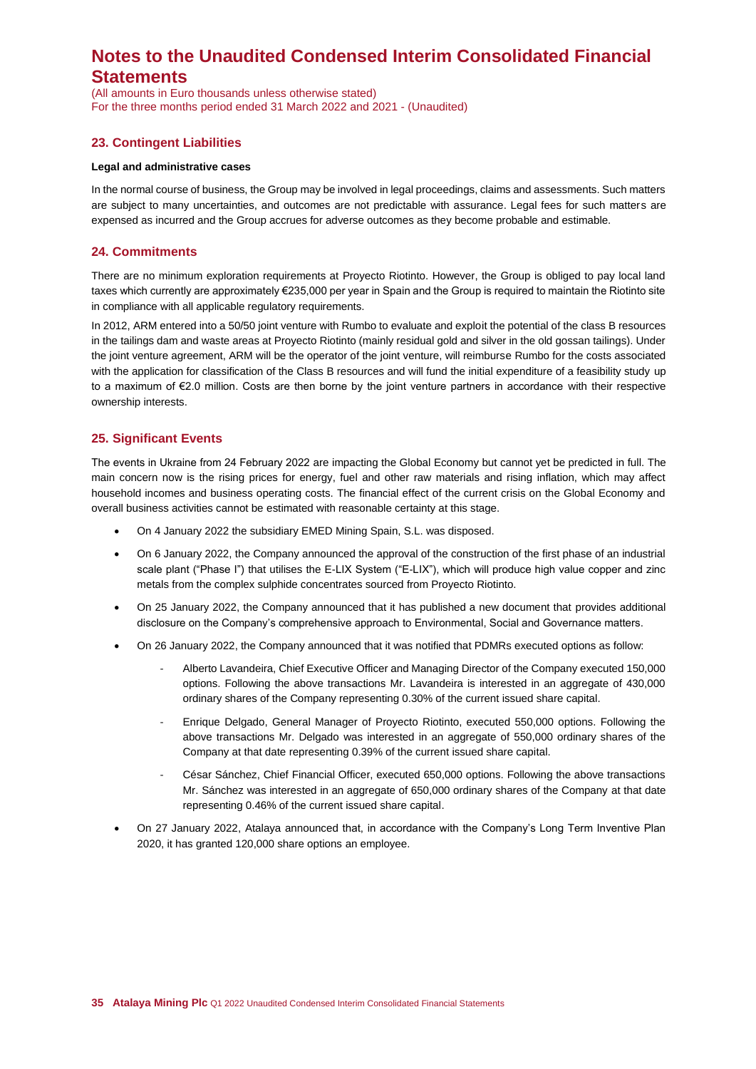# Notes to the Unaudited Condensed Interim Consolidated Financial Statements

(All amounts in Euro thousands unless otherwise stated)
For the three months period ended 31 March 2022 and 2021 - (Unaudited)

## 23. Contingent Liabilities

**Legal and administrative cases**

In the normal course of business, the Group may be involved in legal proceedings, claims and assessments. Such matters are subject to many uncertainties, and outcomes are not predictable with assurance. Legal fees for such matters are expensed as incurred and the Group accrues for adverse outcomes as they become probable and estimable.

## 24. Commitments

There are no minimum exploration requirements at Proyecto Riotinto. However, the Group is obliged to pay local land taxes which currently are approximately €235,000 per year in Spain and the Group is required to maintain the Riotinto site in compliance with all applicable regulatory requirements.

In 2012, ARM entered into a 50/50 joint venture with Rumbo to evaluate and exploit the potential of the class B resources in the tailings dam and waste areas at Proyecto Riotinto (mainly residual gold and silver in the old gossan tailings). Under the joint venture agreement, ARM will be the operator of the joint venture, will reimburse Rumbo for the costs associated with the application for classification of the Class B resources and will fund the initial expenditure of a feasibility study up to a maximum of €2.0 million. Costs are then borne by the joint venture partners in accordance with their respective ownership interests.

## 25. Significant Events

The events in Ukraine from 24 February 2022 are impacting the Global Economy but cannot yet be predicted in full. The main concern now is the rising prices for energy, fuel and other raw materials and rising inflation, which may affect household incomes and business operating costs. The financial effect of the current crisis on the Global Economy and overall business activities cannot be estimated with reasonable certainty at this stage.

- On 4 January 2022 the subsidiary EMED Mining Spain, S.L. was disposed.
- On 6 January 2022, the Company announced the approval of the construction of the first phase of an industrial scale plant ("Phase I") that utilises the E-LIX System ("E-LIX"), which will produce high value copper and zinc metals from the complex sulphide concentrates sourced from Proyecto Riotinto.
- On 25 January 2022, the Company announced that it has published a new document that provides additional disclosure on the Company's comprehensive approach to Environmental, Social and Governance matters.
- On 26 January 2022, the Company announced that it was notified that PDMRs executed options as follow:
  - Alberto Lavandeira, Chief Executive Officer and Managing Director of the Company executed 150,000 options. Following the above transactions Mr. Lavandeira is interested in an aggregate of 430,000 ordinary shares of the Company representing 0.30% of the current issued share capital.
  - Enrique Delgado, General Manager of Proyecto Riotinto, executed 550,000 options. Following the above transactions Mr. Delgado was interested in an aggregate of 550,000 ordinary shares of the Company at that date representing 0.39% of the current issued share capital.
  - César Sánchez, Chief Financial Officer, executed 650,000 options. Following the above transactions Mr. Sánchez was interested in an aggregate of 650,000 ordinary shares of the Company at that date representing 0.46% of the current issued share capital.
- On 27 January 2022, Atalaya announced that, in accordance with the Company's Long Term Inventive Plan 2020, it has granted 120,000 share options an employee.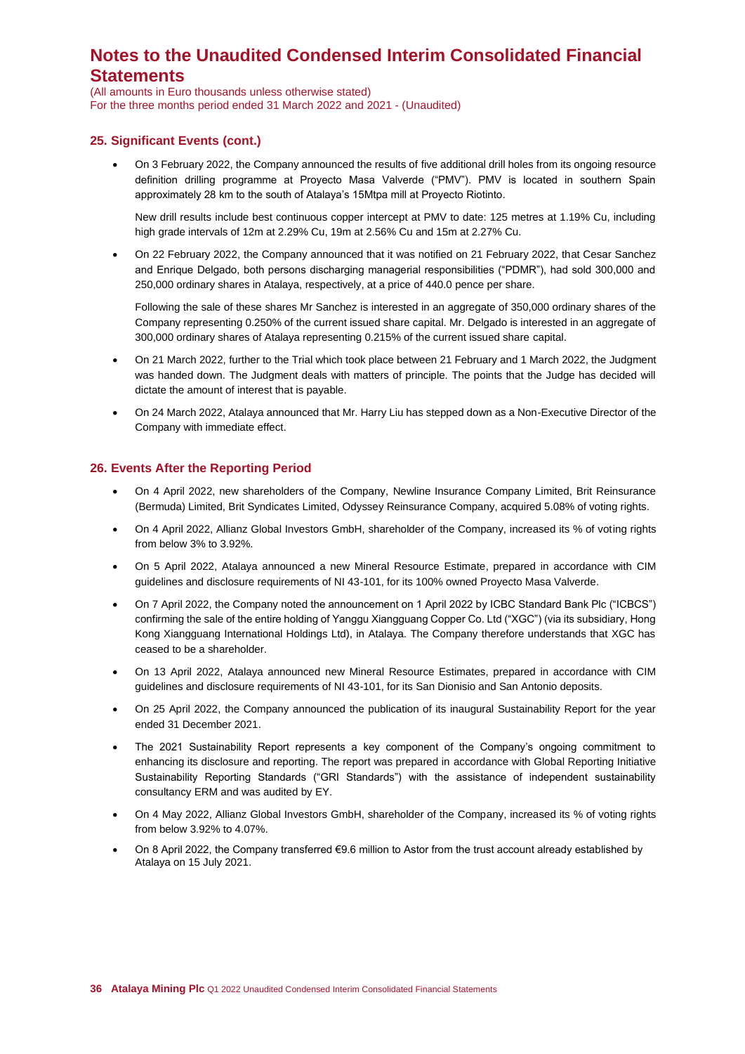## 25. Significant Events (cont.)

- On 3 February 2022, the Company announced the results of five additional drill holes from its ongoing resource definition drilling programme at Proyecto Masa Valverde ("PMV"). PMV is located in southern Spain approximately 28 km to the south of Atalaya's 15Mtpa mill at Proyecto Riotinto.

  New drill results include best continuous copper intercept at PMV to date: 125 metres at 1.19% Cu, including high grade intervals of 12m at 2.29% Cu, 19m at 2.56% Cu and 15m at 2.27% Cu.

- On 22 February 2022, the Company announced that it was notified on 21 February 2022, that Cesar Sanchez and Enrique Delgado, both persons discharging managerial responsibilities ("PDMR"), had sold 300,000 and 250,000 ordinary shares in Atalaya, respectively, at a price of 440.0 pence per share.

  Following the sale of these shares Mr Sanchez is interested in an aggregate of 350,000 ordinary shares of the Company representing 0.250% of the current issued share capital. Mr. Delgado is interested in an aggregate of 300,000 ordinary shares of Atalaya representing 0.215% of the current issued share capital.

- On 21 March 2022, further to the Trial which took place between 21 February and 1 March 2022, the Judgment was handed down. The Judgment deals with matters of principle. The points that the Judge has decided will dictate the amount of interest that is payable.

- On 24 March 2022, Atalaya announced that Mr. Harry Liu has stepped down as a Non-Executive Director of the Company with immediate effect.

## 26. Events After the Reporting Period

- On 4 April 2022, new shareholders of the Company, Newline Insurance Company Limited, Brit Reinsurance (Bermuda) Limited, Brit Syndicates Limited, Odyssey Reinsurance Company, acquired 5.08% of voting rights.
- On 4 April 2022, Allianz Global Investors GmbH, shareholder of the Company, increased its % of voting rights from below 3% to 3.92%.
- On 5 April 2022, Atalaya announced a new Mineral Resource Estimate, prepared in accordance with CIM guidelines and disclosure requirements of NI 43-101, for its 100% owned Proyecto Masa Valverde.
- On 7 April 2022, the Company noted the announcement on 1 April 2022 by ICBC Standard Bank Plc ("ICBCS") confirming the sale of the entire holding of Yanggu Xiangguang Copper Co. Ltd ("XGC") (via its subsidiary, Hong Kong Xiangguang International Holdings Ltd), in Atalaya. The Company therefore understands that XGC has ceased to be a shareholder.
- On 13 April 2022, Atalaya announced new Mineral Resource Estimates, prepared in accordance with CIM guidelines and disclosure requirements of NI 43-101, for its San Dionisio and San Antonio deposits.
- On 25 April 2022, the Company announced the publication of its inaugural Sustainability Report for the year ended 31 December 2021.
- The 2021 Sustainability Report represents a key component of the Company's ongoing commitment to enhancing its disclosure and reporting. The report was prepared in accordance with Global Reporting Initiative Sustainability Reporting Standards ("GRI Standards") with the assistance of independent sustainability consultancy ERM and was audited by EY.
- On 4 May 2022, Allianz Global Investors GmbH, shareholder of the Company, increased its % of voting rights from below 3.92% to 4.07%.
- On 8 April 2022, the Company transferred €9.6 million to Astor from the trust account already established by Atalaya on 15 July 2021.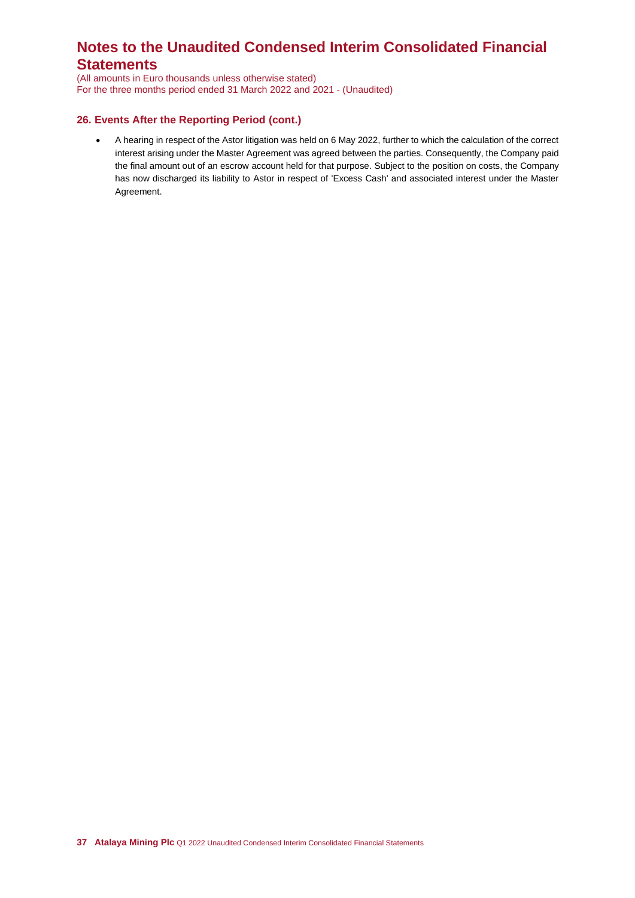## 26. Events After the Reporting Period (cont.)

- A hearing in respect of the Astor litigation was held on 6 May 2022, further to which the calculation of the correct interest arising under the Master Agreement was agreed between the parties. Consequently, the Company paid the final amount out of an escrow account held for that purpose. Subject to the position on costs, the Company has now discharged its liability to Astor in respect of 'Excess Cash' and associated interest under the Master Agreement.